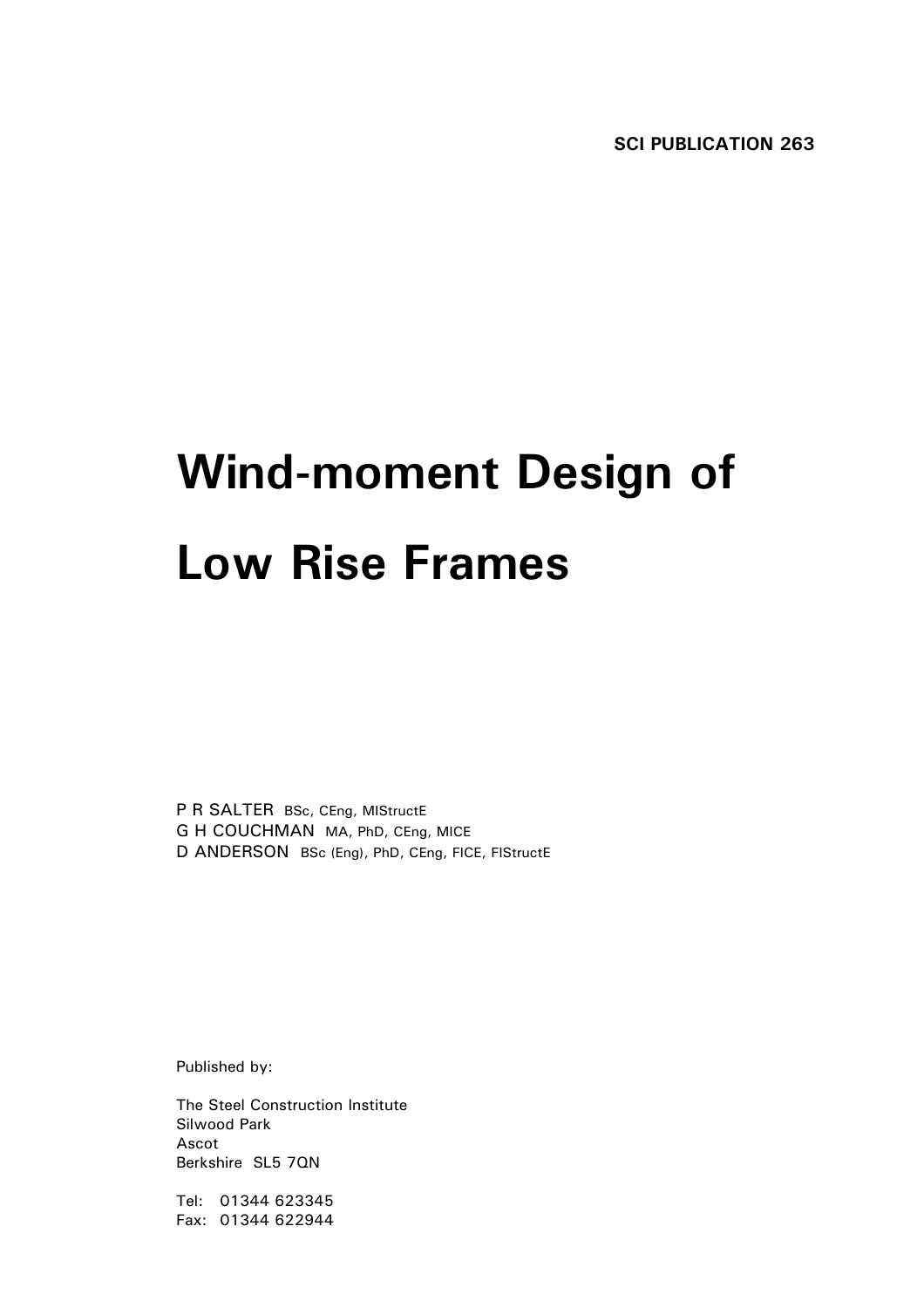**SCI PUBLICATION 263**

# Wind-moment Design of Low Rise Frames

P R SALTER BSc, CEng, MIStructE
G H COUCHMAN MA, PhD, CEng, MICE
D ANDERSON BSc (Eng), PhD, CEng, FICE, FIStructE

Published by:

The Steel Construction Institute
Silwood Park
Ascot
Berkshire SL5 7QN

Tel: 01344 623345
Fax: 01344 622944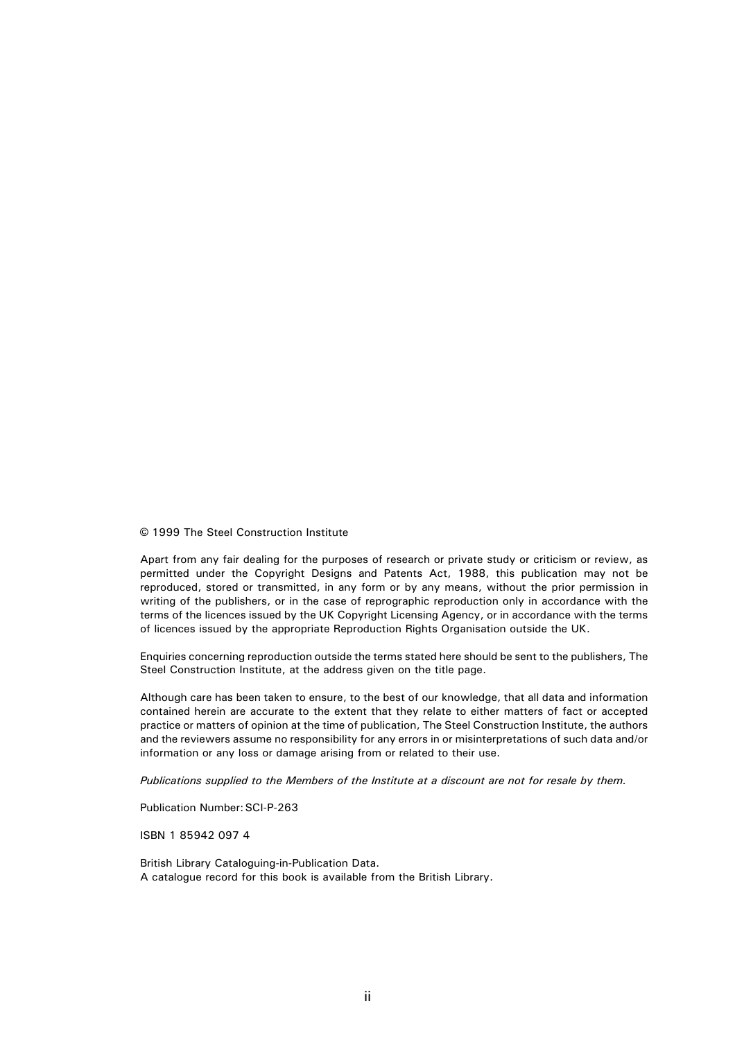© 1999 The Steel Construction Institute

Apart from any fair dealing for the purposes of research or private study or criticism or review, as permitted under the Copyright Designs and Patents Act, 1988, this publication may not be reproduced, stored or transmitted, in any form or by any means, without the prior permission in writing of the publishers, or in the case of reprographic reproduction only in accordance with the terms of the licences issued by the UK Copyright Licensing Agency, or in accordance with the terms of licences issued by the appropriate Reproduction Rights Organisation outside the UK.

Enquiries concerning reproduction outside the terms stated here should be sent to the publishers, The Steel Construction Institute, at the address given on the title page.

Although care has been taken to ensure, to the best of our knowledge, that all data and information contained herein are accurate to the extent that they relate to either matters of fact or accepted practice or matters of opinion at the time of publication, The Steel Construction Institute, the authors and the reviewers assume no responsibility for any errors in or misinterpretations of such data and/or information or any loss or damage arising from or related to their use.

*Publications supplied to the Members of the Institute at a discount are not for resale by them.*

Publication Number: SCI-P-263

ISBN 1 85942 097 4

British Library Cataloguing-in-Publication Data.
A catalogue record for this book is available from the British Library.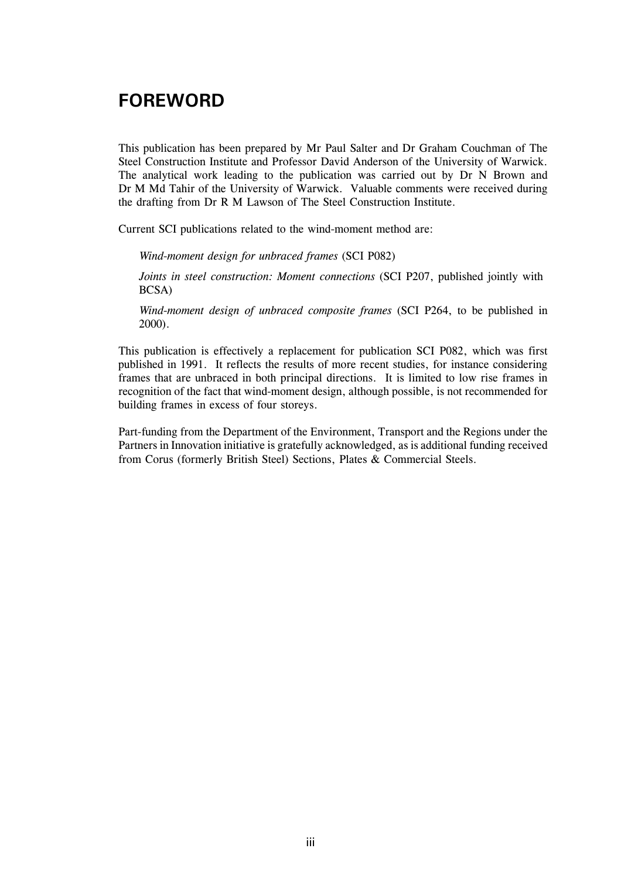# FOREWORD

This publication has been prepared by Mr Paul Salter and Dr Graham Couchman of The Steel Construction Institute and Professor David Anderson of the University of Warwick. The analytical work leading to the publication was carried out by Dr N Brown and Dr M Md Tahir of the University of Warwick. Valuable comments were received during the drafting from Dr R M Lawson of The Steel Construction Institute.

Current SCI publications related to the wind-moment method are:

> *Wind-moment design for unbraced frames* (SCI P082)
>
> *Joints in steel construction: Moment connections* (SCI P207, published jointly with BCSA)
>
> *Wind-moment design of unbraced composite frames* (SCI P264, to be published in 2000).

This publication is effectively a replacement for publication SCI P082, which was first published in 1991. It reflects the results of more recent studies, for instance considering frames that are unbraced in both principal directions. It is limited to low rise frames in recognition of the fact that wind-moment design, although possible, is not recommended for building frames in excess of four storeys.

Part-funding from the Department of the Environment, Transport and the Regions under the Partners in Innovation initiative is gratefully acknowledged, as is additional funding received from Corus (formerly British Steel) Sections, Plates & Commercial Steels.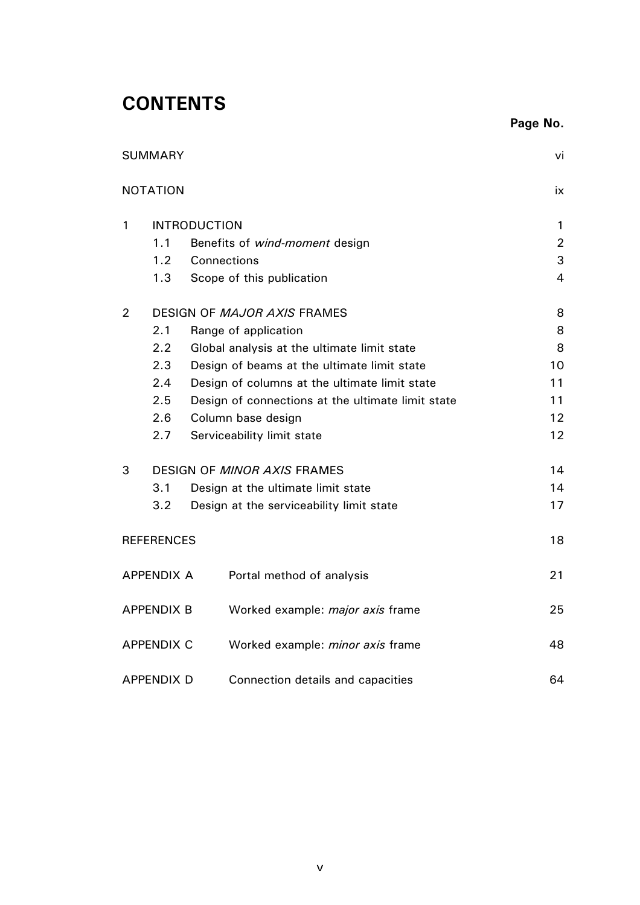# CONTENTS

| | | Page No. |
|---|---|---|
| SUMMARY | | vi |
| NOTATION | | ix |
| 1 | INTRODUCTION | 1 |
| | 1.1 Benefits of *wind-moment* design | 2 |
| | 1.2 Connections | 3 |
| | 1.3 Scope of this publication | 4 |
| 2 | DESIGN OF *MAJOR AXIS* FRAMES | 8 |
| | 2.1 Range of application | 8 |
| | 2.2 Global analysis at the ultimate limit state | 8 |
| | 2.3 Design of beams at the ultimate limit state | 10 |
| | 2.4 Design of columns at the ultimate limit state | 11 |
| | 2.5 Design of connections at the ultimate limit state | 11 |
| | 2.6 Column base design | 12 |
| | 2.7 Serviceability limit state | 12 |
| 3 | DESIGN OF *MINOR AXIS* FRAMES | 14 |
| | 3.1 Design at the ultimate limit state | 14 |
| | 3.2 Design at the serviceability limit state | 17 |
| REFERENCES | | 18 |
| APPENDIX A | Portal method of analysis | 21 |
| APPENDIX B | Worked example: *major axis* frame | 25 |
| APPENDIX C | Worked example: *minor axis* frame | 48 |
| APPENDIX D | Connection details and capacities | 64 |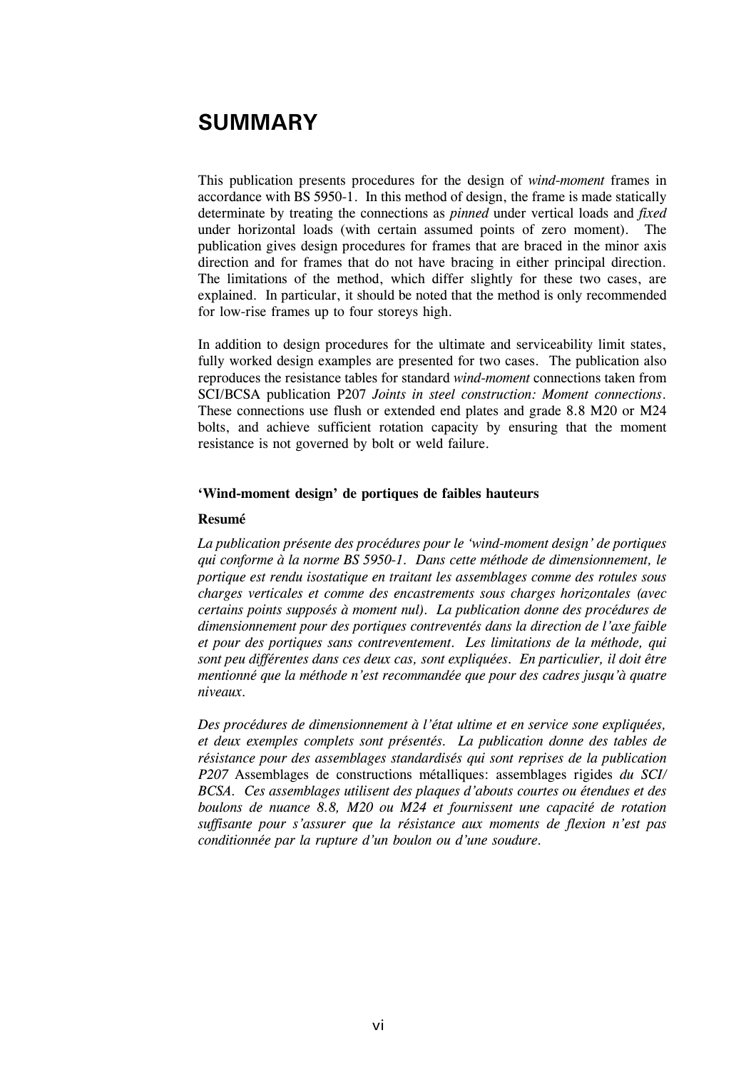# SUMMARY

This publication presents procedures for the design of *wind-moment* frames in accordance with BS 5950-1. In this method of design, the frame is made statically determinate by treating the connections as *pinned* under vertical loads and *fixed* under horizontal loads (with certain assumed points of zero moment). The publication gives design procedures for frames that are braced in the minor axis direction and for frames that do not have bracing in either principal direction. The limitations of the method, which differ slightly for these two cases, are explained. In particular, it should be noted that the method is only recommended for low-rise frames up to four storeys high.

In addition to design procedures for the ultimate and serviceability limit states, fully worked design examples are presented for two cases. The publication also reproduces the resistance tables for standard *wind-moment* connections taken from SCI/BCSA publication P207 *Joints in steel construction: Moment connections*. These connections use flush or extended end plates and grade 8.8 M20 or M24 bolts, and achieve sufficient rotation capacity by ensuring that the moment resistance is not governed by bolt or weld failure.

**'Wind-moment design' de portiques de faibles hauteurs**

**Resumé**

*La publication présente des procédures pour le 'wind-moment design' de portiques qui conforme à la norme BS 5950-1. Dans cette méthode de dimensionnement, le portique est rendu isostatique en traitant les assemblages comme des rotules sous charges verticales et comme des encastrements sous charges horizontales (avec certains points supposés à moment nul). La publication donne des procédures de dimensionnement pour des portiques contreventés dans la direction de l'axe faible et pour des portiques sans contreventement. Les limitations de la méthode, qui sont peu différentes dans ces deux cas, sont expliquées. En particulier, il doit être mentionné que la méthode n'est recommandée que pour des cadres jusqu'à quatre niveaux.*

*Des procédures de dimensionnement à l'état ultime et en service sone expliquées, et deux exemples complets sont présentés. La publication donne des tables de résistance pour des assemblages standardisés qui sont reprises de la publication P207* Assemblages de constructions métalliques: assemblages rigides *du SCI/ BCSA. Ces assemblages utilisent des plaques d'abouts courtes ou étendues et des boulons de nuance 8.8, M20 ou M24 et fournissent une capacité de rotation suffisante pour s'assurer que la résistance aux moments de flexion n'est pas conditionnée par la rupture d'un boulon ou d'une soudure.*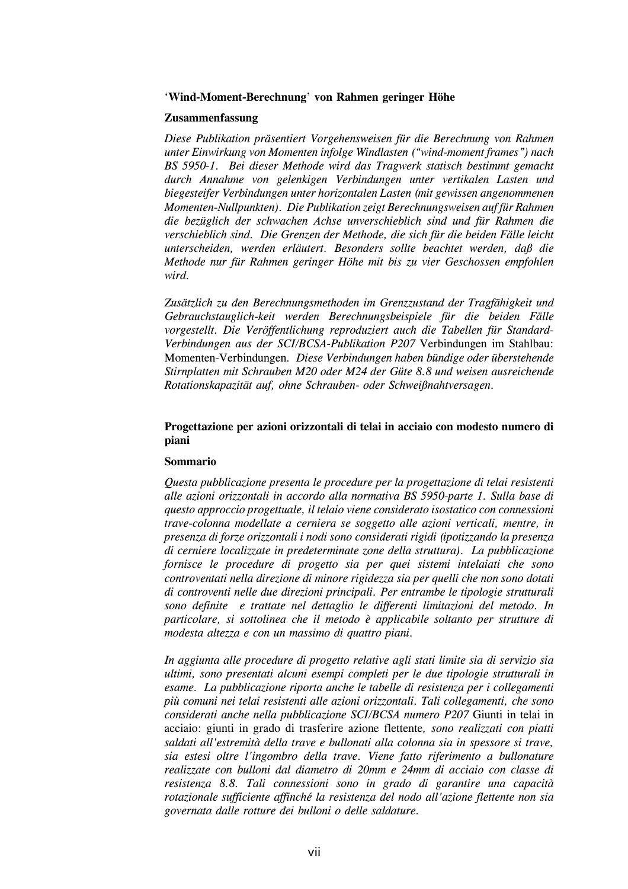## '**Wind-Moment-Berechnung**' von Rahmen geringer Höhe

### Zusammenfassung

*Diese Publikation präsentiert Vorgehensweisen für die Berechnung von Rahmen unter Einwirkung von Momenten infolge Windlasten ("wind-moment frames") nach BS 5950-1. Bei dieser Methode wird das Tragwerk statisch bestimmt gemacht durch Annahme von gelenkigen Verbindungen unter vertikalen Lasten und biegesteifer Verbindungen unter horizontalen Lasten (mit gewissen angenommenen Momenten-Nullpunkten). Die Publikation zeigt Berechnungsweisen auf für Rahmen die bezüglich der schwachen Achse unverschieblich sind und für Rahmen die verschieblich sind. Die Grenzen der Methode, die sich für die beiden Fälle leicht unterscheiden, werden erläutert. Besonders sollte beachtet werden, daß die Methode nur für Rahmen geringer Höhe mit bis zu vier Geschossen empfohlen wird.*

*Zusätzlich zu den Berechnungsmethoden im Grenzzustand der Tragfähigkeit und Gebrauchstauglich-keit werden Berechnungsbeispiele für die beiden Fälle vorgestellt. Die Veröffentlichung reproduziert auch die Tabellen für Standard-Verbindungen aus der SCI/BCSA-Publikation P207* Verbindungen im Stahlbau: Momenten-Verbindungen. *Diese Verbindungen haben bündige oder überstehende Stirnplatten mit Schrauben M20 oder M24 der Güte 8.8 und weisen ausreichende Rotationskapazität auf, ohne Schrauben- oder Schweißnahtversagen.*

## Progettazione per azioni orizzontali di telai in acciaio con modesto numero di piani

### Sommario

*Questa pubblicazione presenta le procedure per la progettazione di telai resistenti alle azioni orizzontali in accordo alla normativa BS 5950-parte 1. Sulla base di questo approccio progettuale, il telaio viene considerato isostatico con connessioni trave-colonna modellate a cerniera se soggetto alle azioni verticali, mentre, in presenza di forze orizzontali i nodi sono considerati rigidi (ipotizzando la presenza di cerniere localizzate in predeterminate zone della struttura). La pubblicazione fornisce le procedure di progetto sia per quei sistemi intelaiati che sono controventati nella direzione di minore rigidezza sia per quelli che non sono dotati di controventi nelle due direzioni principali. Per entrambe le tipologie strutturali sono definite e trattate nel dettaglio le differenti limitazioni del metodo. In particolare, si sottolinea che il metodo è applicabile soltanto per strutture di modesta altezza e con un massimo di quattro piani.*

*In aggiunta alle procedure di progetto relative agli stati limite sia di servizio sia ultimi, sono presentati alcuni esempi completi per le due tipologie strutturali in esame. La pubblicazione riporta anche le tabelle di resistenza per i collegamenti più comuni nei telai resistenti alle azioni orizzontali. Tali collegamenti, che sono considerati anche nella pubblicazione SCI/BCSA numero P207* Giunti in telai in acciaio: giunti in grado di trasferire azione flettente*, sono realizzati con piatti saldati all'estremità della trave e bullonati alla colonna sia in spessore si trave, sia estesi oltre l'ingombro della trave. Viene fatto riferimento a bullonature realizzate con bulloni dal diametro di 20mm e 24mm di acciaio con classe di resistenza 8.8. Tali connessioni sono in grado di garantire una capacità rotazionale sufficiente affinché la resistenza del nodo all'azione flettente non sia governata dalle rotture dei bulloni o delle saldature.*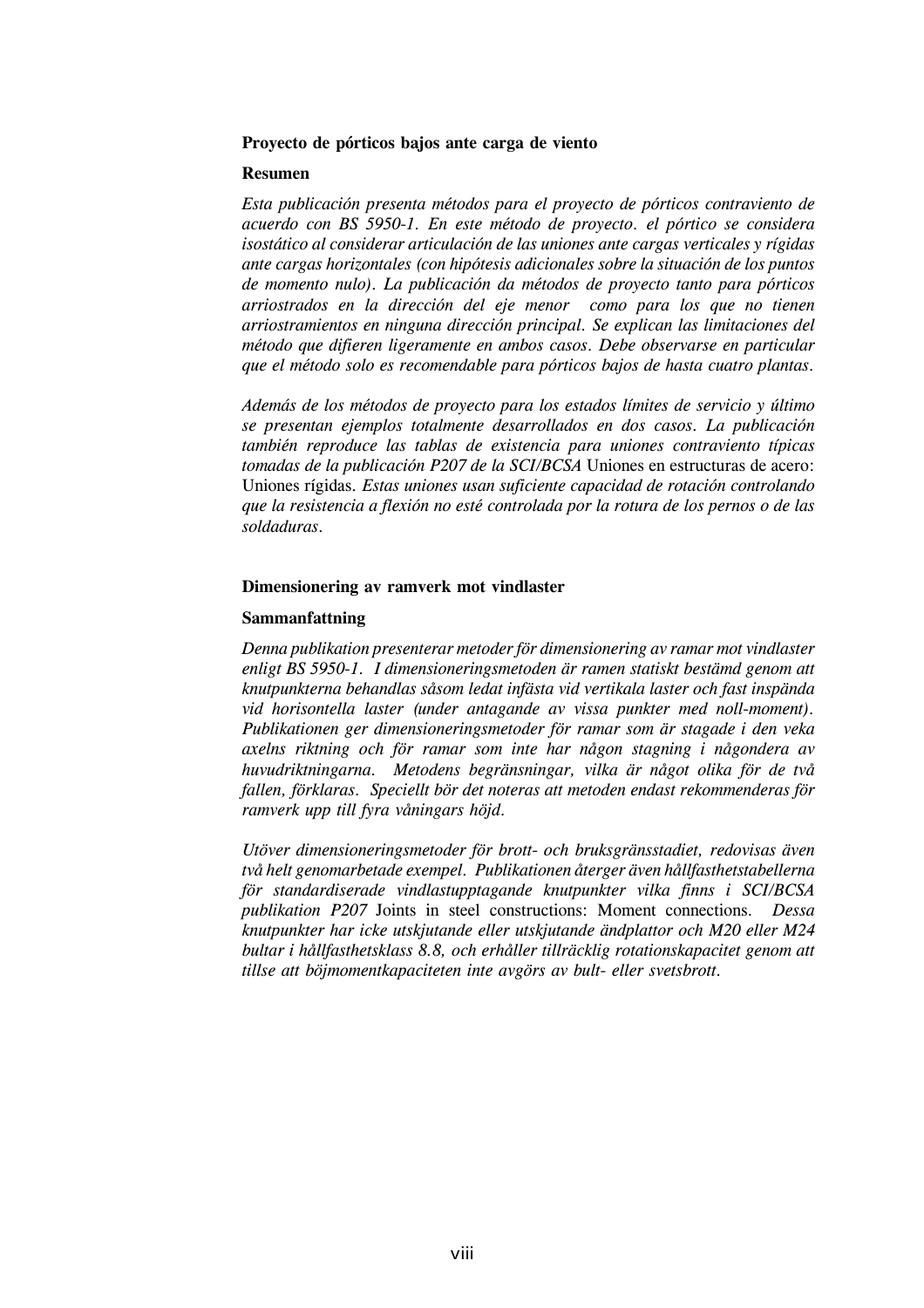**Proyecto de pórticos bajos ante carga de viento**

**Resumen**

*Esta publicación presenta métodos para el proyecto de pórticos contraviento de acuerdo con BS 5950-1. En este método de proyecto. el pórtico se considera isostático al considerar articulación de las uniones ante cargas verticales y rígidas ante cargas horizontales (con hipótesis adicionales sobre la situación de los puntos de momento nulo). La publicación da métodos de proyecto tanto para pórticos arriostrados en la dirección del eje menor como para los que no tienen arriostramientos en ninguna dirección principal. Se explican las limitaciones del método que difieren ligeramente en ambos casos. Debe observarse en particular que el método solo es recomendable para pórticos bajos de hasta cuatro plantas.*

*Además de los métodos de proyecto para los estados límites de servicio y último se presentan ejemplos totalmente desarrollados en dos casos. La publicación también reproduce las tablas de existencia para uniones contraviento típicas tomadas de la publicación P207 de la SCI/BCSA* Uniones en estructuras de acero: Uniones rígidas. *Estas uniones usan suficiente capacidad de rotación controlando que la resistencia a flexión no esté controlada por la rotura de los pernos o de las soldaduras.*

**Dimensionering av ramverk mot vindlaster**

**Sammanfattning**

*Denna publikation presenterar metoder för dimensionering av ramar mot vindlaster enligt BS 5950-1. I dimensioneringsmetoden är ramen statiskt bestämd genom att knutpunkterna behandlas såsom ledat infästa vid vertikala laster och fast inspända vid horisontella laster (under antagande av vissa punkter med noll-moment). Publikationen ger dimensioneringsmetoder för ramar som är stagade i den veka axelns riktning och för ramar som inte har någon stagning i någondera av huvudriktningarna. Metodens begränsningar, vilka är något olika för de två fallen, förklaras. Speciellt bör det noteras att metoden endast rekommenderas för ramverk upp till fyra våningars höjd.*

*Utöver dimensioneringsmetoder för brott- och bruksgränsstadiet, redovisas även två helt genomarbetade exempel. Publikationen återger även hållfasthetstabellerna för standardiserade vindlastupptagande knutpunkter vilka finns i SCI/BCSA publikation P207* Joints in steel constructions: Moment connections. *Dessa knutpunkter har icke utskjutande eller utskjutande ändplattor och M20 eller M24 bultar i hållfasthetsklass 8.8, och erhåller tillräcklig rotationskapacitet genom att tillse att böjmomentkapaciteten inte avgörs av bult- eller svetsbrott.*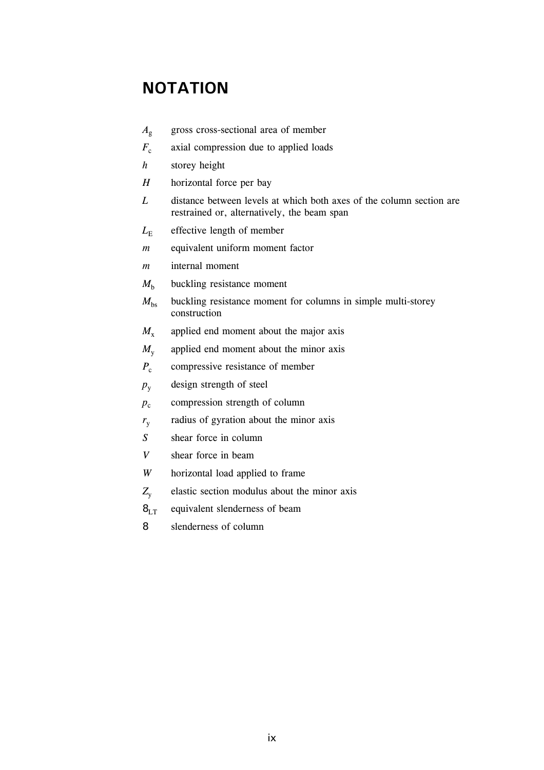# NOTATION

$A_g$ gross cross-sectional area of member

$F_c$ axial compression due to applied loads

$h$ storey height

$H$ horizontal force per bay

$L$ distance between levels at which both axes of the column section are restrained or, alternatively, the beam span

$L_E$ effective length of member

$m$ equivalent uniform moment factor

$m$ internal moment

$M_b$ buckling resistance moment

$M_{bs}$ buckling resistance moment for columns in simple multi-storey construction

$M_x$ applied end moment about the major axis

$M_y$ applied end moment about the minor axis

$P_c$ compressive resistance of member

$p_y$ design strength of steel

$p_c$ compression strength of column

$r_y$ radius of gyration about the minor axis

$S$ shear force in column

$V$ shear force in beam

$W$ horizontal load applied to frame

$Z_y$ elastic section modulus about the minor axis

$\lambda_{LT}$ equivalent slenderness of beam

$\lambda$ slenderness of column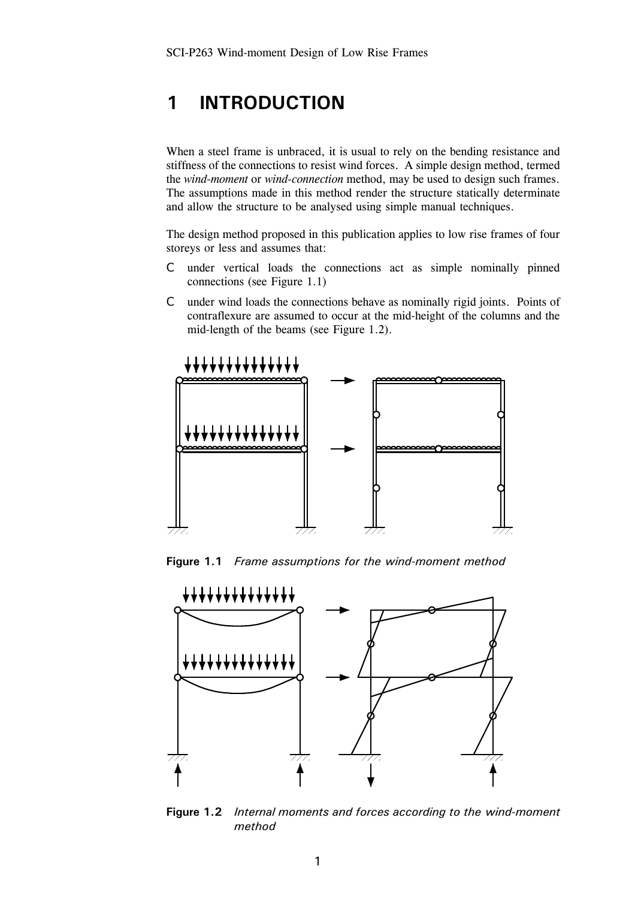# 1 INTRODUCTION

When a steel frame is unbraced, it is usual to rely on the bending resistance and stiffness of the connections to resist wind forces. A simple design method, termed the *wind-moment* or *wind-connection* method, may be used to design such frames. The assumptions made in this method render the structure statically determinate and allow the structure to be analysed using simple manual techniques.

The design method proposed in this publication applies to low rise frames of four storeys or less and assumes that:

- under vertical loads the connections act as simple nominally pinned connections (see Figure 1.1)
- under wind loads the connections behave as nominally rigid joints. Points of contraflexure are assumed to occur at the mid-height of the columns and the mid-length of the beams (see Figure 1.2).

**Figure 1.1** *Frame assumptions for the wind-moment method*

**Figure 1.2** *Internal moments and forces according to the wind-moment method*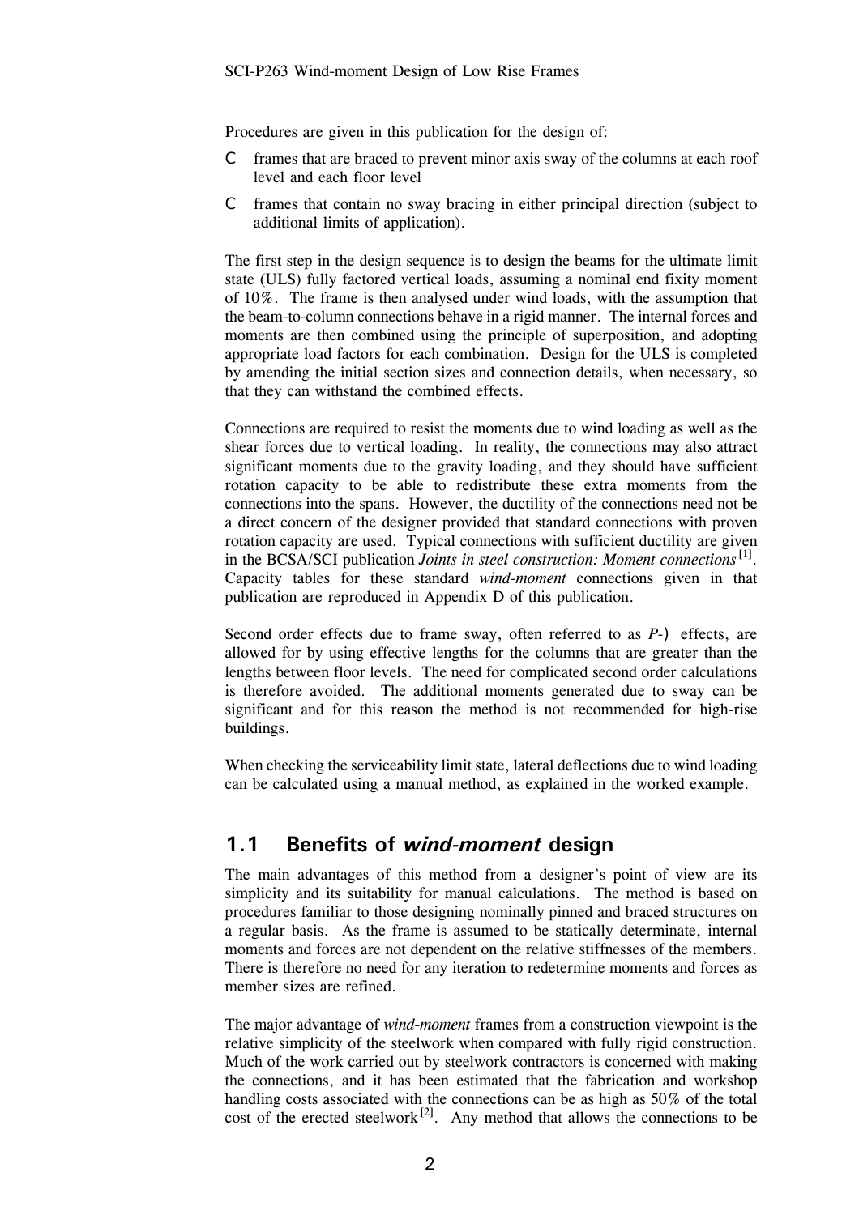Procedures are given in this publication for the design of:

- frames that are braced to prevent minor axis sway of the columns at each roof level and each floor level
- frames that contain no sway bracing in either principal direction (subject to additional limits of application).

The first step in the design sequence is to design the beams for the ultimate limit state (ULS) fully factored vertical loads, assuming a nominal end fixity moment of 10%. The frame is then analysed under wind loads, with the assumption that the beam-to-column connections behave in a rigid manner. The internal forces and moments are then combined using the principle of superposition, and adopting appropriate load factors for each combination. Design for the ULS is completed by amending the initial section sizes and connection details, when necessary, so that they can withstand the combined effects.

Connections are required to resist the moments due to wind loading as well as the shear forces due to vertical loading. In reality, the connections may also attract significant moments due to the gravity loading, and they should have sufficient rotation capacity to be able to redistribute these extra moments from the connections into the spans. However, the ductility of the connections need not be a direct concern of the designer provided that standard connections with proven rotation capacity are used. Typical connections with sufficient ductility are given in the BCSA/SCI publication *Joints in steel construction: Moment connections*[1]. Capacity tables for these standard *wind-moment* connections given in that publication are reproduced in Appendix D of this publication.

Second order effects due to frame sway, often referred to as *P*-Δ effects, are allowed for by using effective lengths for the columns that are greater than the lengths between floor levels. The need for complicated second order calculations is therefore avoided. The additional moments generated due to sway can be significant and for this reason the method is not recommended for high-rise buildings.

When checking the serviceability limit state, lateral deflections due to wind loading can be calculated using a manual method, as explained in the worked example.

## 1.1 Benefits of *wind-moment* design

The main advantages of this method from a designer's point of view are its simplicity and its suitability for manual calculations. The method is based on procedures familiar to those designing nominally pinned and braced structures on a regular basis. As the frame is assumed to be statically determinate, internal moments and forces are not dependent on the relative stiffnesses of the members. There is therefore no need for any iteration to redetermine moments and forces as member sizes are refined.

The major advantage of *wind-moment* frames from a construction viewpoint is the relative simplicity of the steelwork when compared with fully rigid construction. Much of the work carried out by steelwork contractors is concerned with making the connections, and it has been estimated that the fabrication and workshop handling costs associated with the connections can be as high as 50% of the total cost of the erected steelwork[2]. Any method that allows the connections to be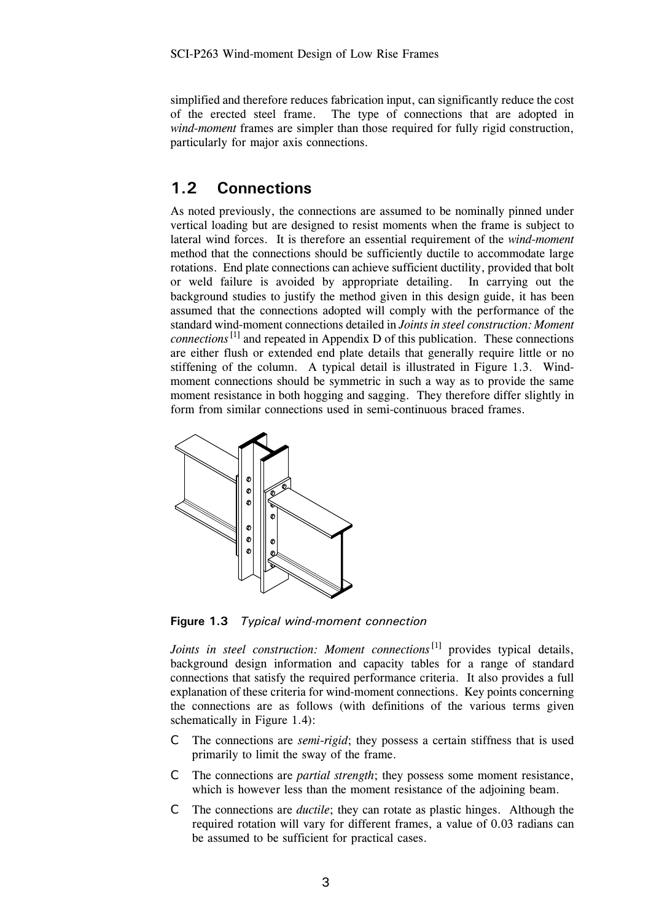simplified and therefore reduces fabrication input, can significantly reduce the cost of the erected steel frame. The type of connections that are adopted in *wind-moment* frames are simpler than those required for fully rigid construction, particularly for major axis connections.

## 1.2 Connections

As noted previously, the connections are assumed to be nominally pinned under vertical loading but are designed to resist moments when the frame is subject to lateral wind forces. It is therefore an essential requirement of the *wind-moment* method that the connections should be sufficiently ductile to accommodate large rotations. End plate connections can achieve sufficient ductility, provided that bolt or weld failure is avoided by appropriate detailing. In carrying out the background studies to justify the method given in this design guide, it has been assumed that the connections adopted will comply with the performance of the standard wind-moment connections detailed in *Joints in steel construction: Moment connections* [1] and repeated in Appendix D of this publication. These connections are either flush or extended end plate details that generally require little or no stiffening of the column. A typical detail is illustrated in Figure 1.3. Wind-moment connections should be symmetric in such a way as to provide the same moment resistance in both hogging and sagging. They therefore differ slightly in form from similar connections used in semi-continuous braced frames.

**Figure 1.3** *Typical wind-moment connection*

*Joints in steel construction: Moment connections* [1] provides typical details, background design information and capacity tables for a range of standard connections that satisfy the required performance criteria. It also provides a full explanation of these criteria for wind-moment connections. Key points concerning the connections are as follows (with definitions of the various terms given schematically in Figure 1.4):

- The connections are *semi-rigid*; they possess a certain stiffness that is used primarily to limit the sway of the frame.
- The connections are *partial strength*; they possess some moment resistance, which is however less than the moment resistance of the adjoining beam.
- The connections are *ductile*; they can rotate as plastic hinges. Although the required rotation will vary for different frames, a value of 0.03 radians can be assumed to be sufficient for practical cases.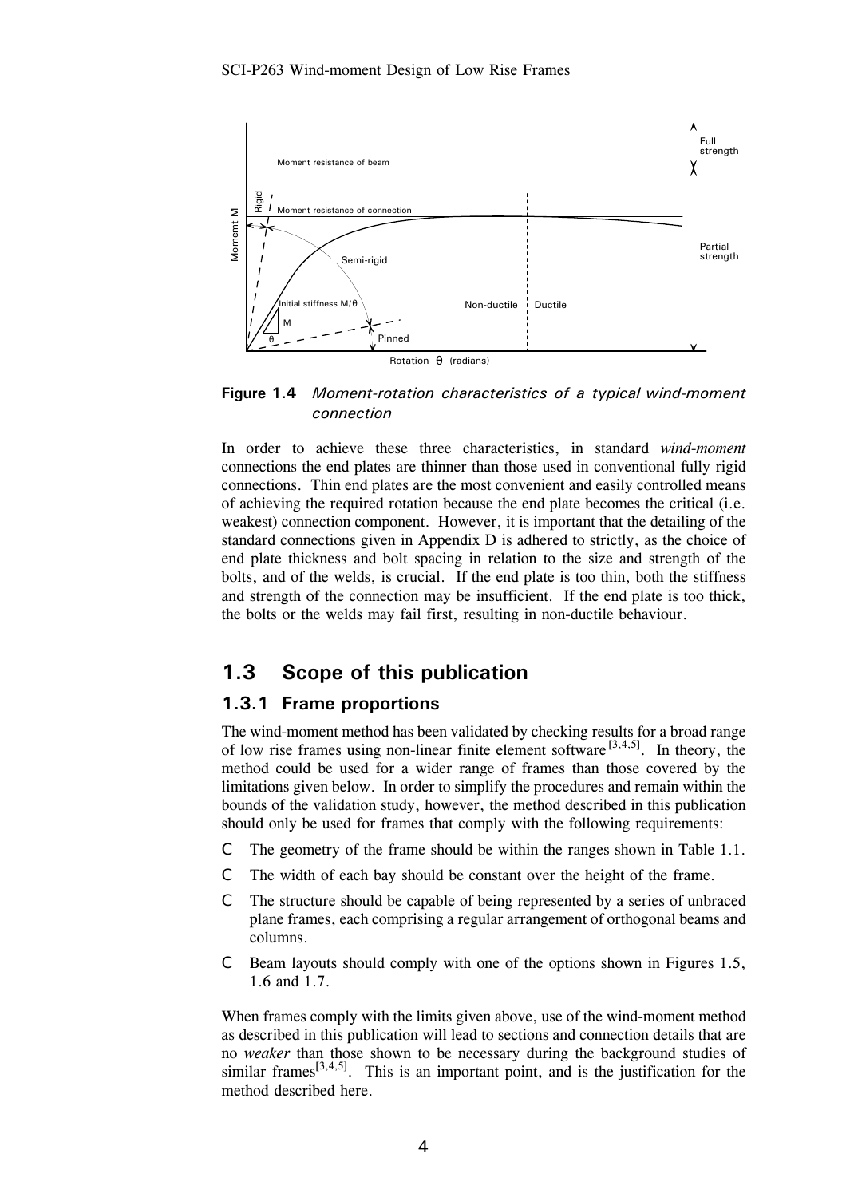**Figure 1.4** *Moment-rotation characteristics of a typical wind-moment connection*

In order to achieve these three characteristics, in standard *wind-moment* connections the end plates are thinner than those used in conventional fully rigid connections. Thin end plates are the most convenient and easily controlled means of achieving the required rotation because the end plate becomes the critical (i.e. weakest) connection component. However, it is important that the detailing of the standard connections given in Appendix D is adhered to strictly, as the choice of end plate thickness and bolt spacing in relation to the size and strength of the bolts, and of the welds, is crucial. If the end plate is too thin, both the stiffness and strength of the connection may be insufficient. If the end plate is too thick, the bolts or the welds may fail first, resulting in non-ductile behaviour.

## 1.3 Scope of this publication

### 1.3.1 Frame proportions

The wind-moment method has been validated by checking results for a broad range of low rise frames using non-linear finite element software [3,4,5]. In theory, the method could be used for a wider range of frames than those covered by the limitations given below. In order to simplify the procedures and remain within the bounds of the validation study, however, the method described in this publication should only be used for frames that comply with the following requirements:

- The geometry of the frame should be within the ranges shown in Table 1.1.
- The width of each bay should be constant over the height of the frame.
- The structure should be capable of being represented by a series of unbraced plane frames, each comprising a regular arrangement of orthogonal beams and columns.
- Beam layouts should comply with one of the options shown in Figures 1.5, 1.6 and 1.7.

When frames comply with the limits given above, use of the wind-moment method as described in this publication will lead to sections and connection details that are no *weaker* than those shown to be necessary during the background studies of similar frames[3,4,5]. This is an important point, and is the justification for the method described here.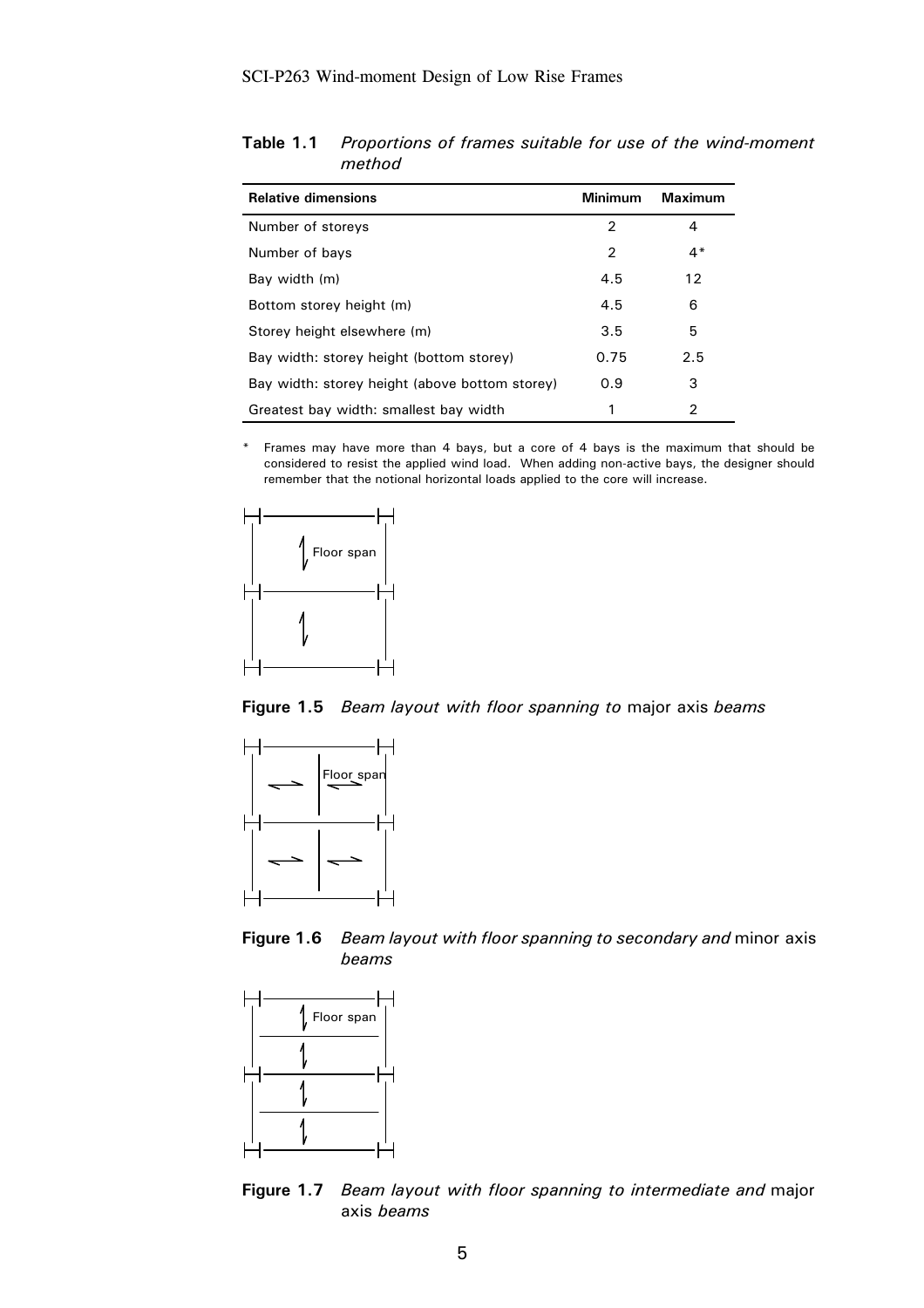**Table 1.1** *Proportions of frames suitable for use of the wind-moment method*

| Relative dimensions | Minimum | Maximum |
|---|---|---|
| Number of storeys | 2 | 4 |
| Number of bays | 2 | 4* |
| Bay width (m) | 4.5 | 12 |
| Bottom storey height (m) | 4.5 | 6 |
| Storey height elsewhere (m) | 3.5 | 5 |
| Bay width: storey height (bottom storey) | 0.75 | 2.5 |
| Bay width: storey height (above bottom storey) | 0.9 | 3 |
| Greatest bay width: smallest bay width | 1 | 2 |

\* Frames may have more than 4 bays, but a core of 4 bays is the maximum that should be considered to resist the applied wind load. When adding non-active bays, the designer should remember that the notional horizontal loads applied to the core will increase.

**Figure 1.5** *Beam layout with floor spanning to* major axis *beams*

**Figure 1.6** *Beam layout with floor spanning to secondary and* minor axis *beams*

**Figure 1.7** *Beam layout with floor spanning to intermediate and* major axis *beams*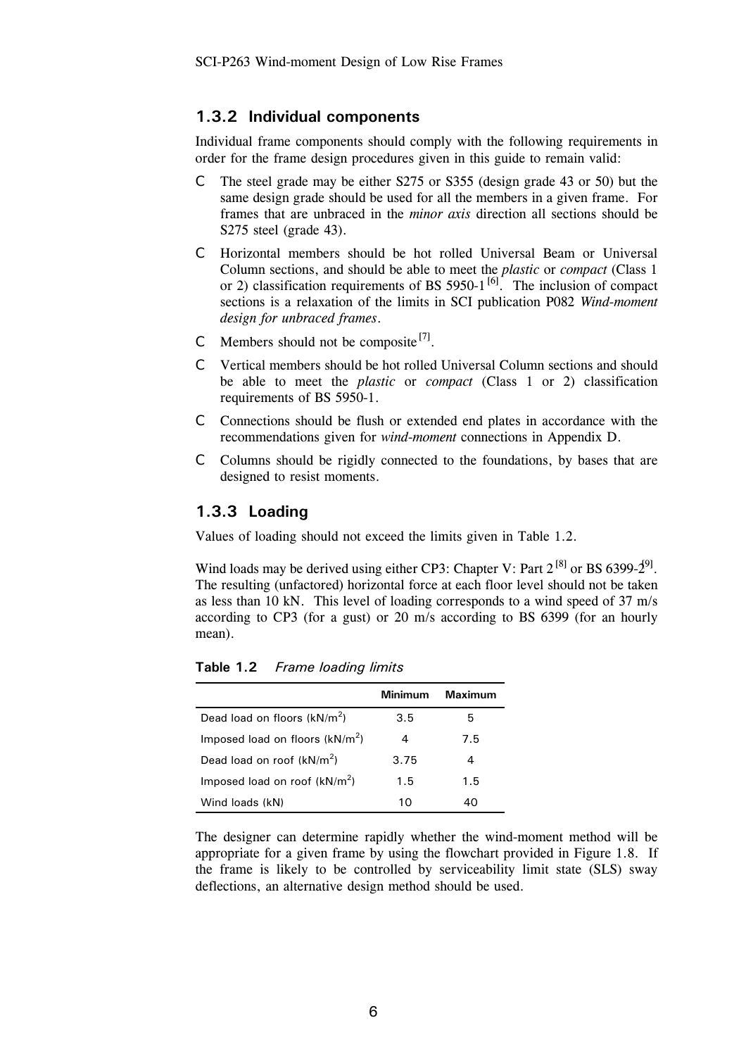### 1.3.2 Individual components

Individual frame components should comply with the following requirements in order for the frame design procedures given in this guide to remain valid:

- The steel grade may be either S275 or S355 (design grade 43 or 50) but the same design grade should be used for all the members in a given frame. For frames that are unbraced in the *minor axis* direction all sections should be S275 steel (grade 43).
- Horizontal members should be hot rolled Universal Beam or Universal Column sections, and should be able to meet the *plastic* or *compact* (Class 1 or 2) classification requirements of BS 5950-1[6]. The inclusion of compact sections is a relaxation of the limits in SCI publication P082 *Wind-moment design for unbraced frames*.
- Members should not be composite[7].
- Vertical members should be hot rolled Universal Column sections and should be able to meet the *plastic* or *compact* (Class 1 or 2) classification requirements of BS 5950-1.
- Connections should be flush or extended end plates in accordance with the recommendations given for *wind-moment* connections in Appendix D.
- Columns should be rigidly connected to the foundations, by bases that are designed to resist moments.

### 1.3.3 Loading

Values of loading should not exceed the limits given in Table 1.2.

Wind loads may be derived using either CP3: Chapter V: Part 2[8] or BS 6399-2[9]. The resulting (unfactored) horizontal force at each floor level should not be taken as less than 10 kN. This level of loading corresponds to a wind speed of 37 m/s according to CP3 (for a gust) or 20 m/s according to BS 6399 (for an hourly mean).

**Table 1.2** *Frame loading limits*

| | Minimum | Maximum |
|---|---|---|
| Dead load on floors (kN/m$^2$) | 3.5 | 5 |
| Imposed load on floors (kN/m$^2$) | 4 | 7.5 |
| Dead load on roof (kN/m$^2$) | 3.75 | 4 |
| Imposed load on roof (kN/m$^2$) | 1.5 | 1.5 |
| Wind loads (kN) | 10 | 40 |

The designer can determine rapidly whether the wind-moment method will be appropriate for a given frame by using the flowchart provided in Figure 1.8. If the frame is likely to be controlled by serviceability limit state (SLS) sway deflections, an alternative design method should be used.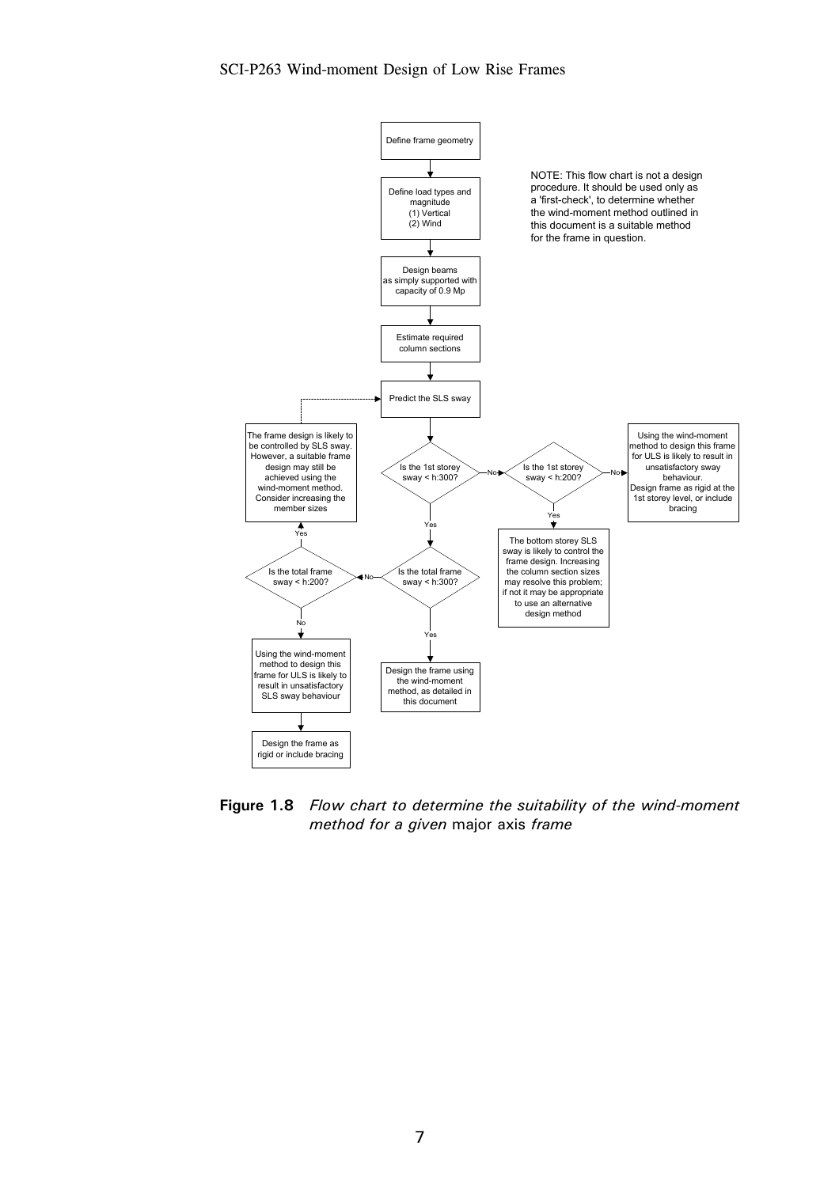Define frame geometry

Define load types and magnitude
(1) Vertical
(2) Wind

Design beams as simply supported with capacity of 0.9 Mp

Estimate required column sections

Predict the SLS sway

Is the 1st storey sway < h:300?

- No → Is the 1st storey sway < h:200?
  - No → Using the wind-moment method to design this frame for ULS is likely to result in unsatisfactory sway behaviour. Design frame as rigid at the 1st storey level, or include bracing
  - Yes → The bottom storey SLS sway is likely to control the frame design. Increasing the column section sizes may resolve this problem; if not it may be appropriate to use an alternative design method
- Yes → Is the total frame sway < h:300?
  - Yes → Design the frame using the wind-moment method, as detailed in this document
  - No → Is the total frame sway < h:200?
    - Yes → The frame design is likely to be controlled by SLS sway. However, a suitable frame design may still be achieved using the wind-moment method. Consider increasing the member sizes (→ Predict the SLS sway)
    - No → Using the wind-moment method to design this frame for ULS is likely to result in unsatisfactory SLS sway behaviour → Design the frame as rigid or include bracing

NOTE: This flow chart is not a design procedure. It should be used only as a 'first-check', to determine whether the wind-moment method outlined in this document is a suitable method for the frame in question.

**Figure 1.8** *Flow chart to determine the suitability of the wind-moment method for a given* major axis *frame*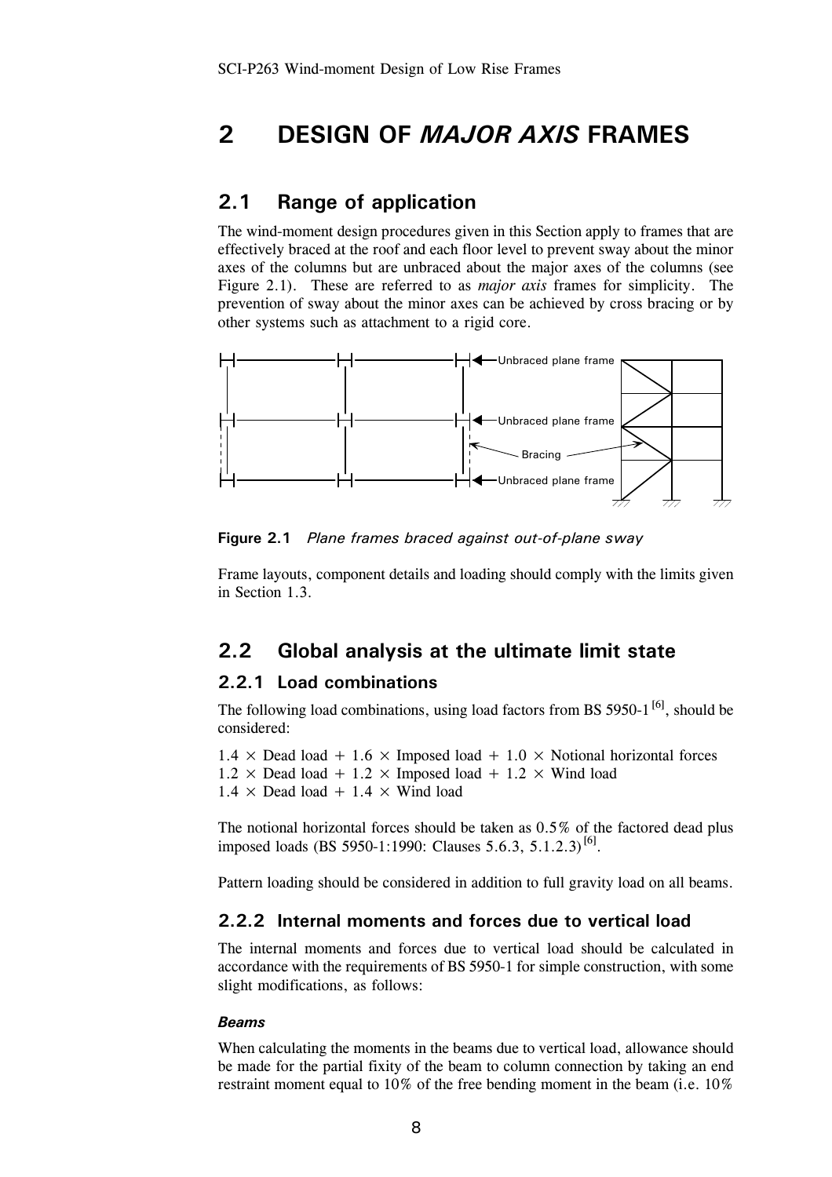# 2 DESIGN OF *MAJOR AXIS* FRAMES

## 2.1 Range of application

The wind-moment design procedures given in this Section apply to frames that are effectively braced at the roof and each floor level to prevent sway about the minor axes of the columns but are unbraced about the major axes of the columns (see Figure 2.1). These are referred to as *major axis* frames for simplicity. The prevention of sway about the minor axes can be achieved by cross bracing or by other systems such as attachment to a rigid core.

Unbraced plane frame

Unbraced plane frame

Bracing

Unbraced plane frame

**Figure 2.1** *Plane frames braced against out-of-plane sway*

Frame layouts, component details and loading should comply with the limits given in Section 1.3.

## 2.2 Global analysis at the ultimate limit state

### 2.2.1 Load combinations

The following load combinations, using load factors from BS 5950-1 [6], should be considered:

1.4 × Dead load + 1.6 × Imposed load + 1.0 × Notional horizontal forces
1.2 × Dead load + 1.2 × Imposed load + 1.2 × Wind load
1.4 × Dead load + 1.4 × Wind load

The notional horizontal forces should be taken as 0.5% of the factored dead plus imposed loads (BS 5950-1:1990: Clauses 5.6.3, 5.1.2.3) [6].

Pattern loading should be considered in addition to full gravity load on all beams.

### 2.2.2 Internal moments and forces due to vertical load

The internal moments and forces due to vertical load should be calculated in accordance with the requirements of BS 5950-1 for simple construction, with some slight modifications, as follows:

#### *Beams*

When calculating the moments in the beams due to vertical load, allowance should be made for the partial fixity of the beam to column connection by taking an end restraint moment equal to 10% of the free bending moment in the beam (i.e. 10%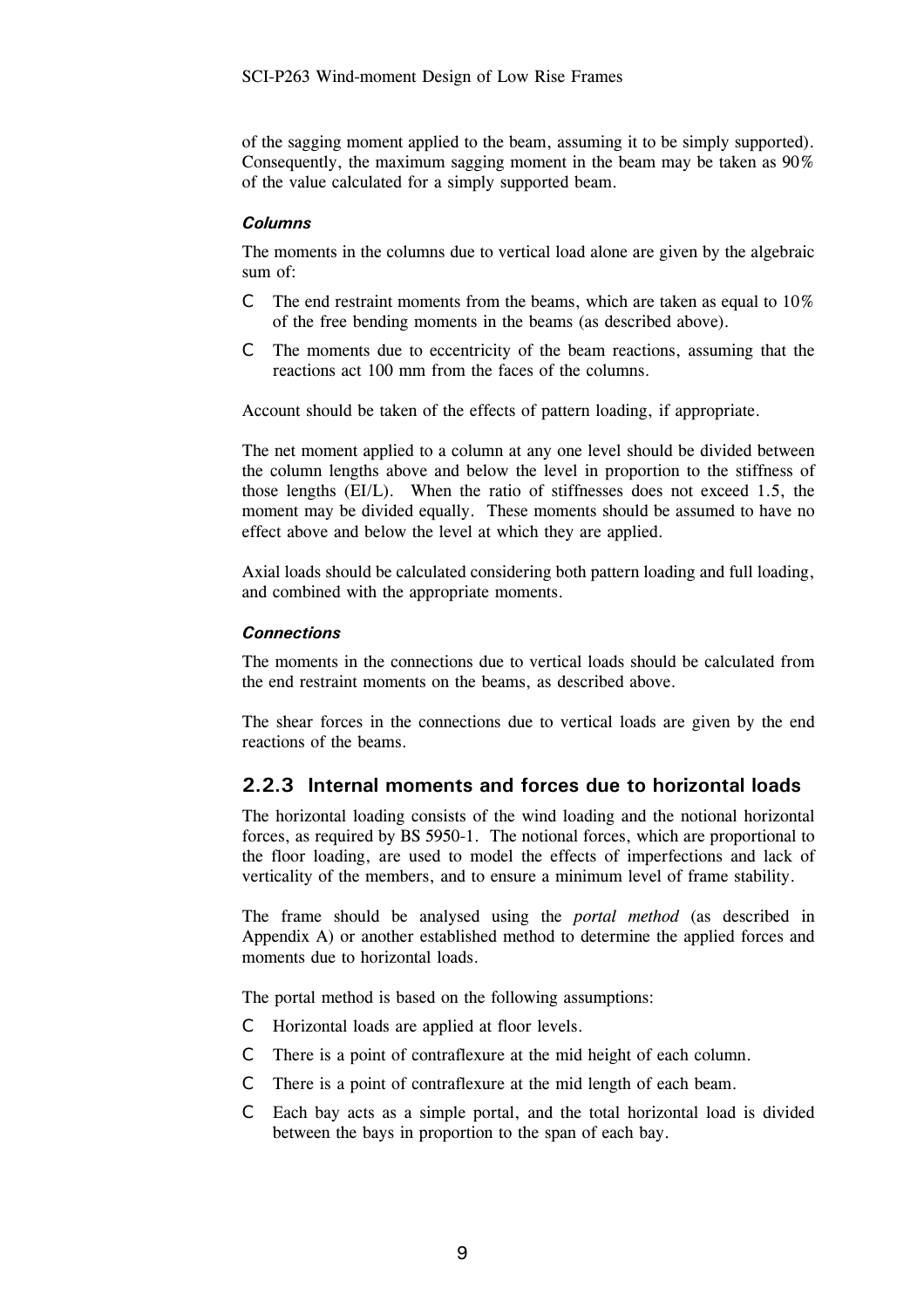of the sagging moment applied to the beam, assuming it to be simply supported). Consequently, the maximum sagging moment in the beam may be taken as 90% of the value calculated for a simply supported beam.

#### *Columns*

The moments in the columns due to vertical load alone are given by the algebraic sum of:

- The end restraint moments from the beams, which are taken as equal to 10% of the free bending moments in the beams (as described above).
- The moments due to eccentricity of the beam reactions, assuming that the reactions act 100 mm from the faces of the columns.

Account should be taken of the effects of pattern loading, if appropriate.

The net moment applied to a column at any one level should be divided between the column lengths above and below the level in proportion to the stiffness of those lengths (EI/L). When the ratio of stiffnesses does not exceed 1.5, the moment may be divided equally. These moments should be assumed to have no effect above and below the level at which they are applied.

Axial loads should be calculated considering both pattern loading and full loading, and combined with the appropriate moments.

#### *Connections*

The moments in the connections due to vertical loads should be calculated from the end restraint moments on the beams, as described above.

The shear forces in the connections due to vertical loads are given by the end reactions of the beams.

### 2.2.3 Internal moments and forces due to horizontal loads

The horizontal loading consists of the wind loading and the notional horizontal forces, as required by BS 5950-1. The notional forces, which are proportional to the floor loading, are used to model the effects of imperfections and lack of verticality of the members, and to ensure a minimum level of frame stability.

The frame should be analysed using the *portal method* (as described in Appendix A) or another established method to determine the applied forces and moments due to horizontal loads.

The portal method is based on the following assumptions:

- Horizontal loads are applied at floor levels.
- There is a point of contraflexure at the mid height of each column.
- There is a point of contraflexure at the mid length of each beam.
- Each bay acts as a simple portal, and the total horizontal load is divided between the bays in proportion to the span of each bay.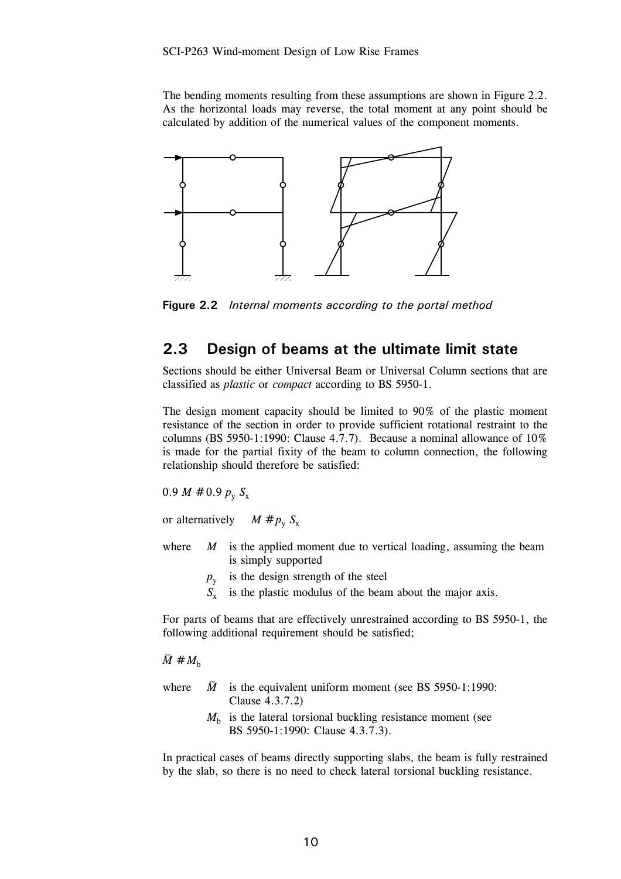The bending moments resulting from these assumptions are shown in Figure 2.2. As the horizontal loads may reverse, the total moment at any point should be calculated by addition of the numerical values of the component moments.

**Figure 2.2** *Internal moments according to the portal method*

## 2.3 Design of beams at the ultimate limit state

Sections should be either Universal Beam or Universal Column sections that are classified as *plastic* or *compact* according to BS 5950-1.

The design moment capacity should be limited to 90% of the plastic moment resistance of the section in order to provide sufficient rotational restraint to the columns (BS 5950-1:1990: Clause 4.7.7). Because a nominal allowance of 10% is made for the partial fixity of the beam to column connection, the following relationship should therefore be satisfied:

$0.9\,M \leq 0.9\,p_y\,S_x$

or alternatively $M \leq p_y\,S_x$

where $M$ is the applied moment due to vertical loading, assuming the beam is simply supported

$p_y$ is the design strength of the steel

$S_x$ is the plastic modulus of the beam about the major axis.

For parts of beams that are effectively unrestrained according to BS 5950-1, the following additional requirement should be satisfied;

$\bar{M} \leq M_b$

where $\bar{M}$ is the equivalent uniform moment (see BS 5950-1:1990: Clause 4.3.7.2)

$M_b$ is the lateral torsional buckling resistance moment (see BS 5950-1:1990: Clause 4.3.7.3).

In practical cases of beams directly supporting slabs, the beam is fully restrained by the slab, so there is no need to check lateral torsional buckling resistance.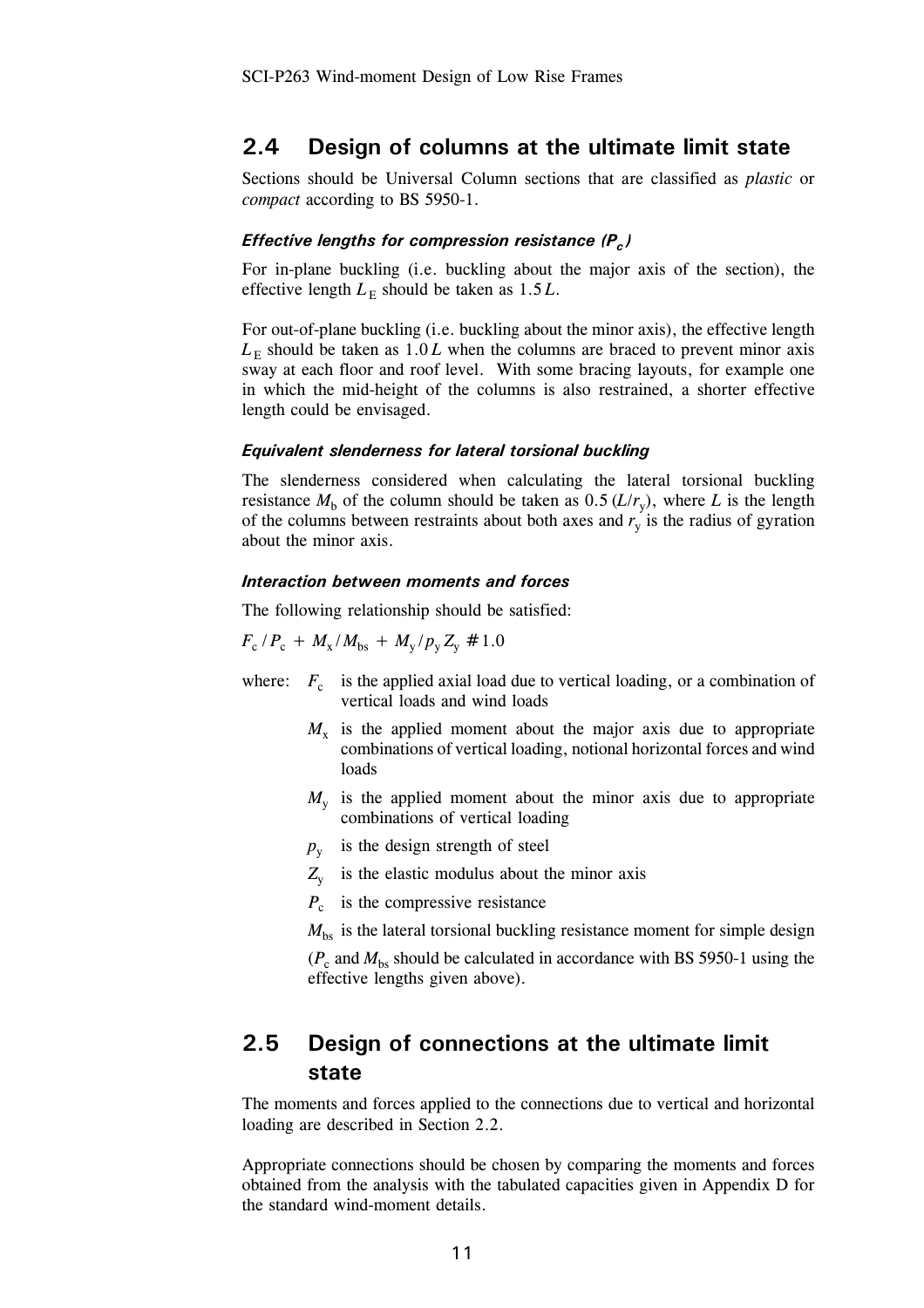## 2.4 Design of columns at the ultimate limit state

Sections should be Universal Column sections that are classified as *plastic* or *compact* according to BS 5950-1.

#### *Effective lengths for compression resistance ($P_c$)*

For in-plane buckling (i.e. buckling about the major axis of the section), the effective length $L_E$ should be taken as $1.5L$.

For out-of-plane buckling (i.e. buckling about the minor axis), the effective length $L_E$ should be taken as $1.0L$ when the columns are braced to prevent minor axis sway at each floor and roof level. With some bracing layouts, for example one in which the mid-height of the columns is also restrained, a shorter effective length could be envisaged.

#### *Equivalent slenderness for lateral torsional buckling*

The slenderness considered when calculating the lateral torsional buckling resistance $M_b$ of the column should be taken as $0.5(L/r_y)$, where $L$ is the length of the columns between restraints about both axes and $r_y$ is the radius of gyration about the minor axis.

#### *Interaction between moments and forces*

The following relationship should be satisfied:

$$F_c/P_c + M_x/M_{bs} + M_y/p_y Z_y \leq 1.0$$

where:
- $F_c$ is the applied axial load due to vertical loading, or a combination of vertical loads and wind loads
- $M_x$ is the applied moment about the major axis due to appropriate combinations of vertical loading, notional horizontal forces and wind loads
- $M_y$ is the applied moment about the minor axis due to appropriate combinations of vertical loading
- $p_y$ is the design strength of steel
- $Z_y$ is the elastic modulus about the minor axis
- $P_c$ is the compressive resistance
- $M_{bs}$ is the lateral torsional buckling resistance moment for simple design

($P_c$ and $M_{bs}$ should be calculated in accordance with BS 5950-1 using the effective lengths given above).

## 2.5 Design of connections at the ultimate limit state

The moments and forces applied to the connections due to vertical and horizontal loading are described in Section 2.2.

Appropriate connections should be chosen by comparing the moments and forces obtained from the analysis with the tabulated capacities given in Appendix D for the standard wind-moment details.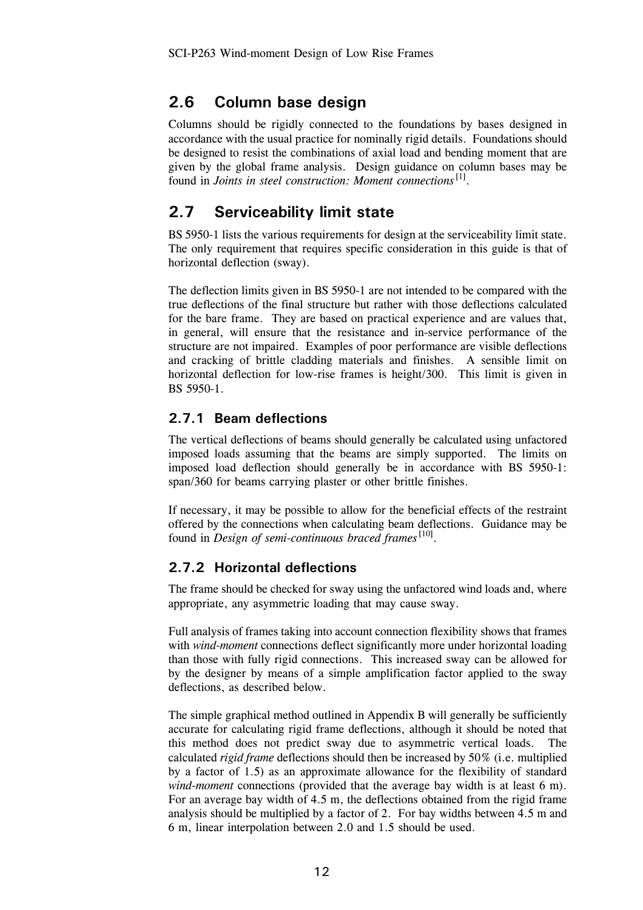## 2.6 Column base design

Columns should be rigidly connected to the foundations by bases designed in accordance with the usual practice for nominally rigid details. Foundations should be designed to resist the combinations of axial load and bending moment that are given by the global frame analysis. Design guidance on column bases may be found in *Joints in steel construction: Moment connections* [1].

## 2.7 Serviceability limit state

BS 5950-1 lists the various requirements for design at the serviceability limit state. The only requirement that requires specific consideration in this guide is that of horizontal deflection (sway).

The deflection limits given in BS 5950-1 are not intended to be compared with the true deflections of the final structure but rather with those deflections calculated for the bare frame. They are based on practical experience and are values that, in general, will ensure that the resistance and in-service performance of the structure are not impaired. Examples of poor performance are visible deflections and cracking of brittle cladding materials and finishes. A sensible limit on horizontal deflection for low-rise frames is height/300. This limit is given in BS 5950-1.

### 2.7.1 Beam deflections

The vertical deflections of beams should generally be calculated using unfactored imposed loads assuming that the beams are simply supported. The limits on imposed load deflection should generally be in accordance with BS 5950-1: span/360 for beams carrying plaster or other brittle finishes.

If necessary, it may be possible to allow for the beneficial effects of the restraint offered by the connections when calculating beam deflections. Guidance may be found in *Design of semi-continuous braced frames* [10].

### 2.7.2 Horizontal deflections

The frame should be checked for sway using the unfactored wind loads and, where appropriate, any asymmetric loading that may cause sway.

Full analysis of frames taking into account connection flexibility shows that frames with *wind-moment* connections deflect significantly more under horizontal loading than those with fully rigid connections. This increased sway can be allowed for by the designer by means of a simple amplification factor applied to the sway deflections, as described below.

The simple graphical method outlined in Appendix B will generally be sufficiently accurate for calculating rigid frame deflections, although it should be noted that this method does not predict sway due to asymmetric vertical loads. The calculated *rigid frame* deflections should then be increased by 50% (i.e. multiplied by a factor of 1.5) as an approximate allowance for the flexibility of standard *wind-moment* connections (provided that the average bay width is at least 6 m). For an average bay width of 4.5 m, the deflections obtained from the rigid frame analysis should be multiplied by a factor of 2. For bay widths between 4.5 m and 6 m, linear interpolation between 2.0 and 1.5 should be used.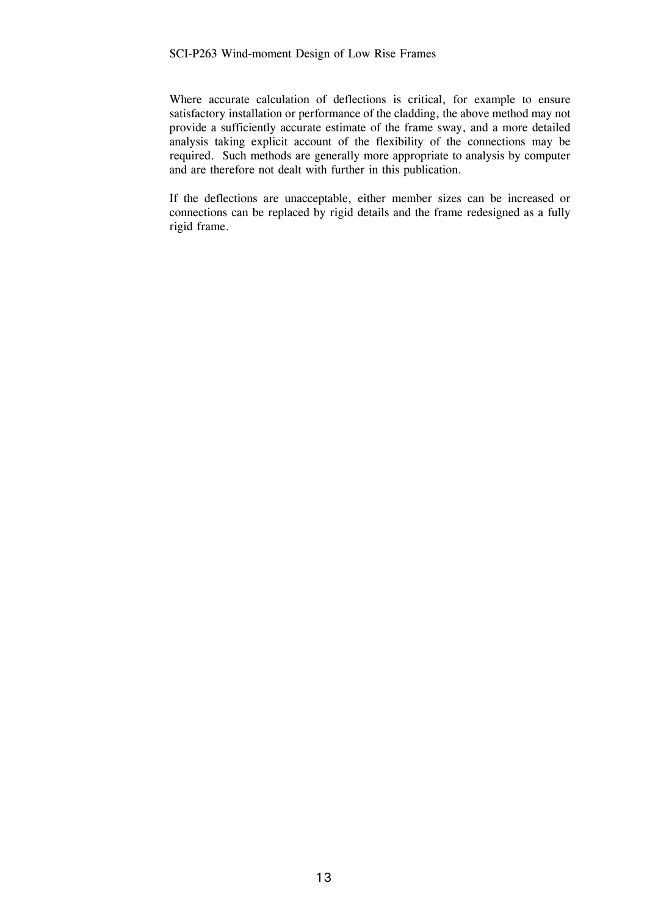Where accurate calculation of deflections is critical, for example to ensure satisfactory installation or performance of the cladding, the above method may not provide a sufficiently accurate estimate of the frame sway, and a more detailed analysis taking explicit account of the flexibility of the connections may be required. Such methods are generally more appropriate to analysis by computer and are therefore not dealt with further in this publication.

If the deflections are unacceptable, either member sizes can be increased or connections can be replaced by rigid details and the frame redesigned as a fully rigid frame.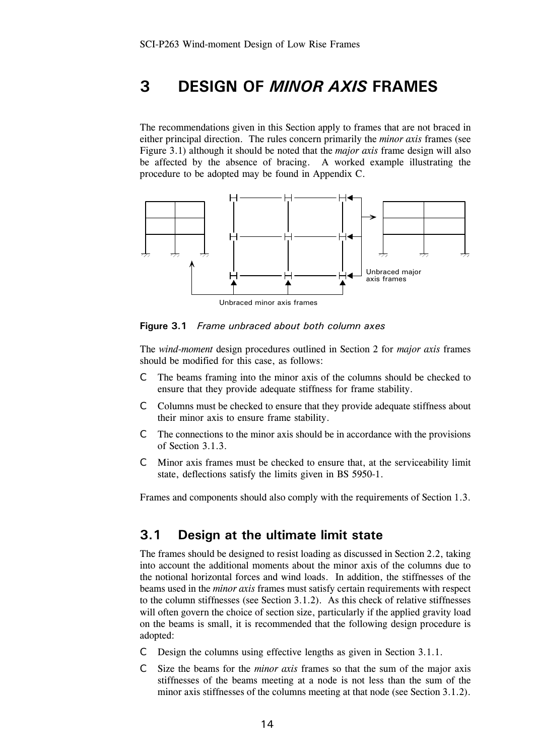# 3 DESIGN OF *MINOR AXIS* FRAMES

The recommendations given in this Section apply to frames that are not braced in either principal direction. The rules concern primarily the *minor axis* frames (see Figure 3.1) although it should be noted that the *major axis* frame design will also be affected by the absence of bracing. A worked example illustrating the procedure to be adopted may be found in Appendix C.

Unbraced major axis frames

Unbraced minor axis frames

**Figure 3.1** *Frame unbraced about both column axes*

The *wind-moment* design procedures outlined in Section 2 for *major axis* frames should be modified for this case, as follows:

- The beams framing into the minor axis of the columns should be checked to ensure that they provide adequate stiffness for frame stability.
- Columns must be checked to ensure that they provide adequate stiffness about their minor axis to ensure frame stability.
- The connections to the minor axis should be in accordance with the provisions of Section 3.1.3.
- Minor axis frames must be checked to ensure that, at the serviceability limit state, deflections satisfy the limits given in BS 5950-1.

Frames and components should also comply with the requirements of Section 1.3.

## 3.1 Design at the ultimate limit state

The frames should be designed to resist loading as discussed in Section 2.2, taking into account the additional moments about the minor axis of the columns due to the notional horizontal forces and wind loads. In addition, the stiffnesses of the beams used in the *minor axis* frames must satisfy certain requirements with respect to the column stiffnesses (see Section 3.1.2). As this check of relative stiffnesses will often govern the choice of section size, particularly if the applied gravity load on the beams is small, it is recommended that the following design procedure is adopted:

- Design the columns using effective lengths as given in Section 3.1.1.
- Size the beams for the *minor axis* frames so that the sum of the major axis stiffnesses of the beams meeting at a node is not less than the sum of the minor axis stiffnesses of the columns meeting at that node (see Section 3.1.2).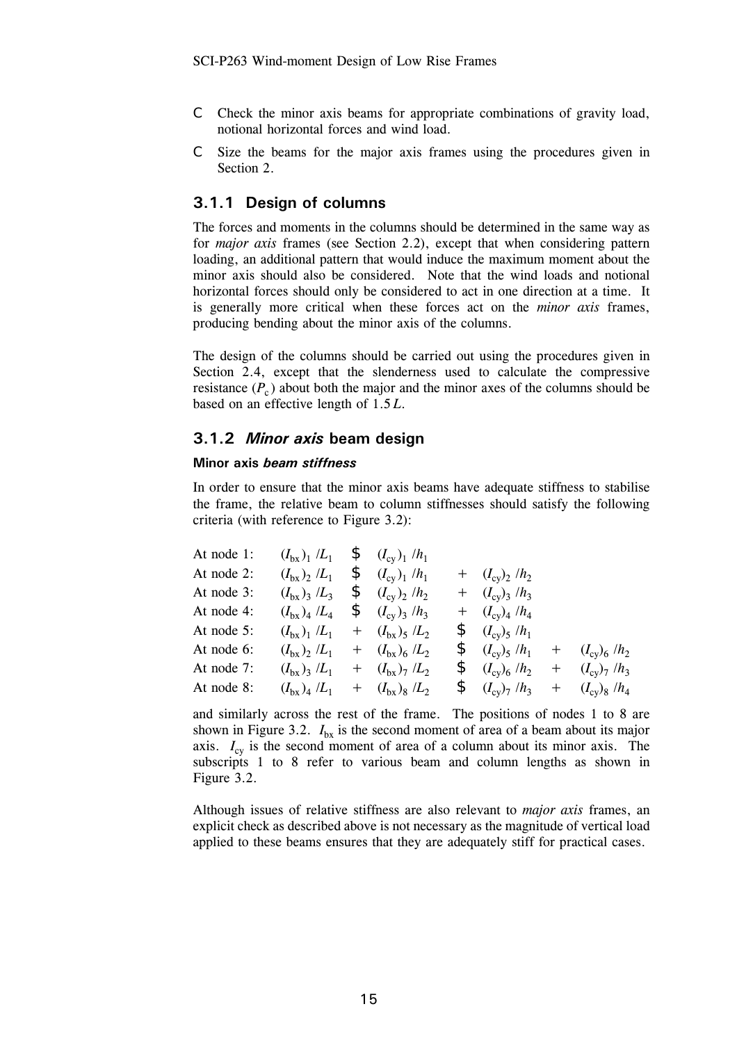- Check the minor axis beams for appropriate combinations of gravity load, notional horizontal forces and wind load.
- Size the beams for the major axis frames using the procedures given in Section 2.

### 3.1.1 Design of columns

The forces and moments in the columns should be determined in the same way as for *major axis* frames (see Section 2.2), except that when considering pattern loading, an additional pattern that would induce the maximum moment about the minor axis should also be considered. Note that the wind loads and notional horizontal forces should only be considered to act in one direction at a time. It is generally more critical when these forces act on the *minor axis* frames, producing bending about the minor axis of the columns.

The design of the columns should be carried out using the procedures given in Section 2.4, except that the slenderness used to calculate the compressive resistance ($P_c$) about both the major and the minor axes of the columns should be based on an effective length of $1.5L$.

### 3.1.2 *Minor axis* beam design

**Minor axis *beam stiffness***

In order to ensure that the minor axis beams have adequate stiffness to stabilise the frame, the relative beam to column stiffnesses should satisfy the following criteria (with reference to Figure 3.2):

At node 1: $(I_{bx})_1 / L_1 \geq (I_{cy})_1 / h_1$

At node 2: $(I_{bx})_2 / L_1 \geq (I_{cy})_1 / h_1 + (I_{cy})_2 / h_2$

At node 3: $(I_{bx})_3 / L_3 \geq (I_{cy})_2 / h_2 + (I_{cy})_3 / h_3$

At node 4: $(I_{bx})_4 / L_4 \geq (I_{cy})_3 / h_3 + (I_{cy})_4 / h_4$

At node 5: $(I_{bx})_1 / L_1 + (I_{bx})_5 / L_2 \geq (I_{cy})_5 / h_1$

At node 6: $(I_{bx})_2 / L_1 + (I_{bx})_6 / L_2 \geq (I_{cy})_5 / h_1 + (I_{cy})_6 / h_2$

At node 7: $(I_{bx})_3 / L_1 + (I_{bx})_7 / L_2 \geq (I_{cy})_6 / h_2 + (I_{cy})_7 / h_3$

At node 8: $(I_{bx})_4 / L_1 + (I_{bx})_8 / L_2 \geq (I_{cy})_7 / h_3 + (I_{cy})_8 / h_4$

and similarly across the rest of the frame. The positions of nodes 1 to 8 are shown in Figure 3.2. $I_{bx}$ is the second moment of area of a beam about its major axis. $I_{cy}$ is the second moment of area of a column about its minor axis. The subscripts 1 to 8 refer to various beam and column lengths as shown in Figure 3.2.

Although issues of relative stiffness are also relevant to *major axis* frames, an explicit check as described above is not necessary as the magnitude of vertical load applied to these beams ensures that they are adequately stiff for practical cases.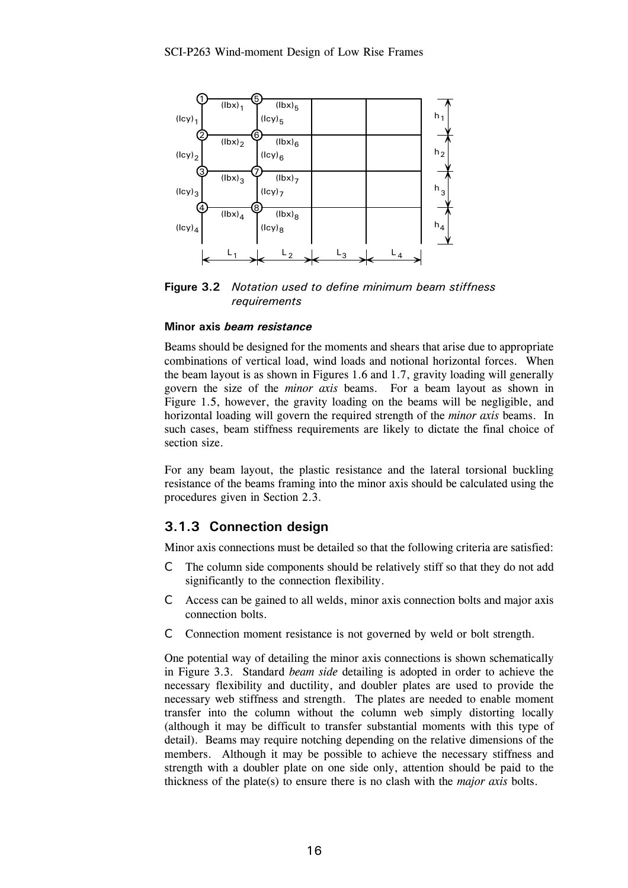**Figure 3.2** *Notation used to define minimum beam stiffness requirements*

#### Minor axis *beam resistance*

Beams should be designed for the moments and shears that arise due to appropriate combinations of vertical load, wind loads and notional horizontal forces. When the beam layout is as shown in Figures 1.6 and 1.7, gravity loading will generally govern the size of the *minor axis* beams. For a beam layout as shown in Figure 1.5, however, the gravity loading on the beams will be negligible, and horizontal loading will govern the required strength of the *minor axis* beams. In such cases, beam stiffness requirements are likely to dictate the final choice of section size.

For any beam layout, the plastic resistance and the lateral torsional buckling resistance of the beams framing into the minor axis should be calculated using the procedures given in Section 2.3.

### 3.1.3 Connection design

Minor axis connections must be detailed so that the following criteria are satisfied:

- The column side components should be relatively stiff so that they do not add significantly to the connection flexibility.
- Access can be gained to all welds, minor axis connection bolts and major axis connection bolts.
- Connection moment resistance is not governed by weld or bolt strength.

One potential way of detailing the minor axis connections is shown schematically in Figure 3.3. Standard *beam side* detailing is adopted in order to achieve the necessary flexibility and ductility, and doubler plates are used to provide the necessary web stiffness and strength. The plates are needed to enable moment transfer into the column without the column web simply distorting locally (although it may be difficult to transfer substantial moments with this type of detail). Beams may require notching depending on the relative dimensions of the members. Although it may be possible to achieve the necessary stiffness and strength with a doubler plate on one side only, attention should be paid to the thickness of the plate(s) to ensure there is no clash with the *major axis* bolts.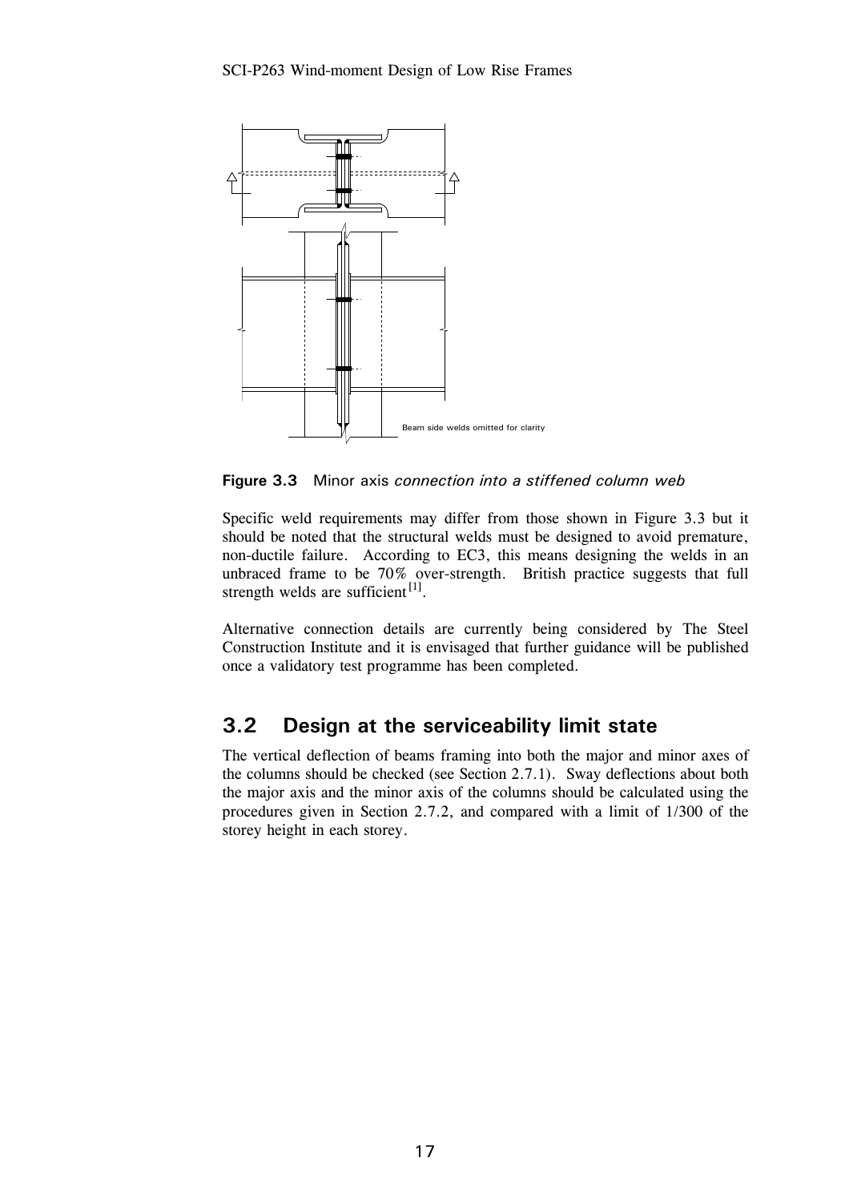Beam side welds omitted for clarity

**Figure 3.3** Minor axis *connection into a stiffened column web*

Specific weld requirements may differ from those shown in Figure 3.3 but it should be noted that the structural welds must be designed to avoid premature, non-ductile failure. According to EC3, this means designing the welds in an unbraced frame to be 70% over-strength. British practice suggests that full strength welds are sufficient [1].

Alternative connection details are currently being considered by The Steel Construction Institute and it is envisaged that further guidance will be published once a validatory test programme has been completed.

## 3.2 Design at the serviceability limit state

The vertical deflection of beams framing into both the major and minor axes of the columns should be checked (see Section 2.7.1). Sway deflections about both the major axis and the minor axis of the columns should be calculated using the procedures given in Section 2.7.2, and compared with a limit of 1/300 of the storey height in each storey.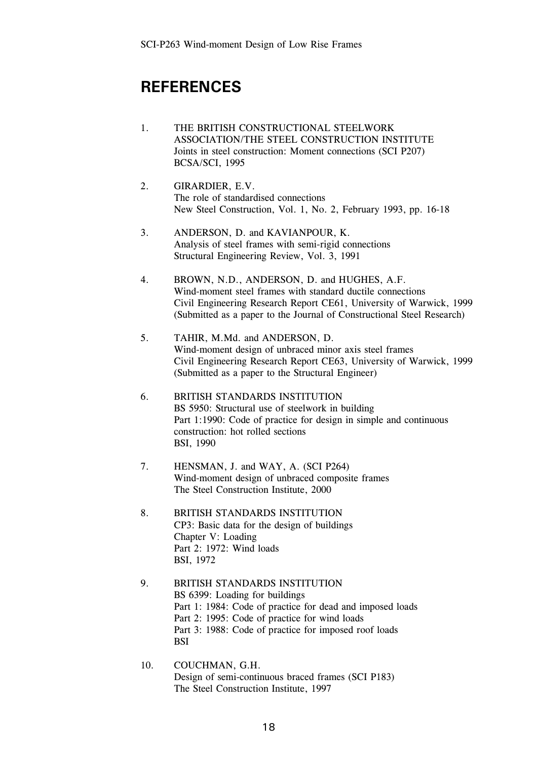# REFERENCES

1. THE BRITISH CONSTRUCTIONAL STEELWORK ASSOCIATION/THE STEEL CONSTRUCTION INSTITUTE
   Joints in steel construction: Moment connections (SCI P207)
   BCSA/SCI, 1995

2. GIRARDIER, E.V.
   The role of standardised connections
   New Steel Construction, Vol. 1, No. 2, February 1993, pp. 16-18

3. ANDERSON, D. and KAVIANPOUR, K.
   Analysis of steel frames with semi-rigid connections
   Structural Engineering Review, Vol. 3, 1991

4. BROWN, N.D., ANDERSON, D. and HUGHES, A.F.
   Wind-moment steel frames with standard ductile connections
   Civil Engineering Research Report CE61, University of Warwick, 1999
   (Submitted as a paper to the Journal of Constructional Steel Research)

5. TAHIR, M.Md. and ANDERSON, D.
   Wind-moment design of unbraced minor axis steel frames
   Civil Engineering Research Report CE63, University of Warwick, 1999
   (Submitted as a paper to the Structural Engineer)

6. BRITISH STANDARDS INSTITUTION
   BS 5950: Structural use of steelwork in building
   Part 1:1990: Code of practice for design in simple and continuous construction: hot rolled sections
   BSI, 1990

7. HENSMAN, J. and WAY, A. (SCI P264)
   Wind-moment design of unbraced composite frames
   The Steel Construction Institute, 2000

8. BRITISH STANDARDS INSTITUTION
   CP3: Basic data for the design of buildings
   Chapter V: Loading
   Part 2: 1972: Wind loads
   BSI, 1972

9. BRITISH STANDARDS INSTITUTION
   BS 6399: Loading for buildings
   Part 1: 1984: Code of practice for dead and imposed loads
   Part 2: 1995: Code of practice for wind loads
   Part 3: 1988: Code of practice for imposed roof loads
   BSI

10. COUCHMAN, G.H.
    Design of semi-continuous braced frames (SCI P183)
    The Steel Construction Institute, 1997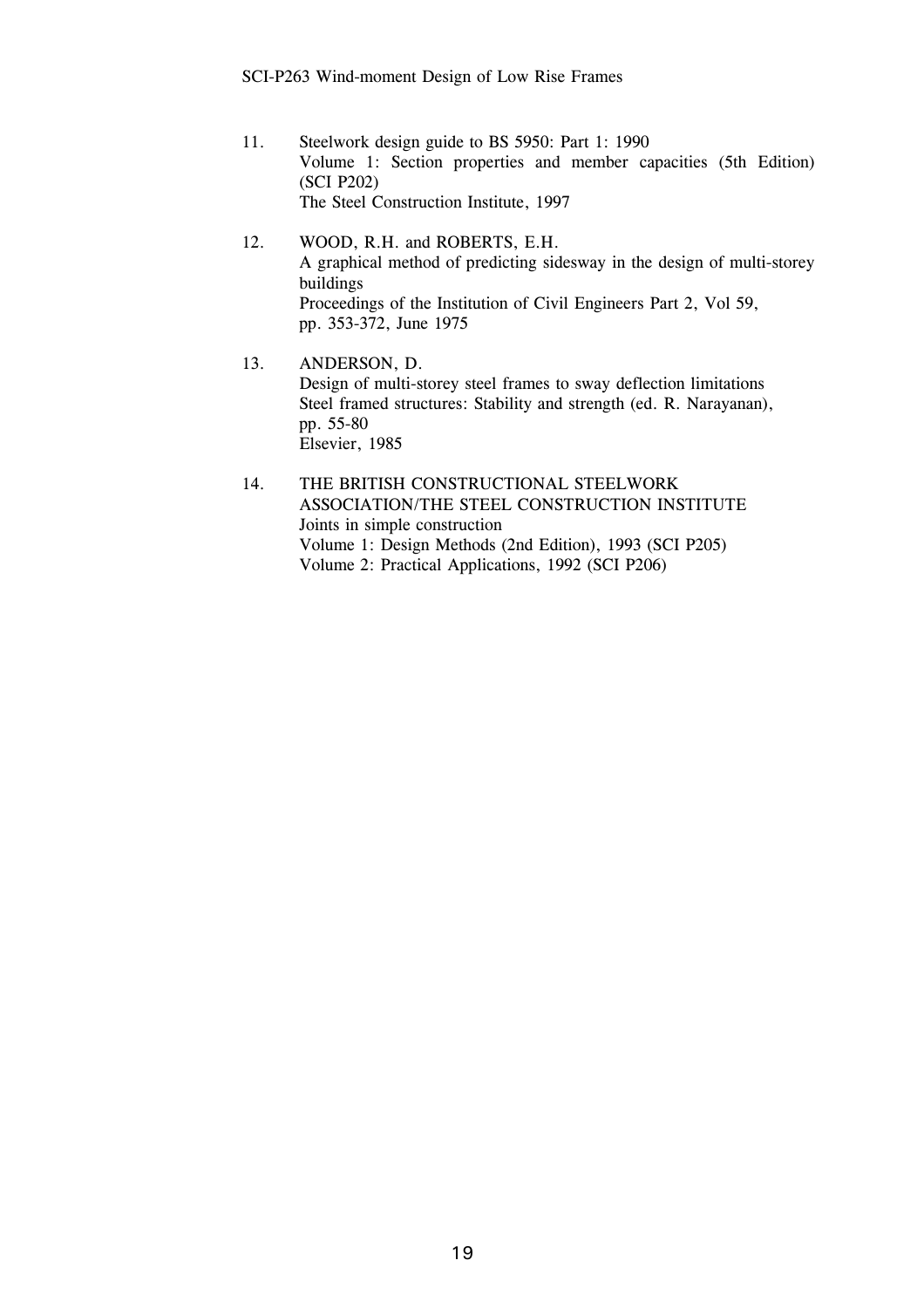11. Steelwork design guide to BS 5950: Part 1: 1990
    Volume 1: Section properties and member capacities (5th Edition) (SCI P202)
    The Steel Construction Institute, 1997

12. WOOD, R.H. and ROBERTS, E.H.
    A graphical method of predicting sidesway in the design of multi-storey buildings
    Proceedings of the Institution of Civil Engineers Part 2, Vol 59, pp. 353-372, June 1975

13. ANDERSON, D.
    Design of multi-storey steel frames to sway deflection limitations
    Steel framed structures: Stability and strength (ed. R. Narayanan), pp. 55-80
    Elsevier, 1985

14. THE BRITISH CONSTRUCTIONAL STEELWORK ASSOCIATION/THE STEEL CONSTRUCTION INSTITUTE
    Joints in simple construction
    Volume 1: Design Methods (2nd Edition), 1993 (SCI P205)
    Volume 2: Practical Applications, 1992 (SCI P206)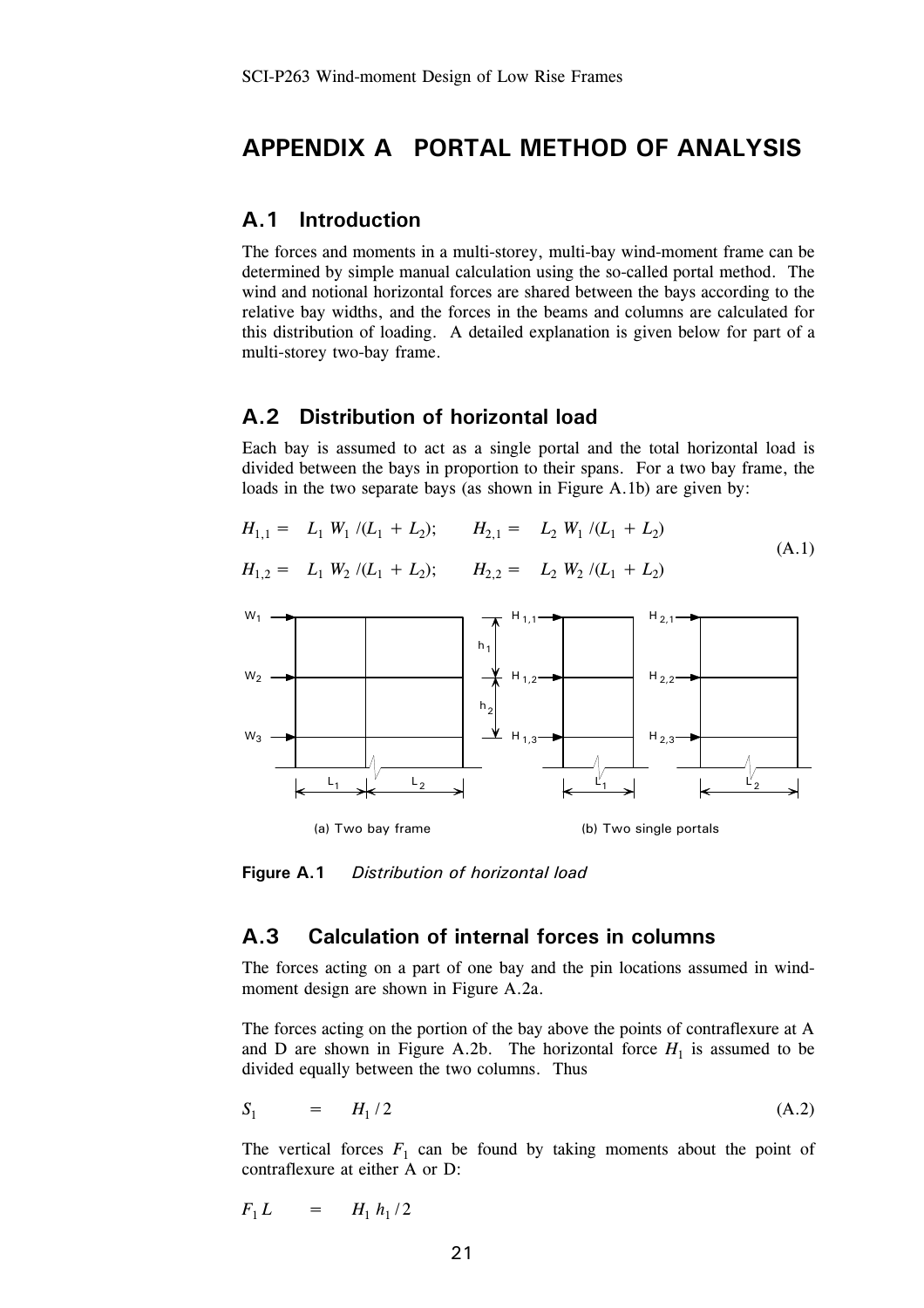# APPENDIX A PORTAL METHOD OF ANALYSIS

## A.1 Introduction

The forces and moments in a multi-storey, multi-bay wind-moment frame can be determined by simple manual calculation using the so-called portal method. The wind and notional horizontal forces are shared between the bays according to the relative bay widths, and the forces in the beams and columns are calculated for this distribution of loading. A detailed explanation is given below for part of a multi-storey two-bay frame.

## A.2 Distribution of horizontal load

Each bay is assumed to act as a single portal and the total horizontal load is divided between the bays in proportion to their spans. For a two bay frame, the loads in the two separate bays (as shown in Figure A.1b) are given by:

$$H_{1,1} = L_1 \, W_1 /(L_1 + L_2); \qquad H_{2,1} = L_2 \, W_1 /(L_1 + L_2)$$

$$H_{1,2} = L_1 \, W_2 /(L_1 + L_2); \qquad H_{2,2} = L_2 \, W_2 /(L_1 + L_2) \tag{A.1}$$

(a) Two bay frame (b) Two single portals

**Figure A.1** *Distribution of horizontal load*

## A.3 Calculation of internal forces in columns

The forces acting on a part of one bay and the pin locations assumed in wind-moment design are shown in Figure A.2a.

The forces acting on the portion of the bay above the points of contraflexure at A and D are shown in Figure A.2b. The horizontal force $H_1$ is assumed to be divided equally between the two columns. Thus

$$S_1 = H_1 / 2 \tag{A.2}$$

The vertical forces $F_1$ can be found by taking moments about the point of contraflexure at either A or D:

$$F_1 L = H_1 \, h_1 / 2$$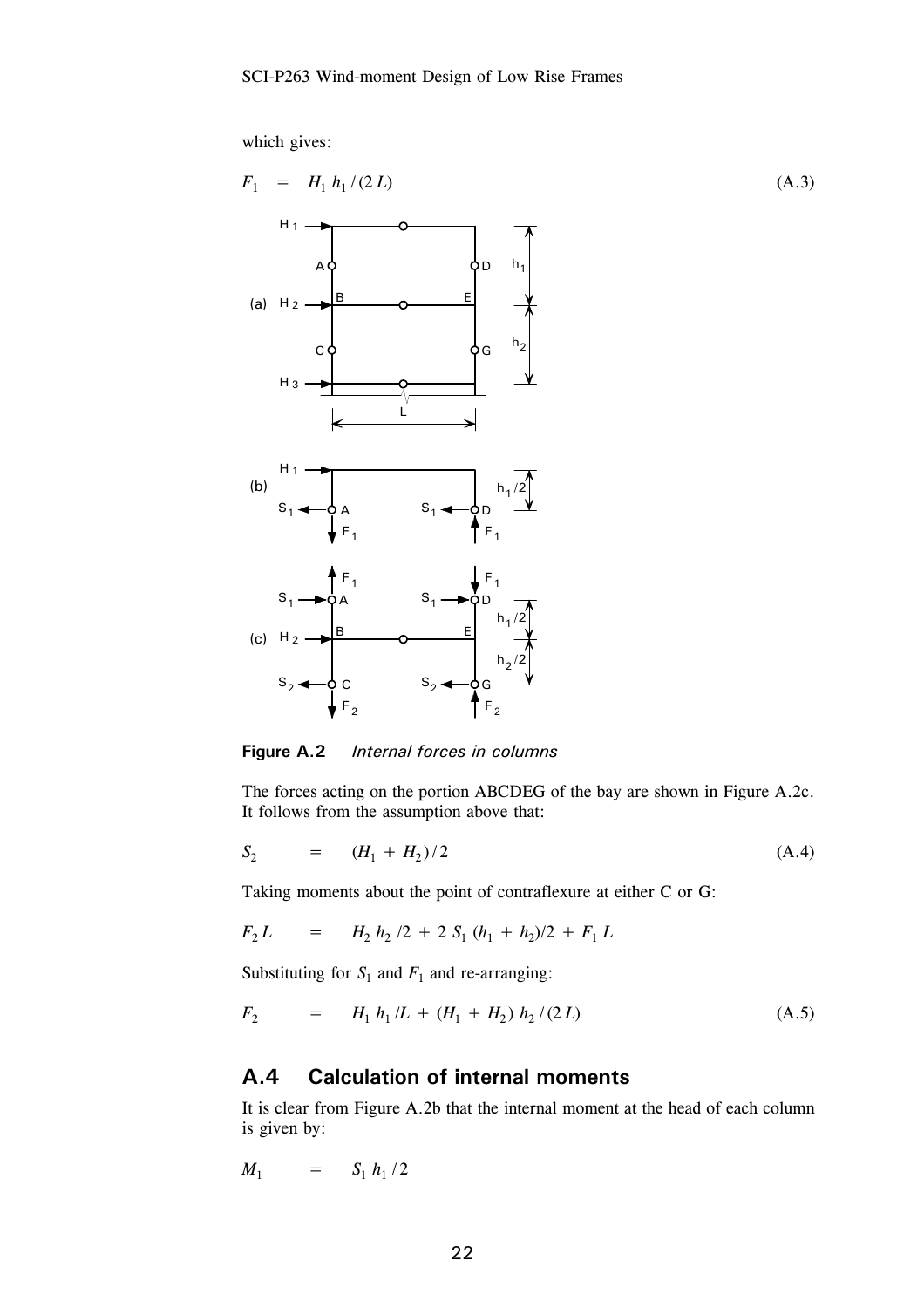which gives:

$$F_1 \quad = \quad H_1 \, h_1 \, / \, (2 \, L) \tag{A.3}$$

**Figure A.2** *Internal forces in columns*

The forces acting on the portion ABCDEG of the bay are shown in Figure A.2c. It follows from the assumption above that:

$$S_2 \quad = \quad (H_1 + H_2)/2 \tag{A.4}$$

Taking moments about the point of contraflexure at either C or G:

$$F_2 \, L \quad = \quad H_2 \, h_2 \, /2 \; + \; 2 \, S_1 \, (h_1 + h_2)/2 \; + \; F_1 \, L$$

Substituting for $S_1$ and $F_1$ and re-arranging:

$$F_2 \quad = \quad H_1 \, h_1 \, /L \; + \; (H_1 + H_2) \, h_2 \, / \, (2 \, L) \tag{A.5}$$

## A.4 Calculation of internal moments

It is clear from Figure A.2b that the internal moment at the head of each column is given by:

$$M_1 \quad = \quad S_1 \, h_1 \, / \, 2$$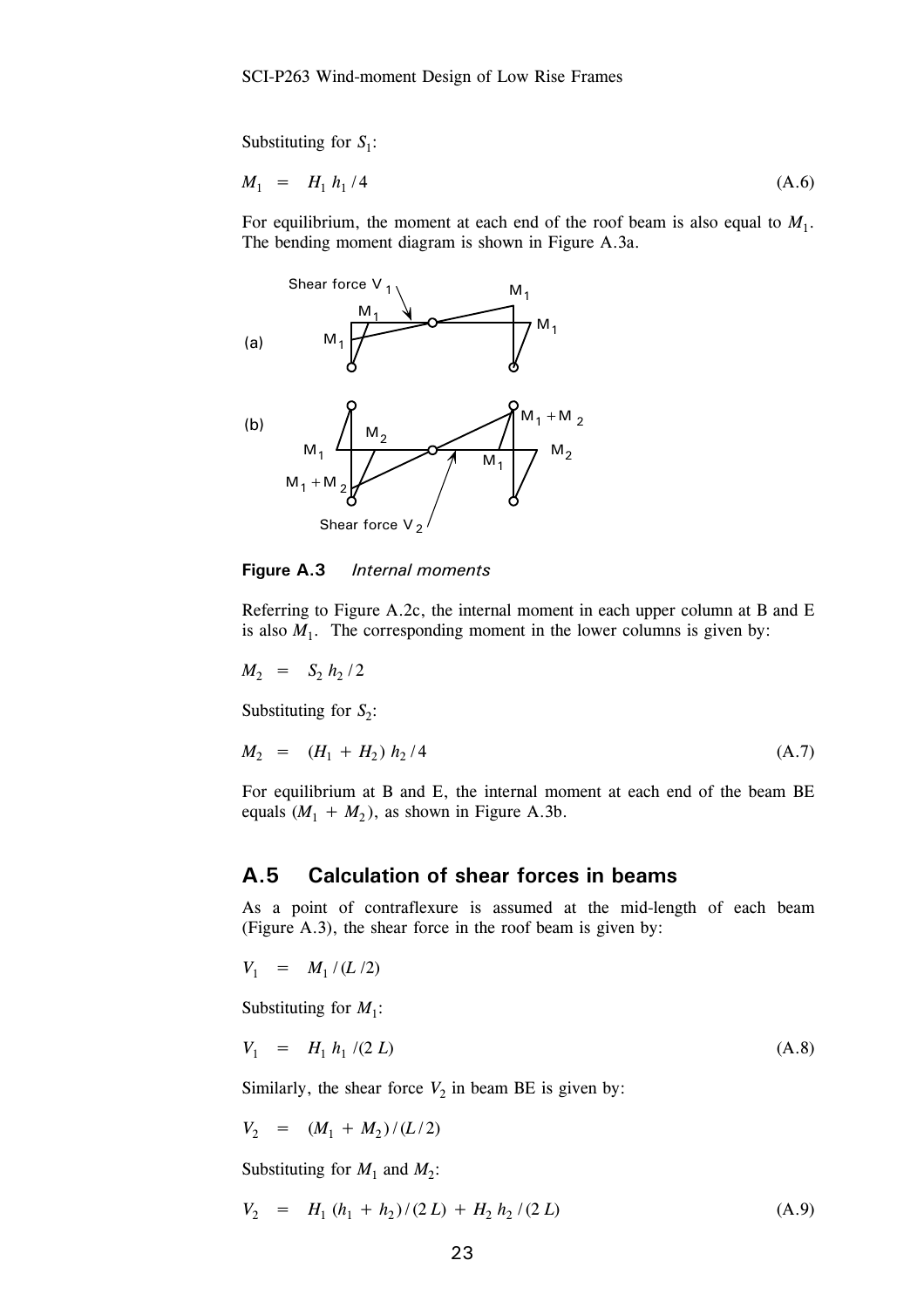Substituting for $S_1$:

$$M_1 \quad = \quad H_1\, h_1 / 4 \tag{A.6}$$

For equilibrium, the moment at each end of the roof beam is also equal to $M_1$. The bending moment diagram is shown in Figure A.3a.

**Figure A.3** *Internal moments*

Referring to Figure A.2c, the internal moment in each upper column at B and E is also $M_1$. The corresponding moment in the lower columns is given by:

$$M_2 \quad = \quad S_2\, h_2 / 2$$

Substituting for $S_2$:

$$M_2 \quad = \quad (H_1 \,+\, H_2)\, h_2 / 4 \tag{A.7}$$

For equilibrium at B and E, the internal moment at each end of the beam BE equals $(M_1 \,+\, M_2)$, as shown in Figure A.3b.

## A.5 Calculation of shear forces in beams

As a point of contraflexure is assumed at the mid-length of each beam (Figure A.3), the shear force in the roof beam is given by:

$$V_1 \quad = \quad M_1 / (L/2)$$

Substituting for $M_1$:

$$V_1 \quad = \quad H_1\, h_1 / (2\, L) \tag{A.8}$$

Similarly, the shear force $V_2$ in beam BE is given by:

$$V_2 \quad = \quad (M_1 \,+\, M_2) / (L/2)$$

Substituting for $M_1$ and $M_2$:

$$V_2 \quad = \quad H_1\, (h_1 \,+\, h_2) / (2\, L) \,+\, H_2\, h_2 / (2\, L) \tag{A.9}$$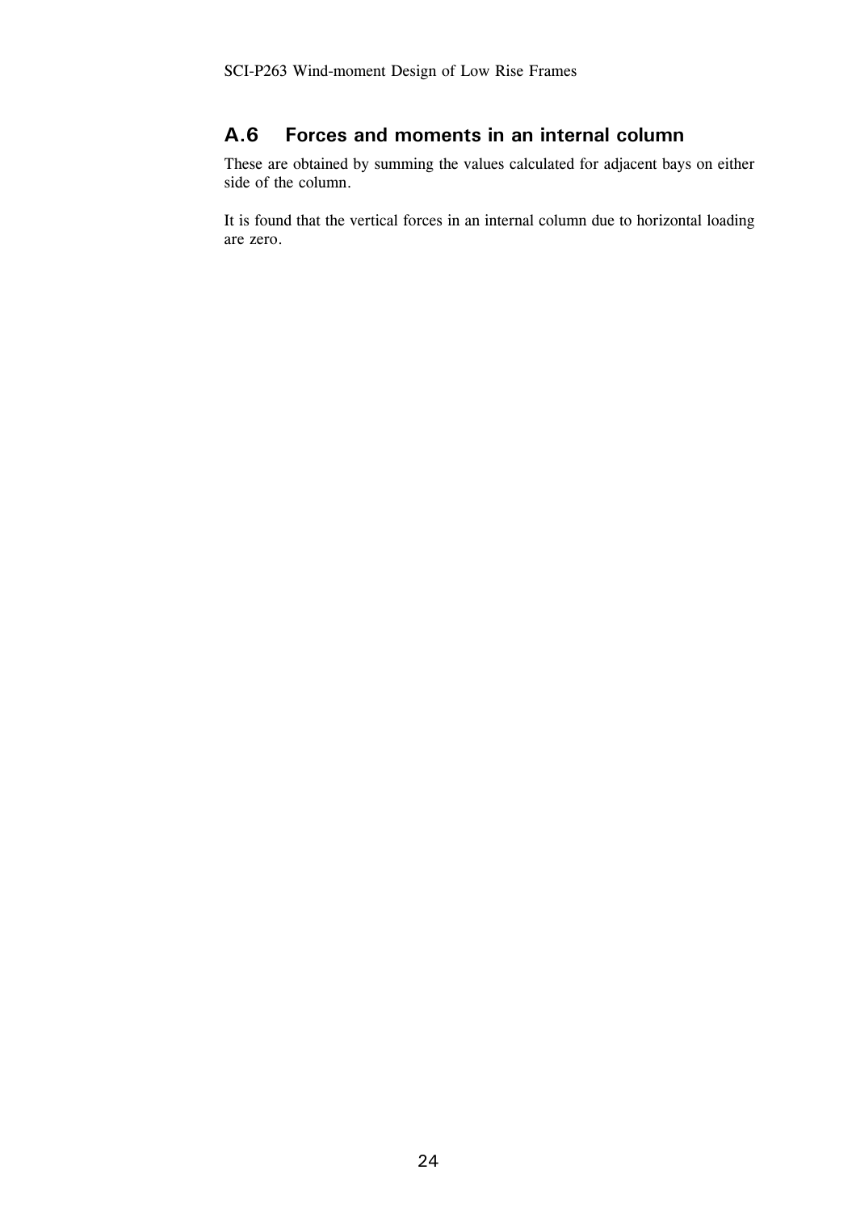## A.6 Forces and moments in an internal column

These are obtained by summing the values calculated for adjacent bays on either side of the column.

It is found that the vertical forces in an internal column due to horizontal loading are zero.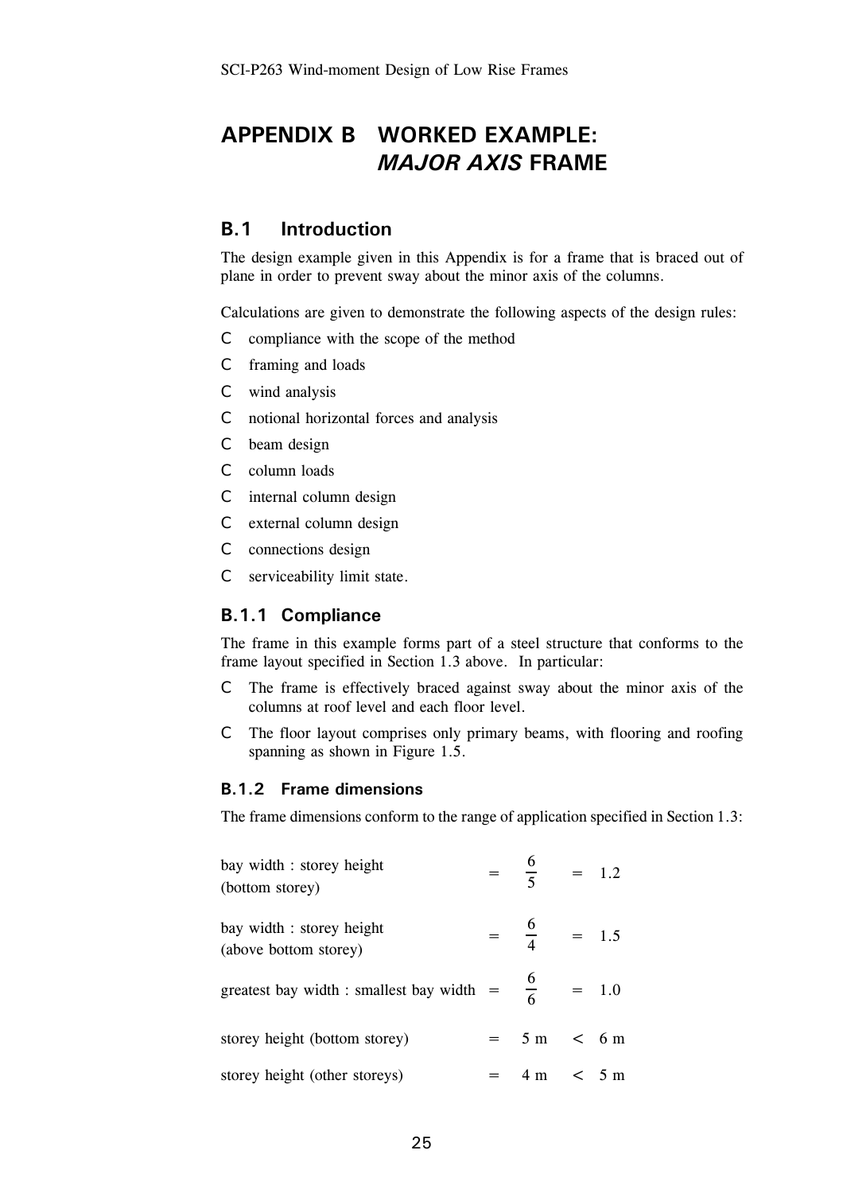# APPENDIX B WORKED EXAMPLE: *MAJOR AXIS* FRAME

## B.1 Introduction

The design example given in this Appendix is for a frame that is braced out of plane in order to prevent sway about the minor axis of the columns.

Calculations are given to demonstrate the following aspects of the design rules:

- compliance with the scope of the method
- framing and loads
- wind analysis
- notional horizontal forces and analysis
- beam design
- column loads
- internal column design
- external column design
- connections design
- serviceability limit state.

### B.1.1 Compliance

The frame in this example forms part of a steel structure that conforms to the frame layout specified in Section 1.3 above. In particular:

- The frame is effectively braced against sway about the minor axis of the columns at roof level and each floor level.
- The floor layout comprises only primary beams, with flooring and roofing spanning as shown in Figure 1.5.

### B.1.2 Frame dimensions

The frame dimensions conform to the range of application specified in Section 1.3:

| | | | | |
|---|---|---|---|---|
| bay width : storey height (bottom storey) | = | $\frac{6}{5}$ | = | 1.2 |
| bay width : storey height (above bottom storey) | = | $\frac{6}{4}$ | = | 1.5 |
| greatest bay width : smallest bay width | = | $\frac{6}{6}$ | = | 1.0 |
| storey height (bottom storey) | = | 5 m | < | 6 m |
| storey height (other storeys) | = | 4 m | < | 5 m |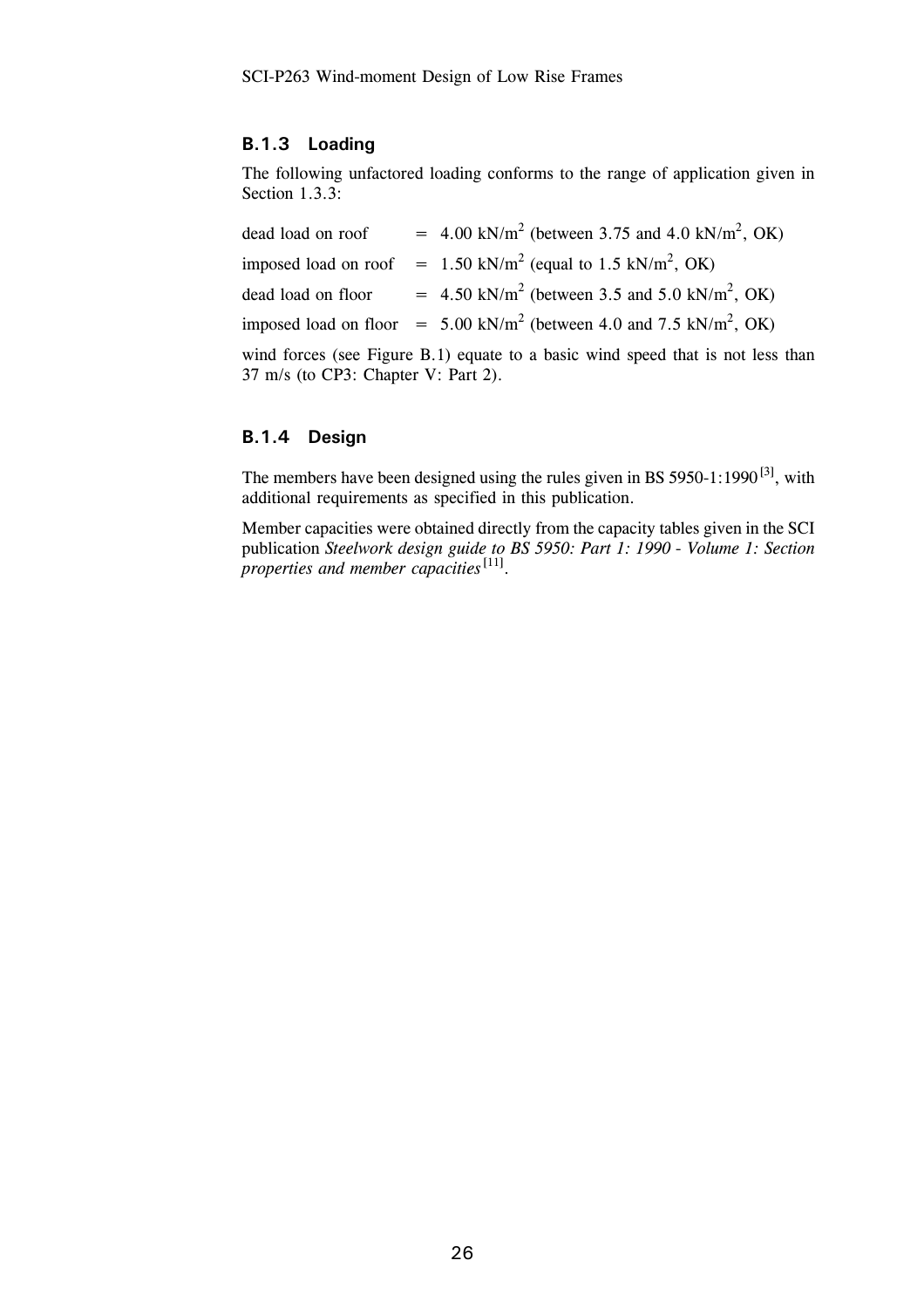### B.1.3 Loading

The following unfactored loading conforms to the range of application given in Section 1.3.3:

dead load on roof = 4.00 kN/m$^2$ (between 3.75 and 4.0 kN/m$^2$, OK)

imposed load on roof = 1.50 kN/m$^2$ (equal to 1.5 kN/m$^2$, OK)

dead load on floor = 4.50 kN/m$^2$ (between 3.5 and 5.0 kN/m$^2$, OK)

imposed load on floor = 5.00 kN/m$^2$ (between 4.0 and 7.5 kN/m$^2$, OK)

wind forces (see Figure B.1) equate to a basic wind speed that is not less than 37 m/s (to CP3: Chapter V: Part 2).

### B.1.4 Design

The members have been designed using the rules given in BS 5950-1:1990 [3], with additional requirements as specified in this publication.

Member capacities were obtained directly from the capacity tables given in the SCI publication *Steelwork design guide to BS 5950: Part 1: 1990 - Volume 1: Section properties and member capacities* [11].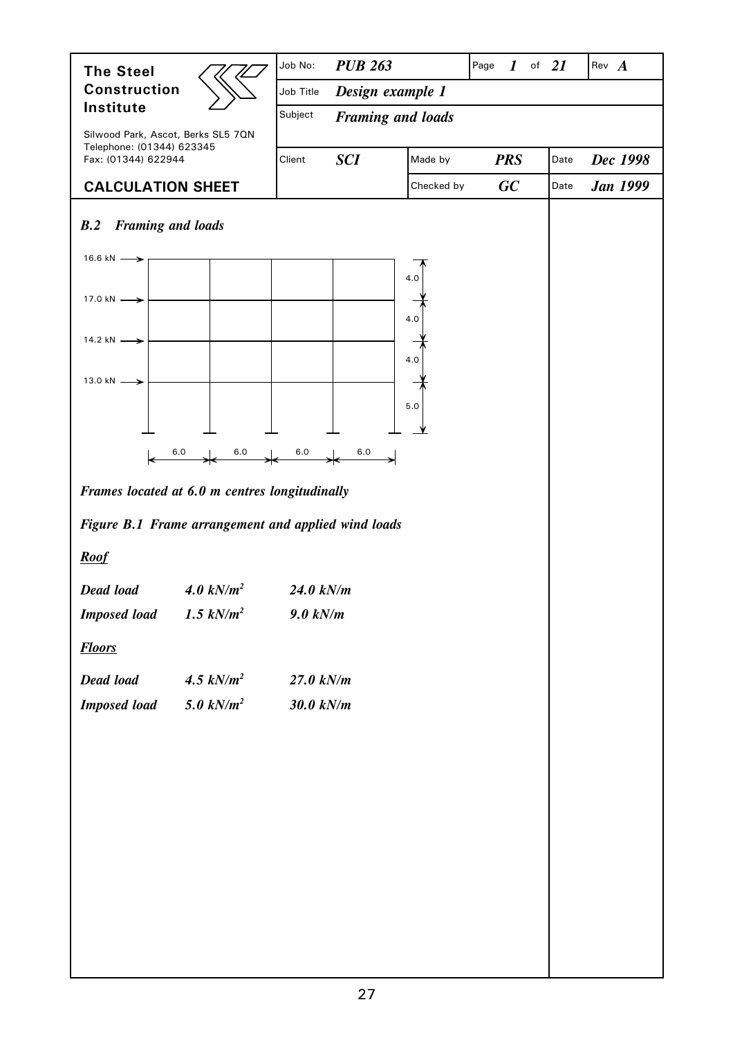| The Steel Construction Institute | Job No: | PUB 263 | | Page 1 of 21 | Rev A |
|---|---|---|---|---|---|
| Silwood Park, Ascot, Berks SL5 7QN Telephone: (01344) 623345 Fax: (01344) 622944 | Job Title | Design example 1 | | | |
| | Subject | Framing and loads | | | |
| | Client | SCI | Made by | PRS | Date Dec 1998 |
| CALCULATION SHEET | | | Checked by | GC | Date Jan 1999 |

### *B.2 Framing and loads*

16.6 kN, 17.0 kN, 14.2 kN, 13.0 kN

4.0, 4.0, 4.0, 5.0

6.0, 6.0, 6.0, 6.0

***Frames located at 6.0 m centres longitudinally***

***Figure B.1 Frame arrangement and applied wind loads***

***Roof***

| | | |
|---|---|---|
| ***Dead load*** | ***4.0 kN/m²*** | ***24.0 kN/m*** |
| ***Imposed load*** | ***1.5 kN/m²*** | ***9.0 kN/m*** |

***Floors***

| | | |
|---|---|---|
| ***Dead load*** | ***4.5 kN/m²*** | ***27.0 kN/m*** |
| ***Imposed load*** | ***5.0 kN/m²*** | ***30.0 kN/m*** |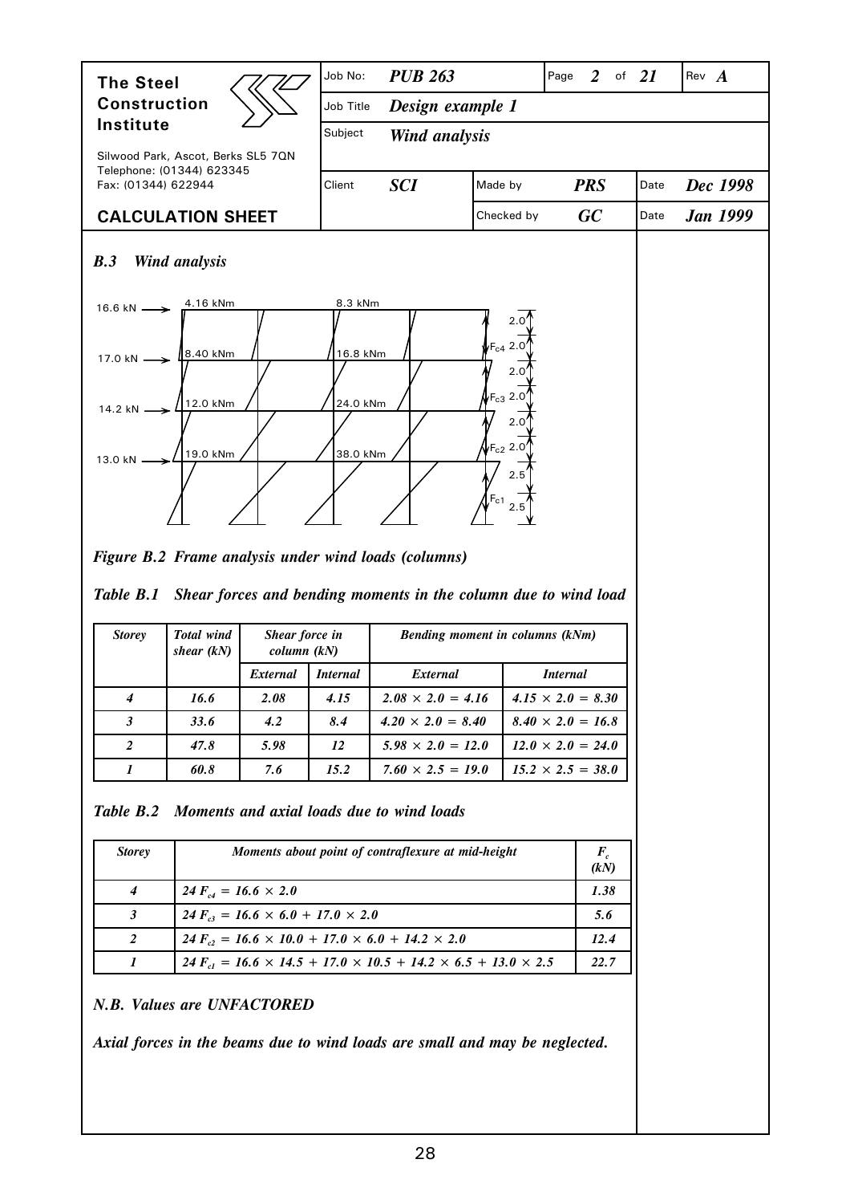### *B.3 Wind analysis*

*Figure B.2 Frame analysis under wind loads (columns)*

*Table B.1 Shear forces and bending moments in the column due to wind load*

| *Storey* | *Total wind shear (kN)* | *Shear force in column (kN)* | | *Bending moment in columns (kNm)* | |
|---|---|---|---|---|---|
| | | *External* | *Internal* | *External* | *Internal* |
| *4* | *16.6* | *2.08* | *4.15* | $2.08 \times 2.0 = 4.16$ | $4.15 \times 2.0 = 8.30$ |
| *3* | *33.6* | *4.2* | *8.4* | $4.20 \times 2.0 = 8.40$ | $8.40 \times 2.0 = 16.8$ |
| *2* | *47.8* | *5.98* | *12* | $5.98 \times 2.0 = 12.0$ | $12.0 \times 2.0 = 24.0$ |
| *1* | *60.8* | *7.6* | *15.2* | $7.60 \times 2.5 = 19.0$ | $15.2 \times 2.5 = 38.0$ |

*Table B.2 Moments and axial loads due to wind loads*

| *Storey* | *Moments about point of contraflexure at mid-height* | $F_c$ *(kN)* |
|---|---|---|
| *4* | $24\,F_{c4} = 16.6 \times 2.0$ | *1.38* |
| *3* | $24\,F_{c3} = 16.6 \times 6.0 + 17.0 \times 2.0$ | *5.6* |
| *2* | $24\,F_{c2} = 16.6 \times 10.0 + 17.0 \times 6.0 + 14.2 \times 2.0$ | *12.4* |
| *1* | $24\,F_{c1} = 16.6 \times 14.5 + 17.0 \times 10.5 + 14.2 \times 6.5 + 13.0 \times 2.5$ | *22.7* |

***N.B. Values are UNFACTORED***

***Axial forces in the beams due to wind loads are small and may be neglected.***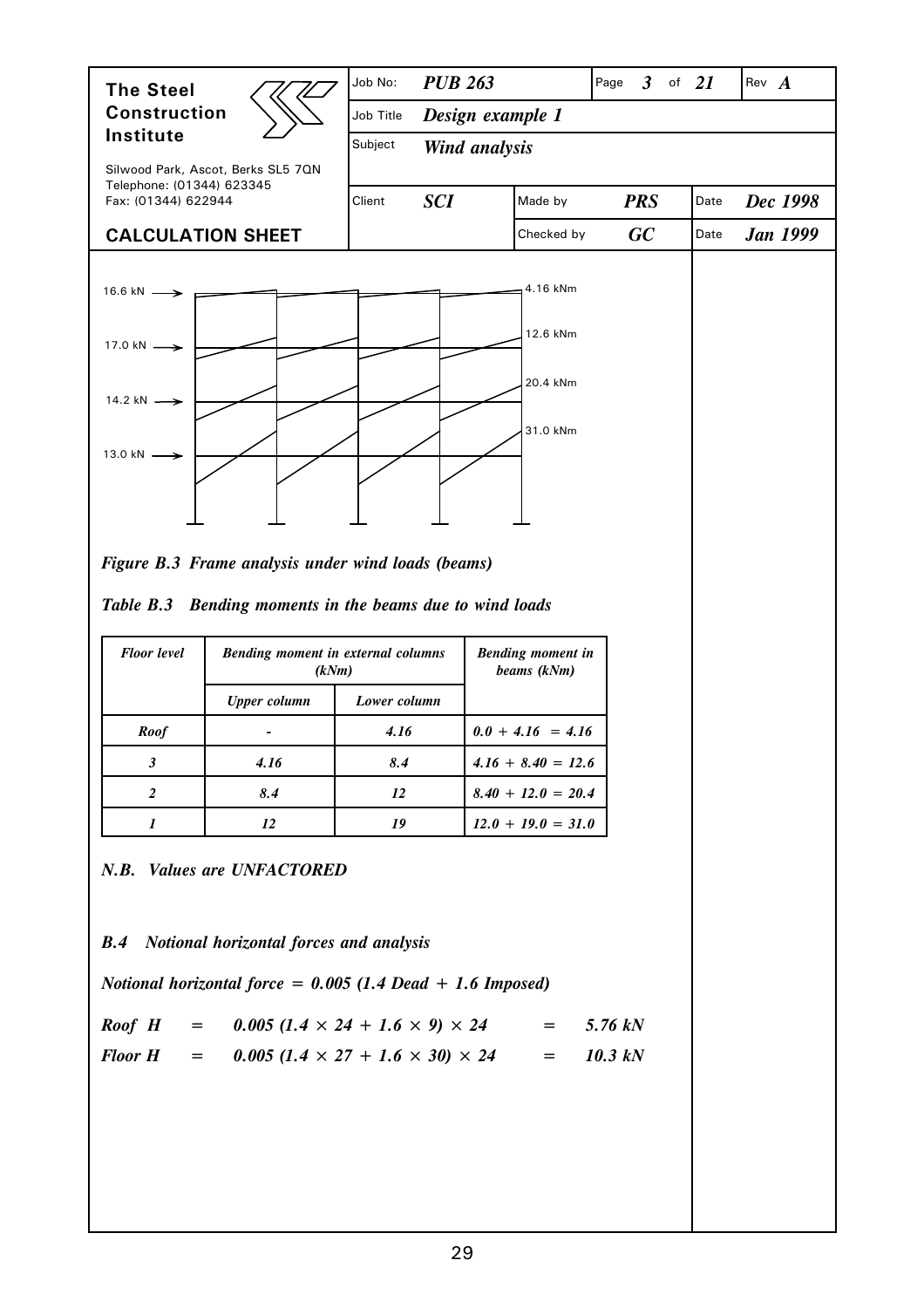16.6 kN → 4.16 kNm

17.0 kN → 12.6 kNm

14.2 kN → 20.4 kNm

13.0 kN → 31.0 kNm

***Figure B.3 Frame analysis under wind loads (beams)***

***Table B.3 Bending moments in the beams due to wind loads***

| *Floor level* | *Bending moment in external columns (kNm)* | | *Bending moment in beams (kNm)* |
|---|---|---|---|
| | *Upper column* | *Lower column* | |
| *Roof* | - | *4.16* | $0.0 + 4.16 = 4.16$ |
| *3* | *4.16* | *8.4* | $4.16 + 8.40 = 12.6$ |
| *2* | *8.4* | *12* | $8.40 + 12.0 = 20.4$ |
| *1* | *12* | *19* | $12.0 + 19.0 = 31.0$ |

***N.B. Values are UNFACTORED***

### *B.4 Notional horizontal forces and analysis*

*Notional horizontal force = 0.005 (1.4 Dead + 1.6 Imposed)*

*Roof H* $= 0.005\,(1.4 \times 24 + 1.6 \times 9) \times 24 = 5.76$ kN

*Floor H* $= 0.005\,(1.4 \times 27 + 1.6 \times 30) \times 24 = 10.3$ kN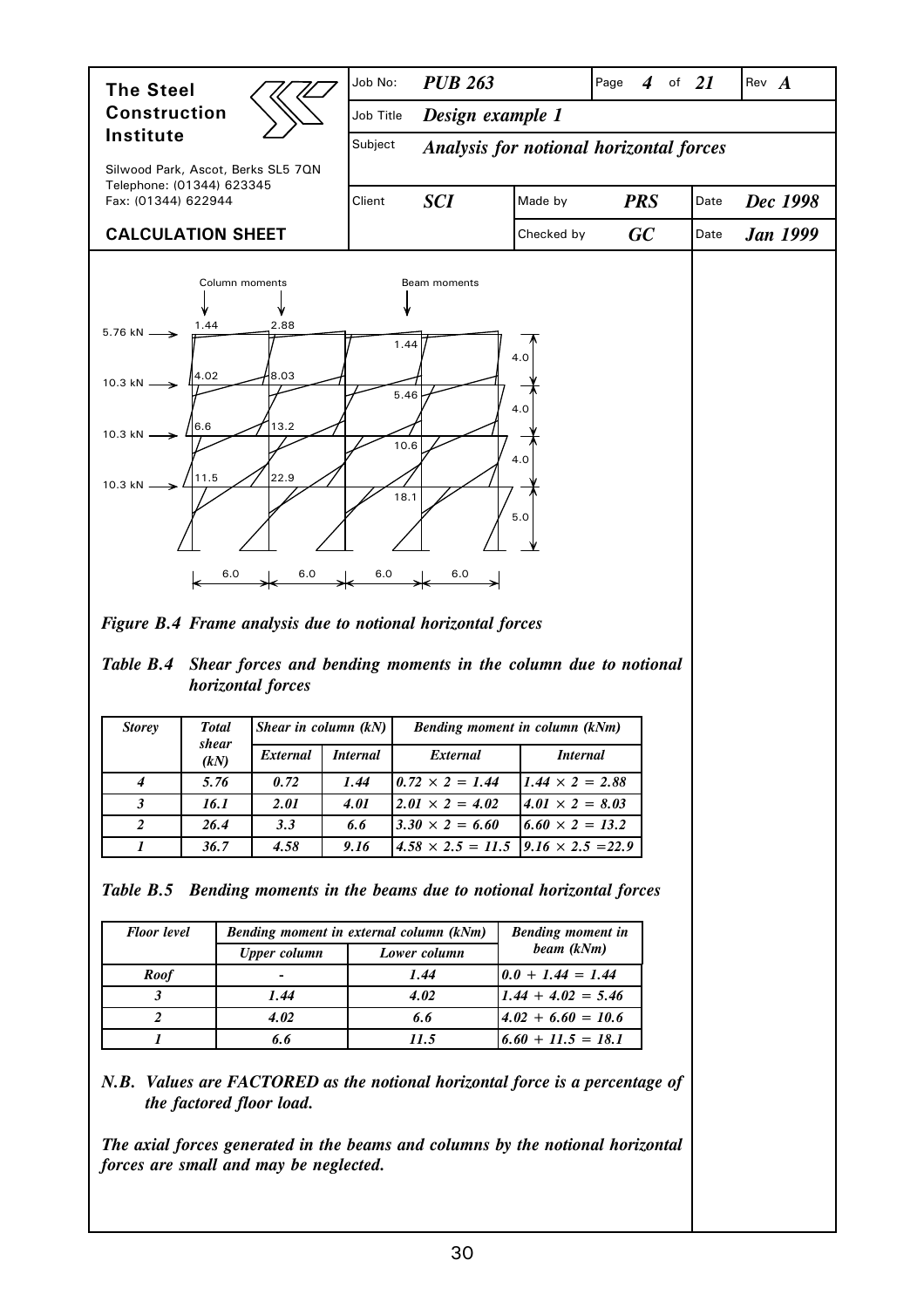| Job No: | PUB 263 | Page 4 of 21 | Rev A |
|---|---|---|---|
| Job Title | Design example 1 | | |
| Subject | Analysis for notional horizontal forces | | |
| Client | SCI | Made by PRS | Date Dec 1998 |
| | | Checked by GC | Date Jan 1999 |

**The Steel Construction Institute**
Silwood Park, Ascot, Berks SL5 7QN
Telephone: (01344) 623345
Fax: (01344) 622944

**CALCULATION SHEET**

Column moments — Beam moments

5.76 kN, 10.3 kN, 10.3 kN, 10.3 kN

1.44, 2.88, 1.44
4.02, 8.03, 5.46
6.6, 13.2, 10.6
11.5, 22.9, 18.1

4.0, 4.0, 4.0, 5.0

6.0, 6.0, 6.0, 6.0

***Figure B.4 Frame analysis due to notional horizontal forces***

***Table B.4 Shear forces and bending moments in the column due to notional horizontal forces***

| *Storey* | *Total shear (kN)* | *Shear in column (kN)* | | *Bending moment in column (kNm)* | |
|---|---|---|---|---|---|
| | | *External* | *Internal* | *External* | *Internal* |
| *4* | *5.76* | *0.72* | *1.44* | *0.72 × 2 = 1.44* | *1.44 × 2 = 2.88* |
| *3* | *16.1* | *2.01* | *4.01* | *2.01 × 2 = 4.02* | *4.01 × 2 = 8.03* |
| *2* | *26.4* | *3.3* | *6.6* | *3.30 × 2 = 6.60* | *6.60 × 2 = 13.2* |
| *1* | *36.7* | *4.58* | *9.16* | *4.58 × 2.5 = 11.5* | *9.16 × 2.5 = 22.9* |

***Table B.5 Bending moments in the beams due to notional horizontal forces***

| *Floor level* | *Bending moment in external column (kNm)* | | *Bending moment in beam (kNm)* |
|---|---|---|---|
| | *Upper column* | *Lower column* | |
| *Roof* | *-* | *1.44* | *0.0 + 1.44 = 1.44* |
| *3* | *1.44* | *4.02* | *1.44 + 4.02 = 5.46* |
| *2* | *4.02* | *6.6* | *4.02 + 6.60 = 10.6* |
| *1* | *6.6* | *11.5* | *6.60 + 11.5 = 18.1* |

***N.B. Values are FACTORED as the notional horizontal force is a percentage of the factored floor load.***

***The axial forces generated in the beams and columns by the notional horizontal forces are small and may be neglected.***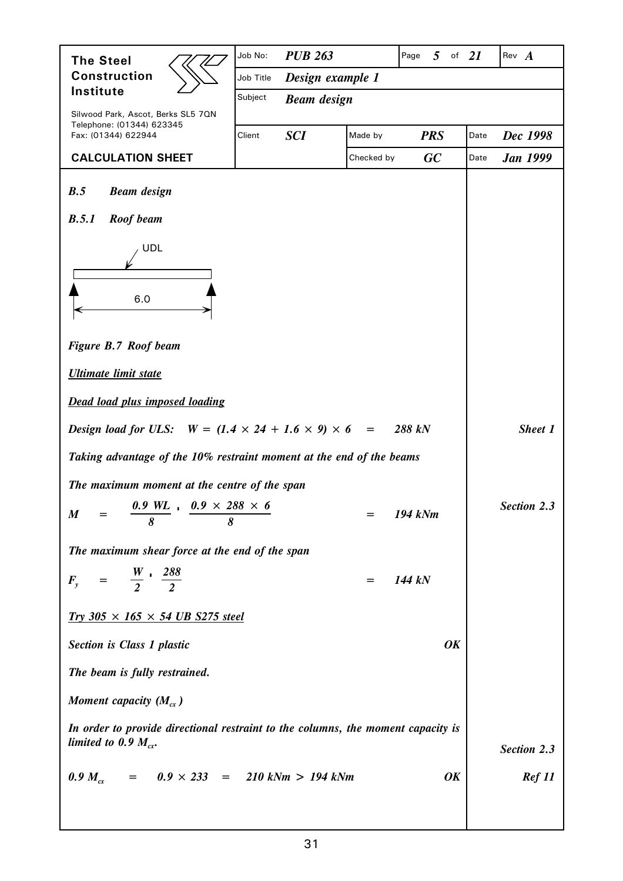| The Steel Construction Institute | Job No: | PUB 263 | | Page 5 of 21 | | Rev A |
|---|---|---|---|---|---|---|
| Silwood Park, Ascot, Berks SL5 7QN Telephone: (01344) 623345 Fax: (01344) 622944 | Job Title | Design example 1 | | | | |
| | Subject | Beam design | | | | |
| | Client | SCI | Made by | PRS | Date | Dec 1998 |
| CALCULATION SHEET | | | Checked by | GC | Date | Jan 1999 |

### *B.5 Beam design*

### *B.5.1 Roof beam*

UDL

6.0

*Figure B.7 Roof beam*

***Ultimate limit state***

***Dead load plus imposed loading***

*Design load for ULS:* $W = (1.4 \times 24 + 1.6 \times 9) \times 6 = 288\ kN$ — *Sheet 1*

*Taking advantage of the 10% restraint moment at the end of the beams*

*The maximum moment at the centre of the span*

$$M = \frac{0.9\ WL}{8} = \frac{0.9 \times 288 \times 6}{8} = 194\ kNm$$

*Section 2.3*

*The maximum shear force at the end of the span*

$$F_y = \frac{W}{2} = \frac{288}{2} = 144\ kN$$

***Try 305 × 165 × 54 UB S275 steel***

*Section is Class 1 plastic* **OK**

*The beam is fully restrained.*

*Moment capacity ($M_{cx}$)*

*In order to provide directional restraint to the columns, the moment capacity is limited to 0.9 $M_{cx}$.* — *Section 2.3*

$0.9\ M_{cx} = 0.9 \times 233 = 210\ kNm > 194\ kNm$ **OK** — *Ref 11*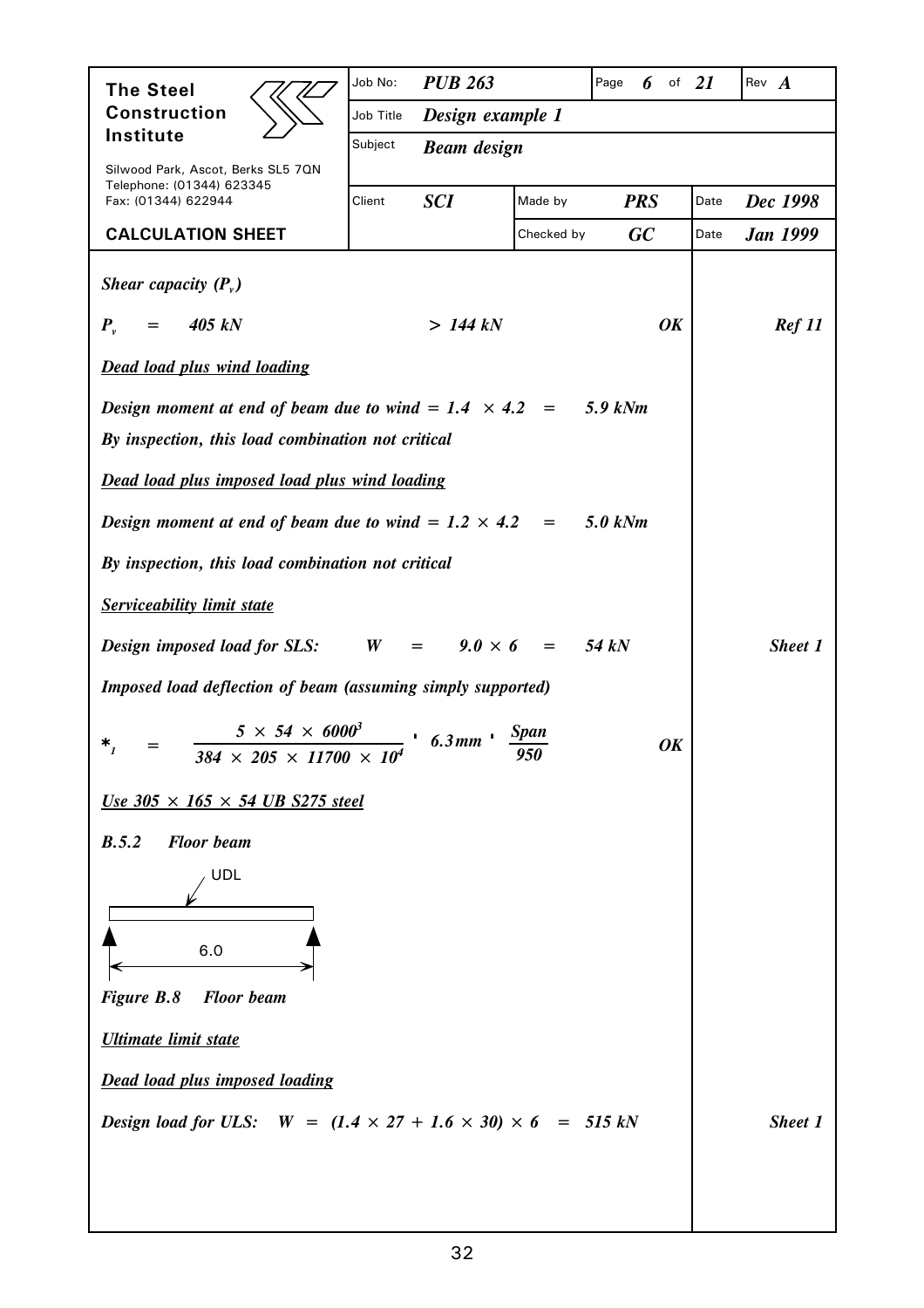*Shear capacity ($P_v$)*

$P_v$ = 405 kN > 144 kN **OK** *Ref 11*

***Dead load plus wind loading***

*Design moment at end of beam due to wind = 1.4 × 4.2 = 5.9 kNm*

*By inspection, this load combination not critical*

***Dead load plus imposed load plus wind loading***

*Design moment at end of beam due to wind = 1.2 × 4.2 = 5.0 kNm*

*By inspection, this load combination not critical*

***Serviceability limit state***

*Design imposed load for SLS:* $W = 9.0 \times 6 = 54$ kN *Sheet 1*

*Imposed load deflection of beam (assuming simply supported)*

$$\delta_I = \frac{5 \times 54 \times 6000^3}{384 \times 205 \times 11700 \times 10^4} = 6.3\,mm = \frac{Span}{950}$$ **OK**

***Use 305 × 165 × 54 UB S275 steel***

**B.5.2 Floor beam**

UDL

6.0

*Figure B.8 Floor beam*

***Ultimate limit state***

***Dead load plus imposed loading***

*Design load for ULS:* $W = (1.4 \times 27 + 1.6 \times 30) \times 6 = 515$ kN *Sheet 1*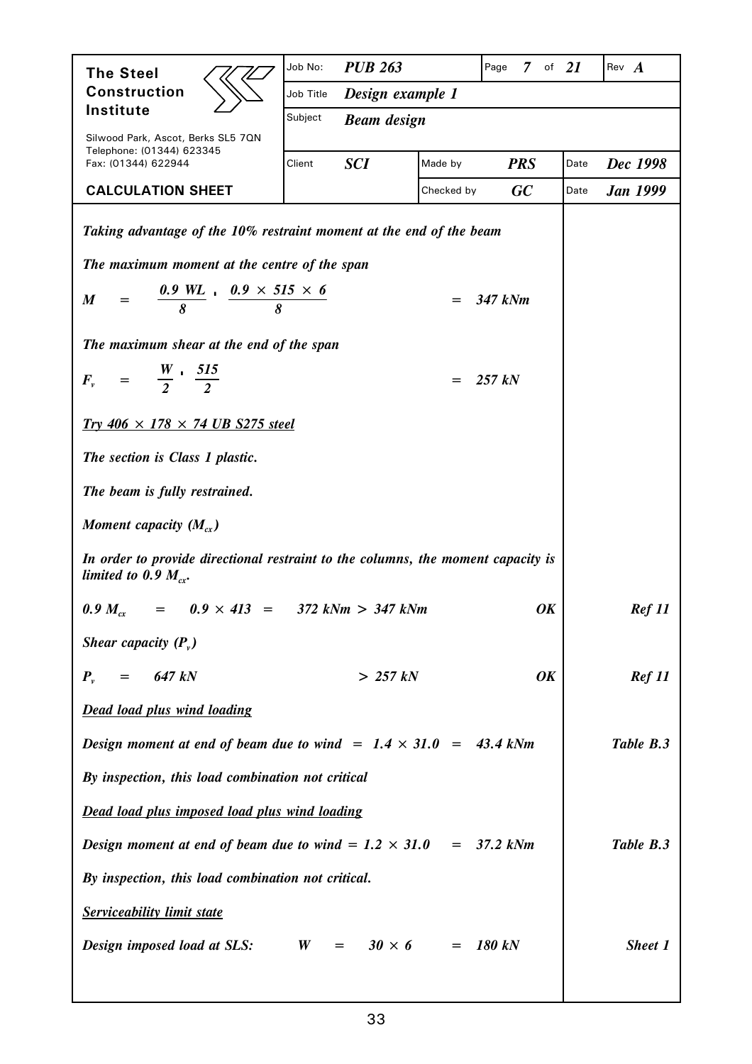| The Steel Construction Institute | Job No: | PUB 263 | | Page 7 of 21 | | Rev A |
|---|---|---|---|---|---|---|
| Silwood Park, Ascot, Berks SL5 7QN Telephone: (01344) 623345 Fax: (01344) 622944 | Job Title | Design example 1 | | | | |
| | Subject | Beam design | | | | |
| | Client | SCI | Made by | PRS | Date | Dec 1998 |
| CALCULATION SHEET | | | Checked by | GC | Date | Jan 1999 |

*Taking advantage of the 10% restraint moment at the end of the beam*

*The maximum moment at the centre of the span*

$$M = \frac{0.9\ WL}{8} , \frac{0.9 \times 515 \times 6}{8} = 347 \text{ kNm}$$

*The maximum shear at the end of the span*

$$F_v = \frac{W}{2} , \frac{515}{2} = 257 \text{ kN}$$

***Try 406 × 178 × 74 UB S275 steel***

*The section is Class 1 plastic.*

*The beam is fully restrained.*

*Moment capacity ($M_{cx}$)*

*In order to provide directional restraint to the columns, the moment capacity is limited to 0.9 $M_{cx}$.*

$0.9\ M_{cx} = 0.9 \times 413 = 372 \text{ kNm} > 347 \text{ kNm}$ **OK** — *Ref 11*

*Shear capacity ($P_v$)*

$P_v = 647 \text{ kN} > 257 \text{ kN}$ **OK** — *Ref 11*

***Dead load plus wind loading***

*Design moment at end of beam due to wind* $= 1.4 \times 31.0 = 43.4$ kNm — *Table B.3*

*By inspection, this load combination not critical*

***Dead load plus imposed load plus wind loading***

*Design moment at end of beam due to wind* $= 1.2 \times 31.0 = 37.2$ kNm — *Table B.3*

*By inspection, this load combination not critical.*

***Serviceability limit state***

*Design imposed load at SLS:* $W = 30 \times 6 = 180$ kN — *Sheet 1*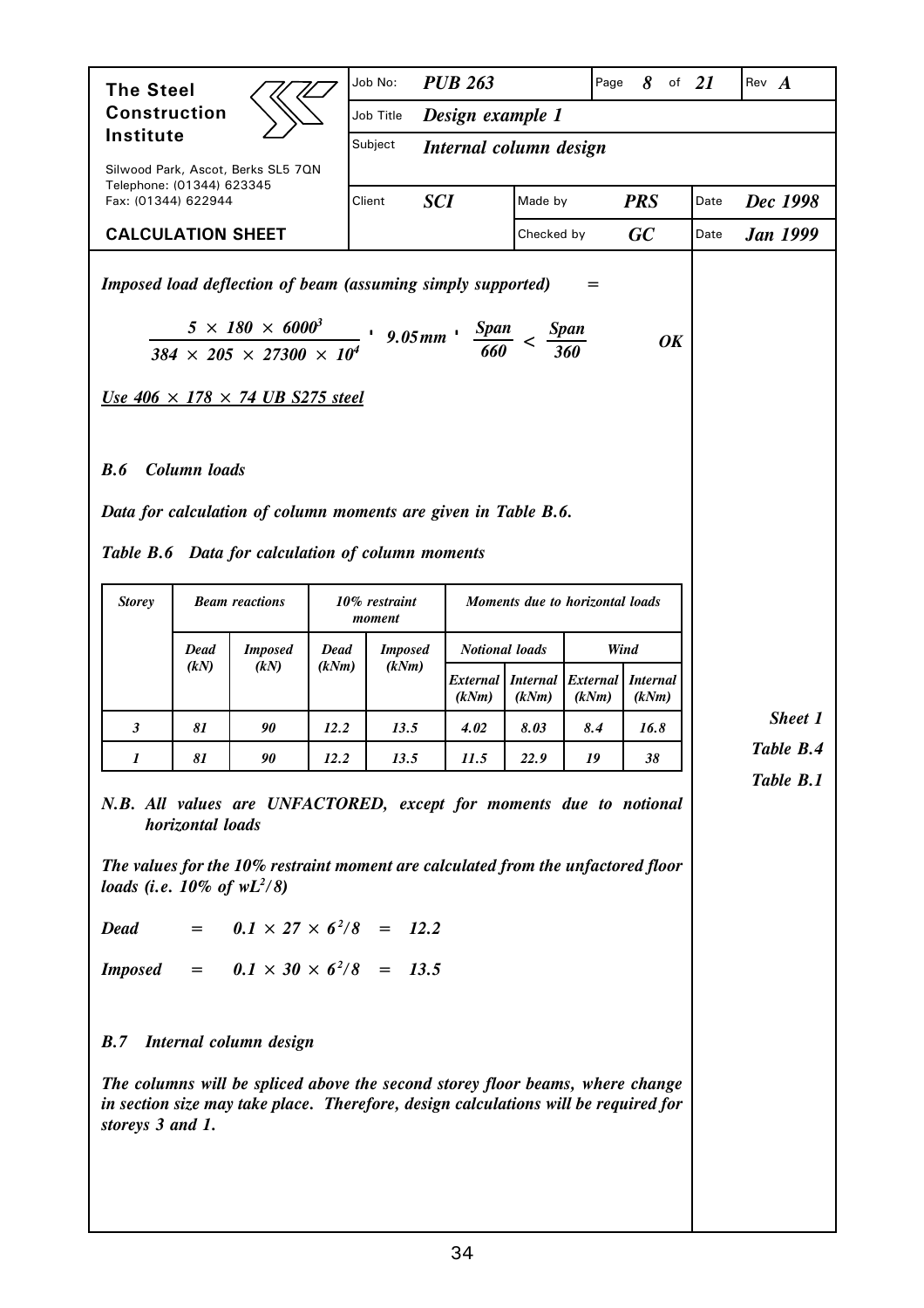*Imposed load deflection of beam (assuming simply supported) =*

$$\frac{5 \times 180 \times 6000^3}{384 \times 205 \times 27300 \times 10^4} = 9.05\,mm = \frac{Span}{660} < \frac{Span}{360} \qquad OK$$

***Use 406 × 178 × 74 UB S275 steel***

## B.6 Column loads

*Data for calculation of column moments are given in Table B.6.*

*Table B.6 Data for calculation of column moments*

| Storey | Beam reactions | | 10% restraint moment | | Moments due to horizontal loads | | | |
|---|---|---|---|---|---|---|---|---|
| | | | | | Notional loads | | Wind | |
| | Dead (kN) | Imposed (kN) | Dead (kNm) | Imposed (kNm) | External (kNm) | Internal (kNm) | External (kNm) | Internal (kNm) |
| 3 | 81 | 90 | 12.2 | 13.5 | 4.02 | 8.03 | 8.4 | 16.8 |
| 1 | 81 | 90 | 12.2 | 13.5 | 11.5 | 22.9 | 19 | 38 |

*Sheet 1*
*Table B.4*
*Table B.1*

*N.B. All values are UNFACTORED, except for moments due to notional horizontal loads*

*The values for the 10% restraint moment are calculated from the unfactored floor loads (i.e. 10% of $wL^2/8$)*

*Dead* $= 0.1 \times 27 \times 6^2/8 = 12.2$

*Imposed* $= 0.1 \times 30 \times 6^2/8 = 13.5$

## B.7 Internal column design

*The columns will be spliced above the second storey floor beams, where change in section size may take place. Therefore, design calculations will be required for storeys 3 and 1.*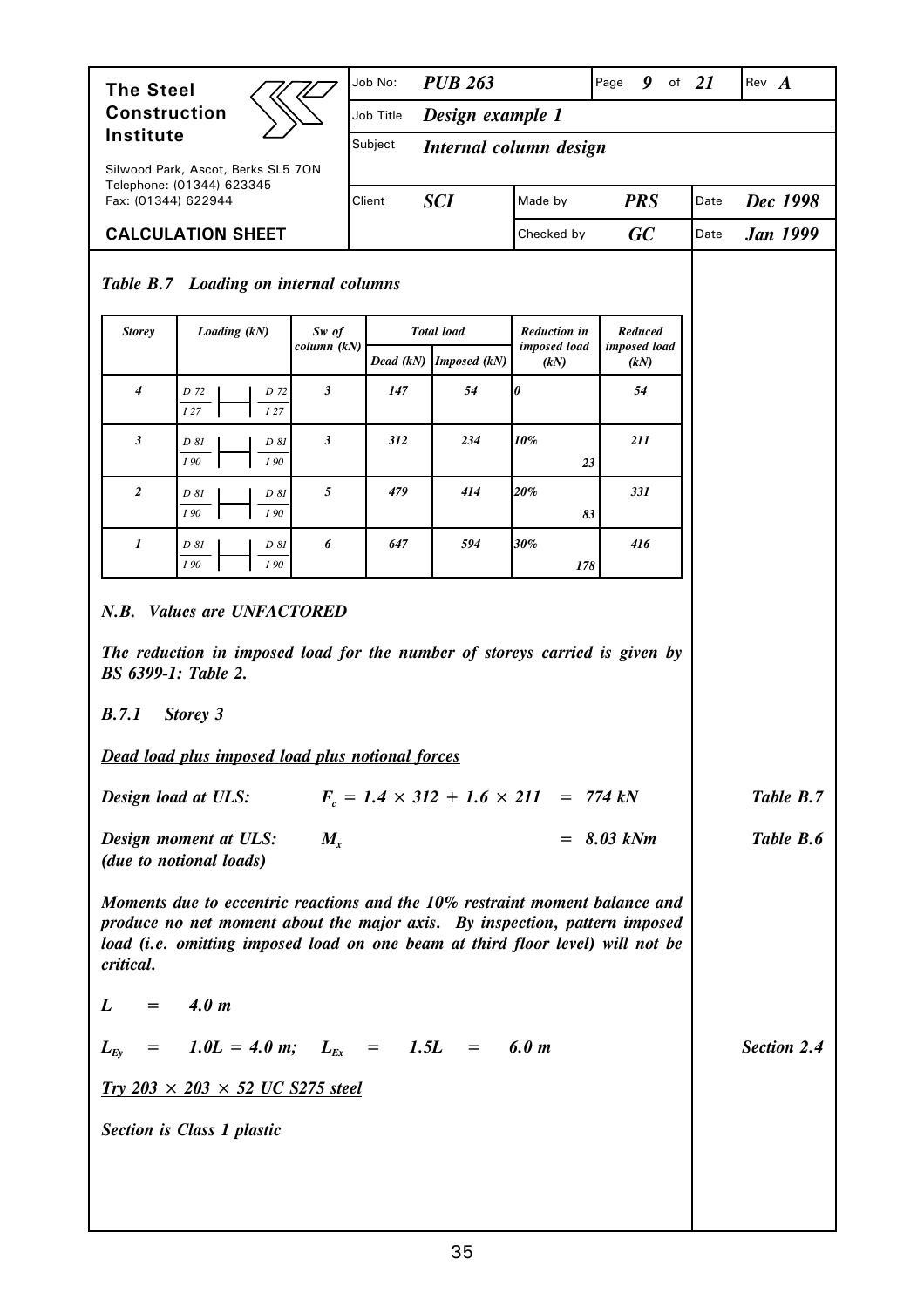*Table B.7 Loading on internal columns*

| *Storey* | *Loading (kN)* | *Sw of column (kN)* | *Total load* | | *Reduction in imposed load (kN)* | *Reduced imposed load (kN)* |
|---|---|---|---|---|---|---|
| | | | *Dead (kN)* | *Imposed (kN)* | | |
| *4* | *D 72 / I 27 — D 72 / I 27* | *3* | *147* | *54* | *0* | *54* |
| *3* | *D 81 / I 90 — D 81 / I 90* | *3* | *312* | *234* | *10% 23* | *211* |
| *2* | *D 81 / I 90 — D 81 / I 90* | *5* | *479* | *414* | *20% 83* | *331* |
| *1* | *D 81 / I 90 — D 81 / I 90* | *6* | *647* | *594* | *30% 178* | *416* |

***N.B. Values are UNFACTORED***

***The reduction in imposed load for the number of storeys carried is given by BS 6399-1: Table 2.***

### *B.7.1 Storey 3*

***Dead load plus imposed load plus notional forces***

***Design load at ULS:*** $F_c = 1.4 \times 312 + 1.6 \times 211 = 774$ kN — *Table B.7*

***Design moment at ULS:*** $M_x = 8.03$ kNm — *Table B.6*
***(due to notional loads)***

***Moments due to eccentric reactions and the 10% restraint moment balance and produce no net moment about the major axis. By inspection, pattern imposed load (i.e. omitting imposed load on one beam at third floor level) will not be critical.***

$L = 4.0$ m

$L_{Ey} = 1.0L = 4.0$ m; $L_{Ex} = 1.5L = 6.0$ m — *Section 2.4*

***Try 203 × 203 × 52 UC S275 steel***

***Section is Class 1 plastic***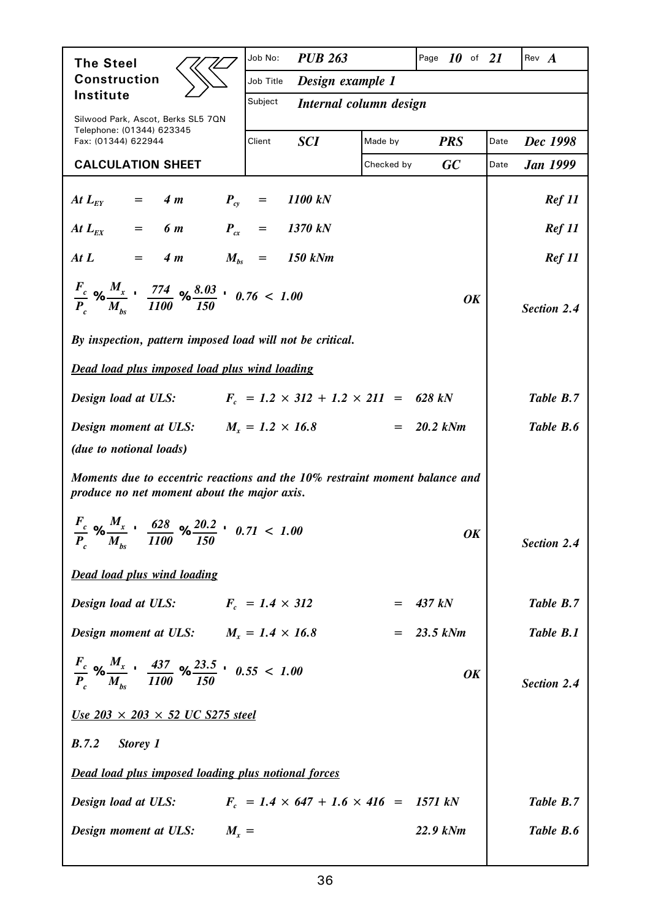| At $L_{EY}$ | = 4 m | $P_{cy}$ = 1100 kN | Ref 11 |
|---|---|---|---|
| At $L_{EX}$ | = 6 m | $P_{cx}$ = 1370 kN | Ref 11 |
| At $L$ | = 4 m | $M_{bs}$ = 150 kNm | Ref 11 |

$$\frac{F_c}{P_c} + \frac{M_x}{M_{bs}} = \frac{774}{1100} + \frac{8.03}{150} = 0.76 < 1.00$$

**OK** — *Section 2.4*

*By inspection, pattern imposed load will not be critical.*

***Dead load plus imposed load plus wind loading***

*Design load at ULS:* $F_c = 1.2 \times 312 + 1.2 \times 211 = 628$ kN — *Table B.7*

*Design moment at ULS:* $M_x = 1.2 \times 16.8 = 20.2$ kNm — *Table B.6*

*(due to notional loads)*

*Moments due to eccentric reactions and the 10% restraint moment balance and produce no net moment about the major axis.*

$$\frac{F_c}{P_c} + \frac{M_x}{M_{bs}} = \frac{628}{1100} + \frac{20.2}{150} = 0.71 < 1.00$$

**OK** — *Section 2.4*

***Dead load plus wind loading***

*Design load at ULS:* $F_c = 1.4 \times 312 = 437$ kN — *Table B.7*

*Design moment at ULS:* $M_x = 1.4 \times 16.8 = 23.5$ kNm — *Table B.1*

$$\frac{F_c}{P_c} + \frac{M_x}{M_{bs}} = \frac{437}{1100} + \frac{23.5}{150} = 0.55 < 1.00$$

**OK** — *Section 2.4*

***Use 203 × 203 × 52 UC S275 steel***

### *B.7.2 Storey 1*

***Dead load plus imposed loading plus notional forces***

*Design load at ULS:* $F_c = 1.4 \times 647 + 1.6 \times 416 = 1571$ kN — *Table B.7*

*Design moment at ULS:* $M_x = 22.9$ kNm — *Table B.6*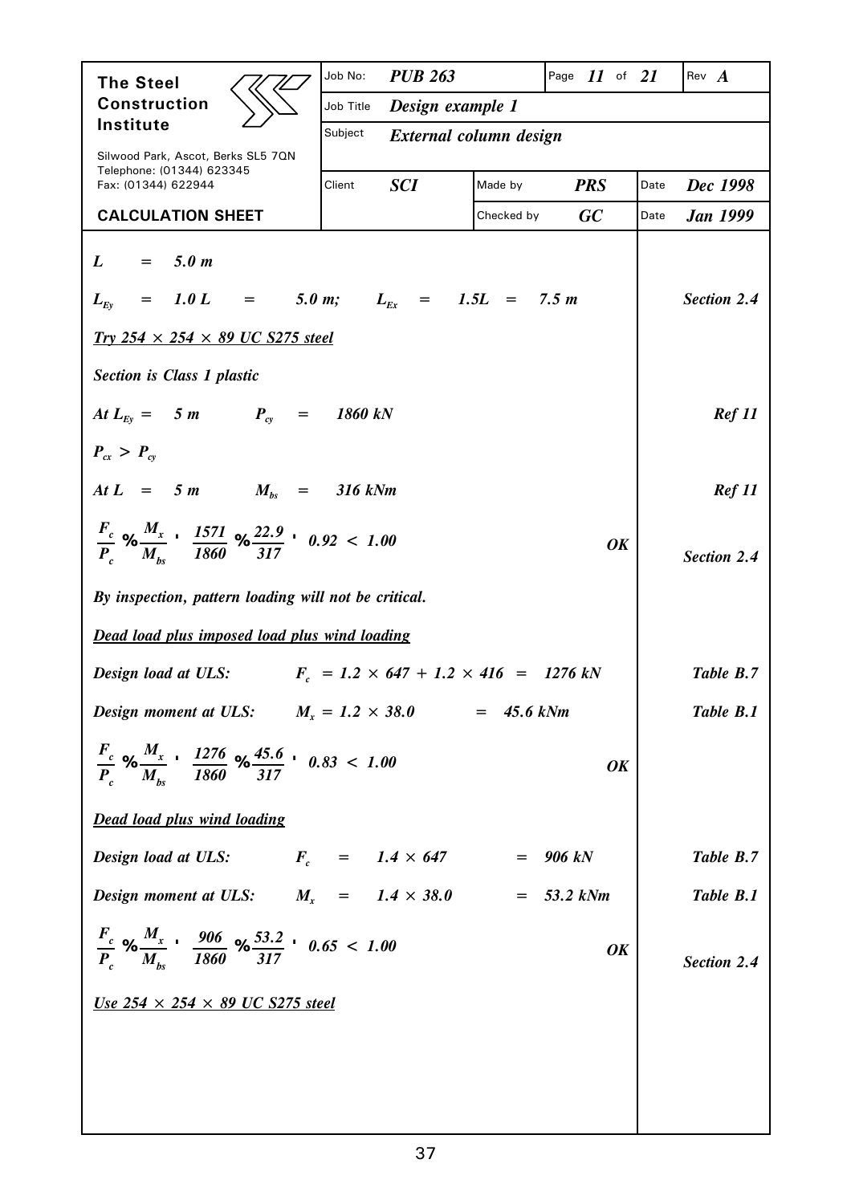| | | | | |
|---|---|---|---|---|
| **The Steel Construction Institute** | Job No: ***PUB 263*** | | Page ***11*** of ***21*** | Rev ***A*** |
| Silwood Park, Ascot, Berks SL5 7QN | Job Title ***Design example 1*** | | | |
| Telephone: (01344) 623345 Fax: (01344) 622944 | Subject ***External column design*** | | | |
| | Client ***SCI*** | Made by ***PRS*** | Date ***Dec 1998*** | |
| **CALCULATION SHEET** | | Checked by ***GC*** | Date ***Jan 1999*** | |

$L = 5.0\ m$

$L_{Ey} = 1.0\ L = 5.0\ m; \quad L_{Ex} = 1.5L = 7.5\ m$ — *Section 2.4*

***Try 254 × 254 × 89 UC S275 steel***

***Section is Class 1 plastic***

At $L_{Ey} = 5\ m \quad P_{cy} = 1860\ kN$ — *Ref 11*

$P_{cx} > P_{cy}$

At $L = 5\ m \quad M_{bs} = 316\ kNm$ — *Ref 11*

$$\frac{F_c}{P_c} + \frac{M_x}{M_{bs}} = \frac{1571}{1860} + \frac{22.9}{317} = 0.92 < 1.00 \quad \textbf{OK}$$ — *Section 2.4*

***By inspection, pattern loading will not be critical.***

***Dead load plus imposed load plus wind loading***

***Design load at ULS:*** $F_c = 1.2 \times 647 + 1.2 \times 416 = 1276\ kN$ — *Table B.7*

***Design moment at ULS:*** $M_x = 1.2 \times 38.0 = 45.6\ kNm$ — *Table B.1*

$$\frac{F_c}{P_c} + \frac{M_x}{M_{bs}} = \frac{1276}{1860} + \frac{45.6}{317} = 0.83 < 1.00 \quad \textbf{OK}$$

***Dead load plus wind loading***

***Design load at ULS:*** $F_c = 1.4 \times 647 = 906\ kN$ — *Table B.7*

***Design moment at ULS:*** $M_x = 1.4 \times 38.0 = 53.2\ kNm$ — *Table B.1*

$$\frac{F_c}{P_c} + \frac{M_x}{M_{bs}} = \frac{906}{1860} + \frac{53.2}{317} = 0.65 < 1.00 \quad \textbf{OK}$$ — *Section 2.4*

***Use 254 × 254 × 89 UC S275 steel***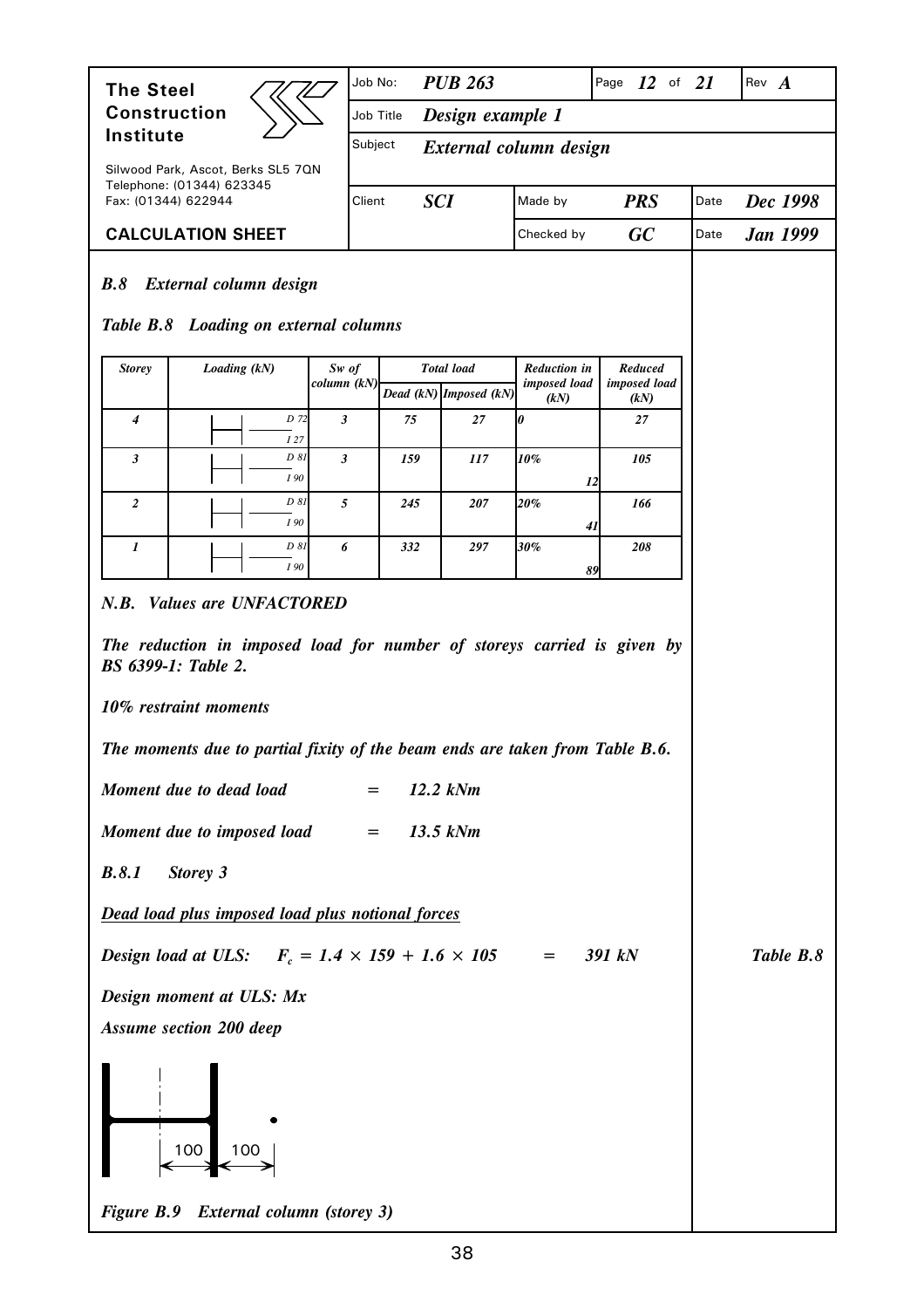### *B.8 External column design*

***Table B.8 Loading on external columns***

| Storey | Loading (kN) | Sw of column (kN) | Total load | | Reduction in imposed load (kN) | | Reduced imposed load (kN) |
|---|---|---|---|---|---|---|---|
| | | | Dead (kN) | Imposed (kN) | | | |
| 4 | D 72 / I 27 | 3 | 75 | 27 | 0 | | 27 |
| 3 | D 81 / I 90 | 3 | 159 | 117 | 10% | 12 | 105 |
| 2 | D 81 / I 90 | 5 | 245 | 207 | 20% | 41 | 166 |
| 1 | D 81 / I 90 | 6 | 332 | 297 | 30% | 89 | 208 |

***N.B. Values are UNFACTORED***

***The reduction in imposed load for number of storeys carried is given by BS 6399-1: Table 2.***

***10% restraint moments***

***The moments due to partial fixity of the beam ends are taken from Table B.6.***

***Moment due to dead load = 12.2 kNm***

***Moment due to imposed load = 13.5 kNm***

#### *B.8.1 Storey 3*

***Dead load plus imposed load plus notional forces***

***Design load at ULS:*** $F_c = 1.4 \times 159 + 1.6 \times 105 = 391$ ***kN*** — *Table B.8*

***Design moment at ULS: Mx***

***Assume section 200 deep***

100 100

***Figure B.9 External column (storey 3)***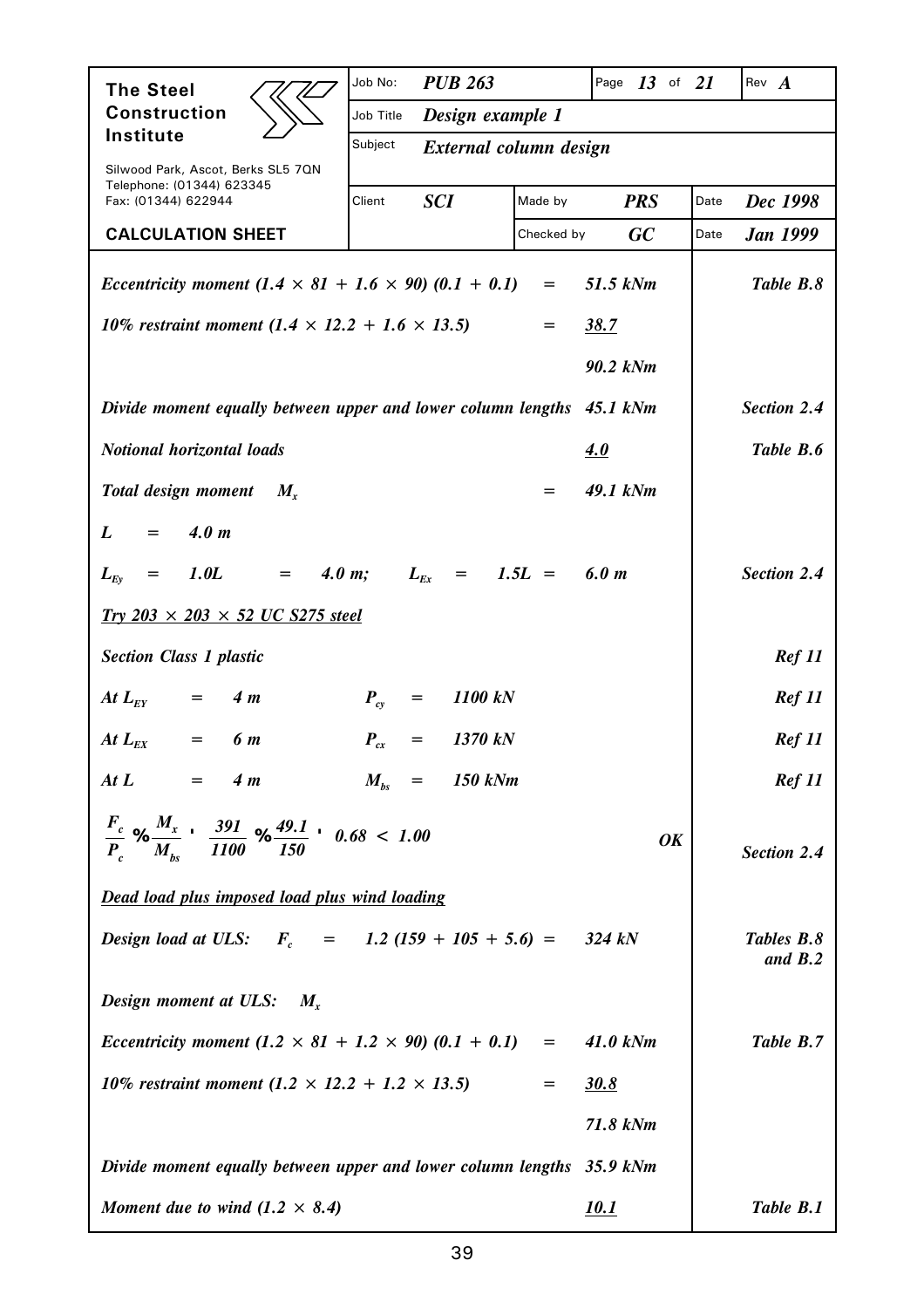*Eccentricity moment (1.4 × 81 + 1.6 × 90) (0.1 + 0.1) = 51.5 kNm* — Table B.8

*10% restraint moment (1.4 × 12.2 + 1.6 × 13.5) = 38.7*

*90.2 kNm*

*Divide moment equally between upper and lower column lengths 45.1 kNm* — Section 2.4

*Notional horizontal loads 4.0* — Table B.6

*Total design moment* $M_x$ = *49.1 kNm*

$L = 4.0\ m$

$L_{Ey} = 1.0L = 4.0\ m; \quad L_{Ex} = 1.5L = 6.0\ m$ — Section 2.4

*Try 203 × 203 × 52 UC S275 steel*

*Section Class 1 plastic* — Ref 11

At $L_{EY} = 4\ m \qquad P_{cy} = 1100\ kN$ — Ref 11

At $L_{EX} = 6\ m \qquad P_{cx} = 1370\ kN$ — Ref 11

At $L = 4\ m \qquad M_{bs} = 150\ kNm$ — Ref 11

$$\frac{F_c}{P_c} + \frac{M_x}{M_{bs}} = \frac{391}{1100} + \frac{49.1}{150} = 0.68 < 1.00$$ **OK** — Section 2.4

***Dead load plus imposed load plus wind loading***

*Design load at ULS:* $F_c = 1.2\ (159 + 105 + 5.6) = 324\ kN$ — Tables B.8 and B.2

*Design moment at ULS:* $M_x$

*Eccentricity moment (1.2 × 81 + 1.2 × 90) (0.1 + 0.1) = 41.0 kNm* — Table B.7

*10% restraint moment (1.2 × 12.2 + 1.2 × 13.5) = 30.8*

*71.8 kNm*

*Divide moment equally between upper and lower column lengths 35.9 kNm*

*Moment due to wind (1.2 × 8.4) 10.1* — Table B.1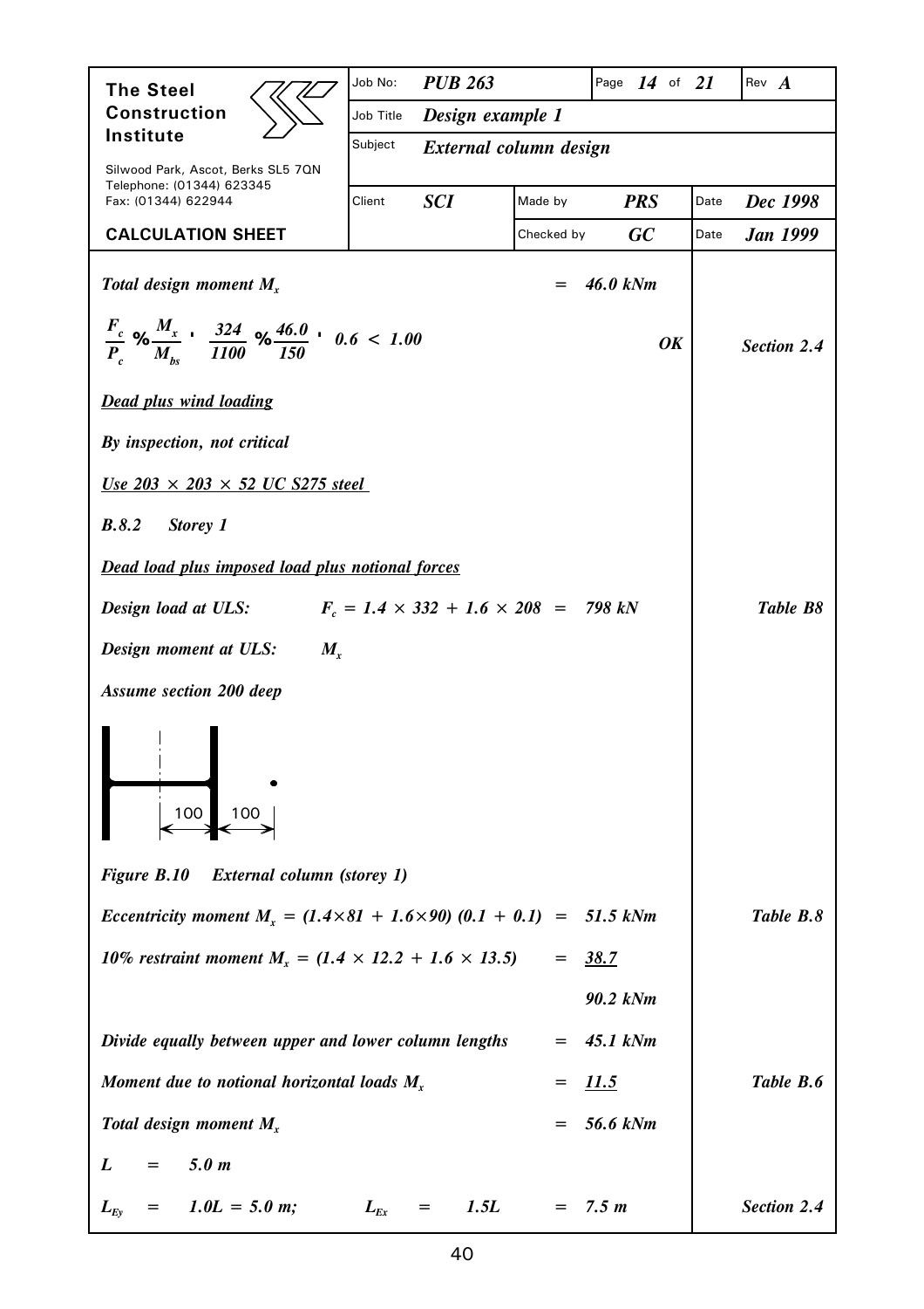*Total design moment $M_x$* $\quad = \quad$ *46.0 kNm*

$$\frac{F_c}{P_c} + \frac{M_x}{M_{bs}} = \frac{324}{1100} + \frac{46.0}{150} = 0.6 < 1.00$$ **OK** *Section 2.4*

***Dead plus wind loading***

***By inspection, not critical***

***Use 203 × 203 × 52 UC S275 steel***

***B.8.2 Storey 1***

***Dead load plus imposed load plus notional forces***

*Design load at ULS:* $F_c = 1.4 \times 332 + 1.6 \times 208 = 798$ *kN* *Table B8*

*Design moment at ULS:* $M_x$

*Assume section 200 deep*

100 100

*Figure B.10 External column (storey 1)*

*Eccentricity moment* $M_x = (1.4{\times}81 + 1.6{\times}90)\ (0.1 + 0.1) = 51.5$ *kNm* *Table B.8*

*10% restraint moment* $M_x = (1.4 \times 12.2 + 1.6 \times 13.5) = \underline{38.7}$

*90.2 kNm*

*Divide equally between upper and lower column lengths* $= 45.1$ *kNm*

*Moment due to notional horizontal loads $M_x$* $= \underline{11.5}$ *Table B.6*

*Total design moment $M_x$* $= 56.6$ *kNm*

$L = 5.0$ *m*

$L_{Ey} = 1.0L = 5.0$ *m;* $\quad L_{Ex} = 1.5L = 7.5$ *m* *Section 2.4*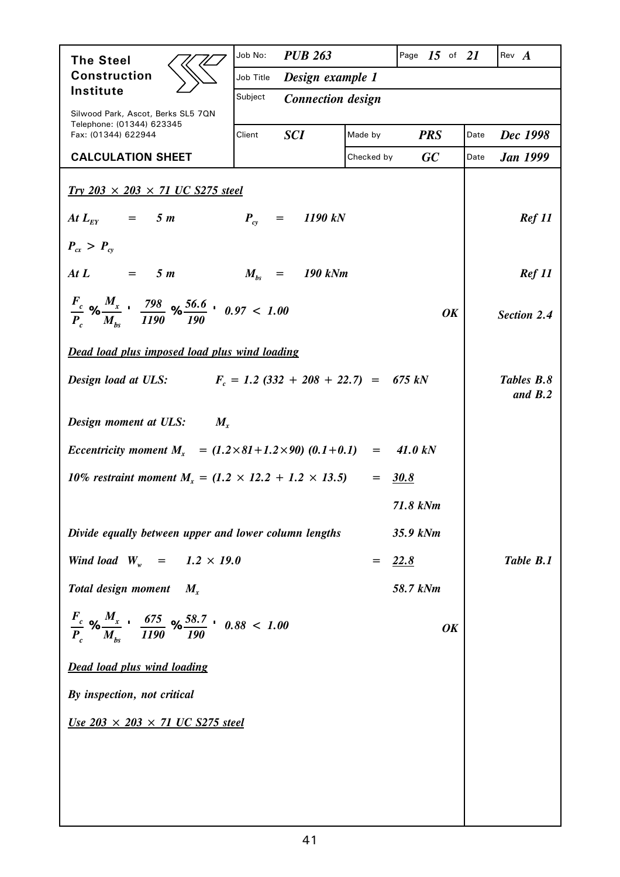| The Steel Construction Institute | Job No: | *PUB 263* | Page *15* of *21* | Rev *A* |
|---|---|---|---|---|
| Silwood Park, Ascot, Berks SL5 7QN | Job Title | *Design example 1* | | |
| Telephone: (01344) 623345 | Subject | *Connection design* | | |
| Fax: (01344) 622944 | Client | *SCI* | Made by *PRS* | Date *Dec 1998* |
| **CALCULATION SHEET** | | | Checked by *GC* | Date *Jan 1999* |

***Try 203 × 203 × 71 UC S275 steel***

*At* $L_{EY}$ = *5 m* $\quad$ $P_{cy}$ = *1190 kN* $\quad$ ***Ref 11***

$P_{cx} > P_{cy}$

*At L* = *5 m* $\quad$ $M_{bs}$ = *190 kNm* $\quad$ ***Ref 11***

$$\frac{F_c}{P_c} + \frac{M_x}{M_{bs}} = \frac{798}{1190} + \frac{56.6}{190} = 0.97 < 1.00$$

***OK*** $\quad$ ***Section 2.4***

***Dead load plus imposed load plus wind loading***

*Design load at ULS:* $\quad F_c$ = *1.2 (332 + 208 + 22.7) = 675 kN* $\quad$ ***Tables B.8 and B.2***

*Design moment at ULS:* $\quad M_x$

*Eccentricity moment* $M_x$ = *(1.2×81+1.2×90) (0.1+0.1)* = *41.0 kN*

*10% restraint moment* $M_x$ = *(1.2 × 12.2 + 1.2 × 13.5)* = *30.8*

*71.8 kNm*

*Divide equally between upper and lower column lengths* $\quad$ *35.9 kNm*

*Wind load* $W_w$ = *1.2 × 19.0* = *22.8* $\quad$ ***Table B.1***

*Total design moment* $\quad M_x$ $\quad$ *58.7 kNm*

$$\frac{F_c}{P_c} + \frac{M_x}{M_{bs}} = \frac{675}{1190} + \frac{58.7}{190} = 0.88 < 1.00$$

***OK***

***Dead load plus wind loading***

*By inspection, not critical*

***Use 203 × 203 × 71 UC S275 steel***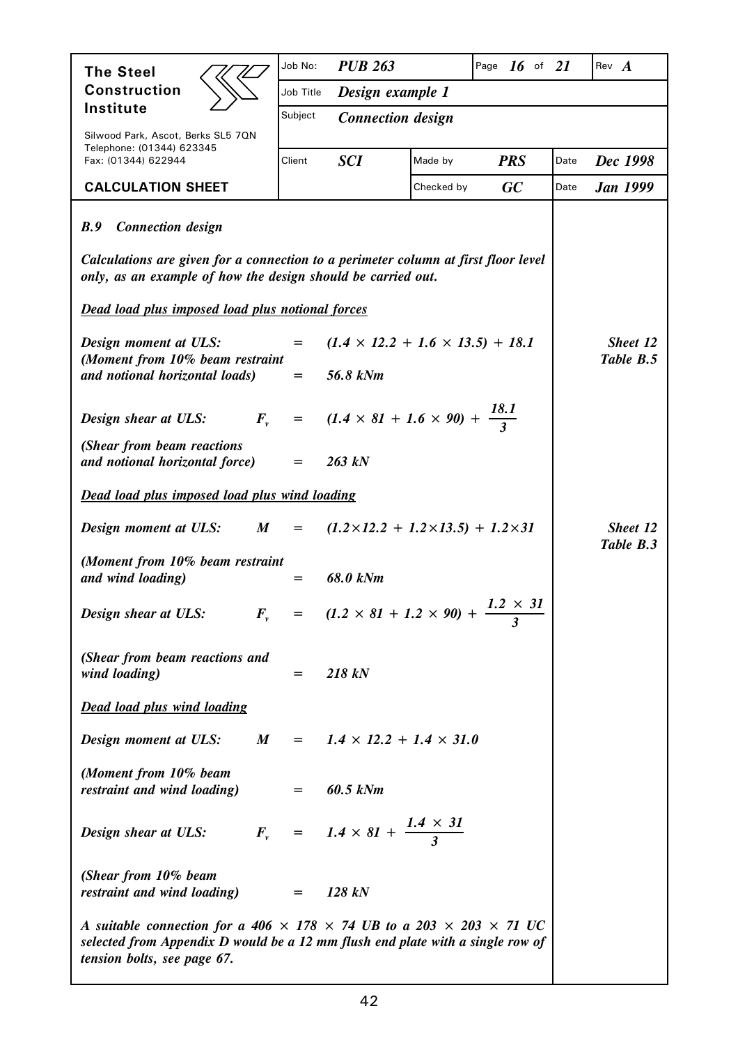| The Steel Construction Institute | Job No: | PUB 263 | | Page 16 of 21 | | Rev A |
|---|---|---|---|---|---|---|
| Silwood Park, Ascot, Berks SL5 7QN Telephone: (01344) 623345 Fax: (01344) 622944 | Job Title | Design example 1 | | | | |
| | Subject | Connection design | | | | |
| | Client | SCI | Made by | PRS | Date | Dec 1998 |
| CALCULATION SHEET | | | Checked by | GC | Date | Jan 1999 |

### *B.9 Connection design*

*Calculations are given for a connection to a perimeter column at first floor level only, as an example of how the design should be carried out.*

***Dead load plus imposed load plus notional forces***

*Design moment at ULS:* $= (1.4 \times 12.2 + 1.6 \times 13.5) + 18.1$ — *Sheet 12 Table B.5*

*(Moment from 10% beam restraint and notional horizontal loads)* $= 56.8$ *kNm*

*Design shear at ULS:* $F_v = (1.4 \times 81 + 1.6 \times 90) + \dfrac{18.1}{3}$

*(Shear from beam reactions and notional horizontal force)* $= 263$ *kN*

***Dead load plus imposed load plus wind loading***

*Design moment at ULS:* $M = (1.2 \times 12.2 + 1.2 \times 13.5) + 1.2 \times 31$ — *Sheet 12 Table B.3*

*(Moment from 10% beam restraint and wind loading)* $= 68.0$ *kNm*

*Design shear at ULS:* $F_v = (1.2 \times 81 + 1.2 \times 90) + \dfrac{1.2 \times 31}{3}$

*(Shear from beam reactions and wind loading)* $= 218$ *kN*

***Dead load plus wind loading***

*Design moment at ULS:* $M = 1.4 \times 12.2 + 1.4 \times 31.0$

*(Moment from 10% beam restraint and wind loading)* $= 60.5$ *kNm*

*Design shear at ULS:* $F_v = 1.4 \times 81 + \dfrac{1.4 \times 31}{3}$

*(Shear from 10% beam restraint and wind loading)* $= 128$ *kN*

*A suitable connection for a 406 × 178 × 74 UB to a 203 × 203 × 71 UC selected from Appendix D would be a 12 mm flush end plate with a single row of tension bolts, see page 67.*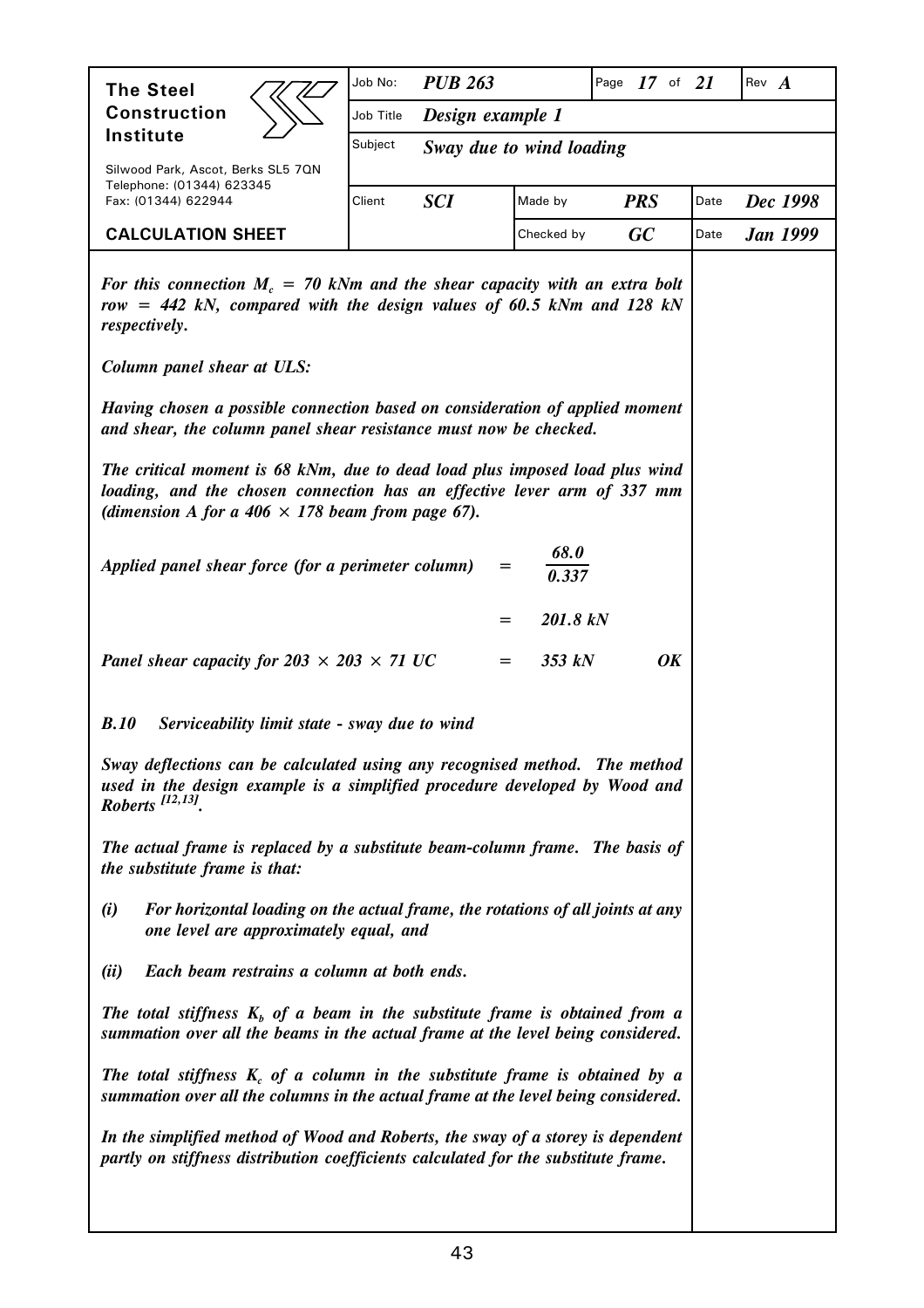*For this connection $M_c$ = 70 kNm and the shear capacity with an extra bolt row = 442 kN, compared with the design values of 60.5 kNm and 128 kN respectively.*

*Column panel shear at ULS:*

*Having chosen a possible connection based on consideration of applied moment and shear, the column panel shear resistance must now be checked.*

*The critical moment is 68 kNm, due to dead load plus imposed load plus wind loading, and the chosen connection has an effective lever arm of 337 mm (dimension A for a 406 × 178 beam from page 67).*

*Applied panel shear force (for a perimeter column)* $= \dfrac{68.0}{0.337}$

$= 201.8$ *kN*

*Panel shear capacity for 203 × 203 × 71 UC* $= 353$ *kN* **OK**

### *B.10 Serviceability limit state - sway due to wind*

*Sway deflections can be calculated using any recognised method. The method used in the design example is a simplified procedure developed by Wood and Roberts [12,13].*

*The actual frame is replaced by a substitute beam-column frame. The basis of the substitute frame is that:*

*(i) For horizontal loading on the actual frame, the rotations of all joints at any one level are approximately equal, and*

*(ii) Each beam restrains a column at both ends.*

*The total stiffness $K_b$ of a beam in the substitute frame is obtained from a summation over all the beams in the actual frame at the level being considered.*

*The total stiffness $K_c$ of a column in the substitute frame is obtained by a summation over all the columns in the actual frame at the level being considered.*

*In the simplified method of Wood and Roberts, the sway of a storey is dependent partly on stiffness distribution coefficients calculated for the substitute frame.*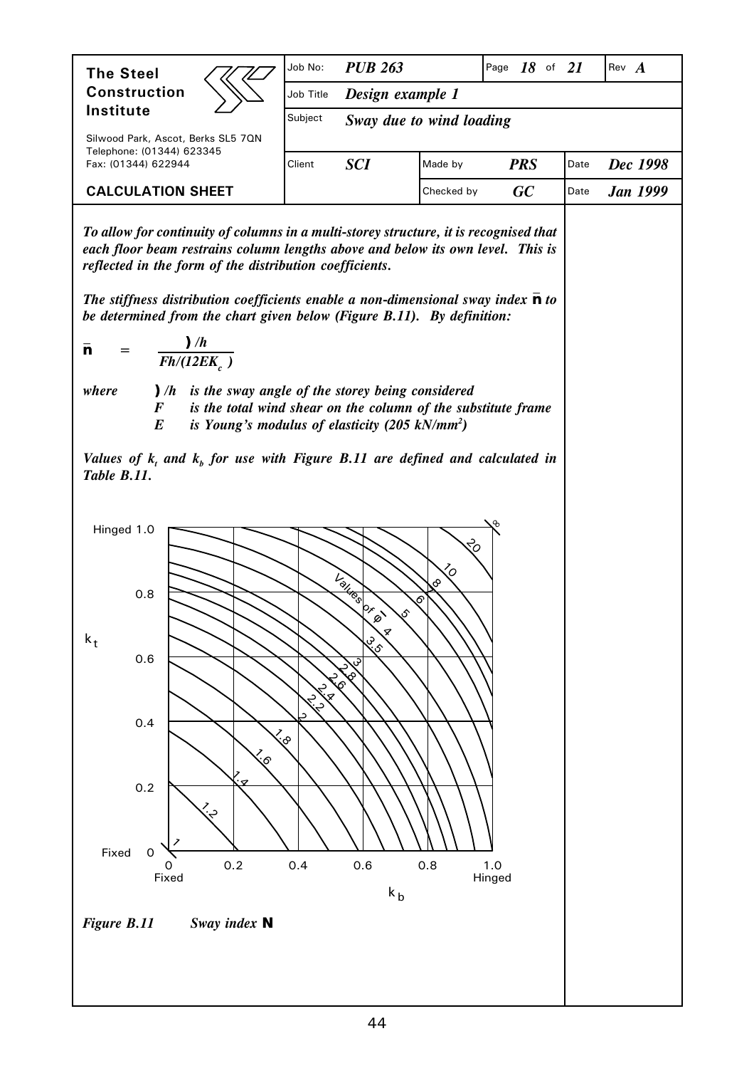*To allow for continuity of columns in a multi-storey structure, it is recognised that each floor beam restrains column lengths above and below its own level. This is reflected in the form of the distribution coefficients.*

*The stiffness distribution coefficients enable a non-dimensional sway index $\bar{\phi}$ to be determined from the chart given below (Figure B.11). By definition:*

$$\bar{\phi} = \frac{\Delta / h}{Fh/(12EK_c)}$$

*where*
- $\Delta / h$ *is the sway angle of the storey being considered*
- $F$ *is the total wind shear on the column of the substitute frame*
- $E$ *is Young's modulus of elasticity (205 kN/mm²)*

*Values of $k_t$ and $k_b$ for use with Figure B.11 are defined and calculated in Table B.11.*

*Figure B.11 Sway index $\bar{\phi}$*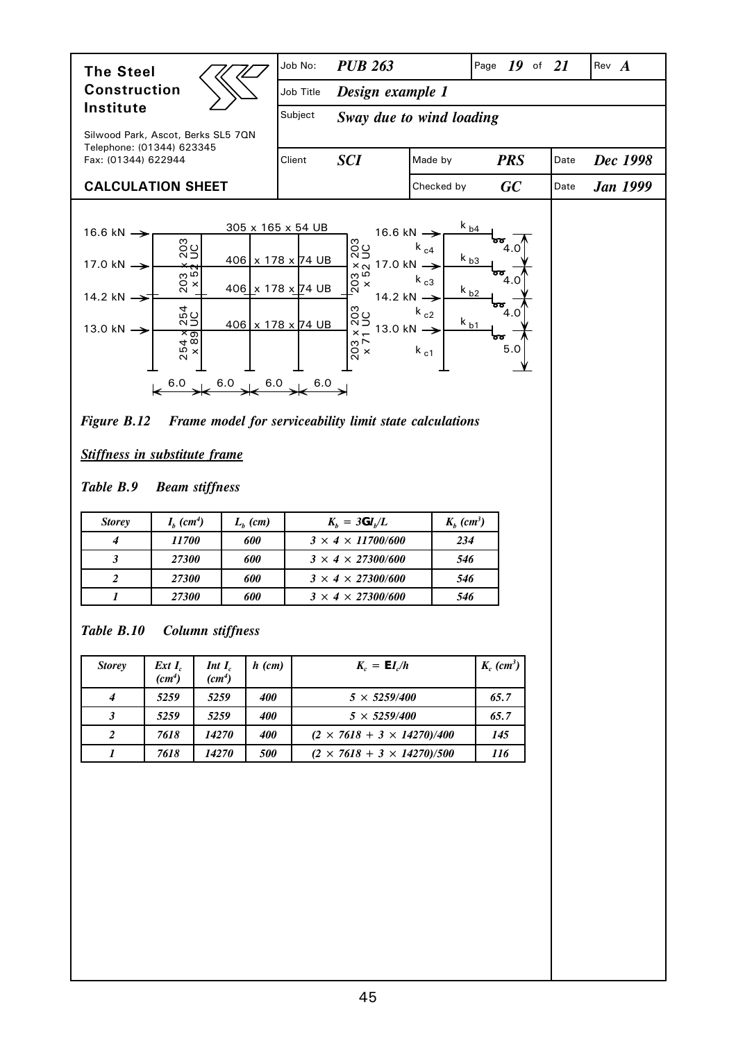| | | | |
|---|---|---|---|
| **The Steel Construction Institute** | Job No: *PUB 263* | Page 19 of 21 | Rev *A* |
| Silwood Park, Ascot, Berks SL5 7QN Telephone: (01344) 623345 Fax: (01344) 622944 | Job Title *Design example 1* | | |
| | Subject *Sway due to wind loading* | | |
| | Client *SCI* | Made by *PRS* | Date *Dec 1998* |
| **CALCULATION SHEET** | | Checked by *GC* | Date *Jan 1999* |

*Figure B.12 Frame model for serviceability limit state calculations*

***Stiffness in substitute frame***

*Table B.9 Beam stiffness*

| *Storey* | $I_b$ *(cm⁴)* | $L_b$ *(cm)* | $K_b = 3\mathbf{G}I_b/L$ | $K_b$ *(cm³)* |
|---|---|---|---|---|
| *4* | *11700* | *600* | $3 \times 4 \times 11700/600$ | *234* |
| *3* | *27300* | *600* | $3 \times 4 \times 27300/600$ | *546* |
| *2* | *27300* | *600* | $3 \times 4 \times 27300/600$ | *546* |
| *1* | *27300* | *600* | $3 \times 4 \times 27300/600$ | *546* |

*Table B.10 Column stiffness*

| *Storey* | *Ext* $I_c$ *(cm⁴)* | *Int* $I_c$ *(cm⁴)* | *h (cm)* | $K_c = \mathbf{E}I_c/h$ | $K_c$ *(cm³)* |
|---|---|---|---|---|---|
| *4* | *5259* | *5259* | *400* | $5 \times 5259/400$ | *65.7* |
| *3* | *5259* | *5259* | *400* | $5 \times 5259/400$ | *65.7* |
| *2* | *7618* | *14270* | *400* | $(2 \times 7618 + 3 \times 14270)/400$ | *145* |
| *1* | *7618* | *14270* | *500* | $(2 \times 7618 + 3 \times 14270)/500$ | *116* |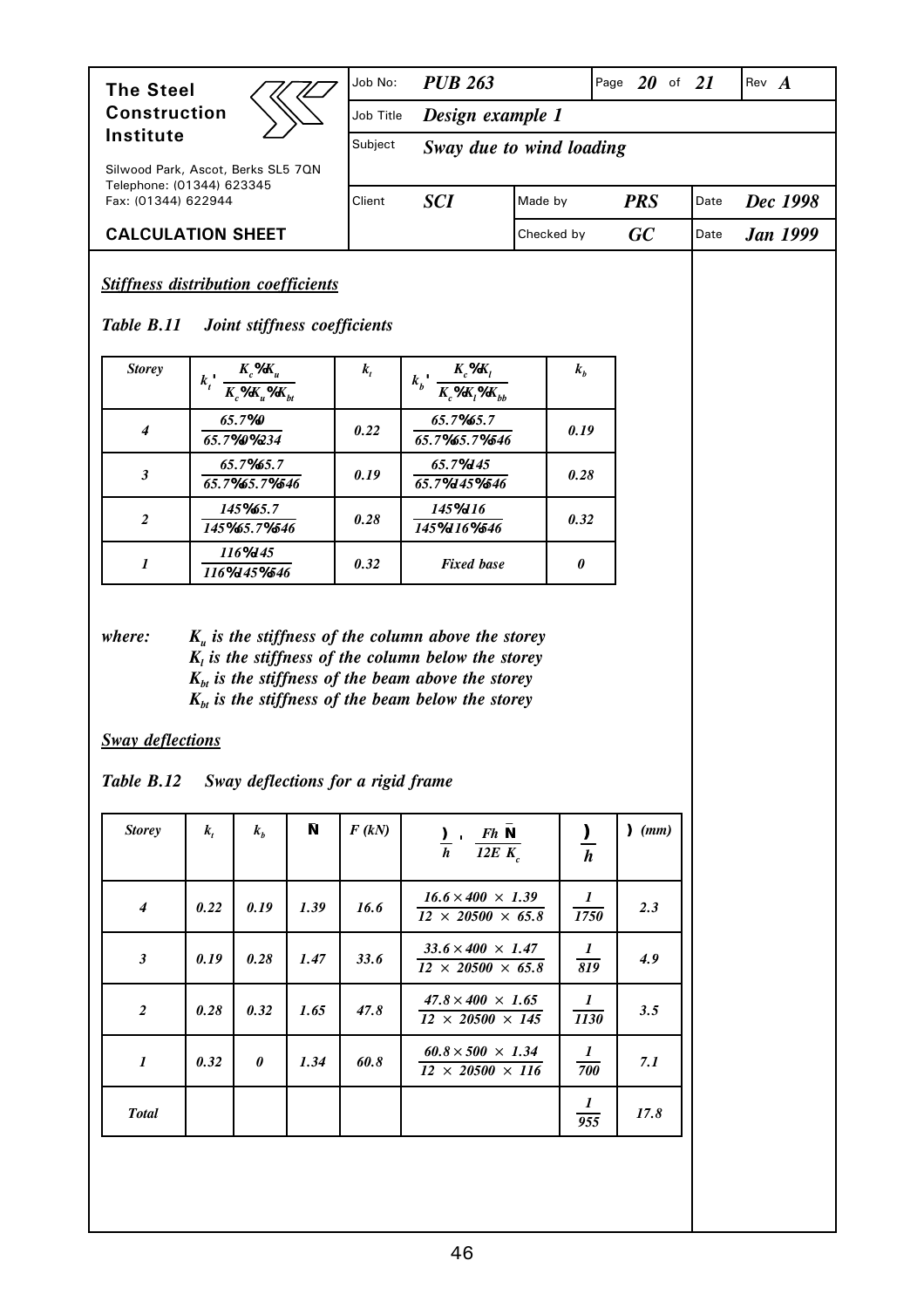***Stiffness distribution coefficients***

***Table B.11 Joint stiffness coefficients***

| *Storey* | $k_t = \dfrac{K_c + K_u}{K_c + K_u + K_{bt}}$ | $k_t$ | $k_b = \dfrac{K_c + K_l}{K_c + K_l + K_{bb}}$ | $k_b$ |
|---|---|---|---|---|
| *4* | $\dfrac{65.7+0}{65.7+0+234}$ | *0.22* | $\dfrac{65.7+65.7}{65.7+65.7+546}$ | *0.19* |
| *3* | $\dfrac{65.7+65.7}{65.7+65.7+546}$ | *0.19* | $\dfrac{65.7+145}{65.7+145+546}$ | *0.28* |
| *2* | $\dfrac{145+65.7}{145+65.7+546}$ | *0.28* | $\dfrac{145+116}{145+116+546}$ | *0.32* |
| *1* | $\dfrac{116+145}{116+145+546}$ | *0.32* | *Fixed base* | *0* |

*where:* $K_u$ *is the stiffness of the column above the storey*
$K_l$ *is the stiffness of the column below the storey*
$K_{bt}$ *is the stiffness of the beam above the storey*
$K_{bt}$ *is the stiffness of the beam below the storey*

***Sway deflections***

***Table B.12 Sway deflections for a rigid frame***

| *Storey* | $k_t$ | $k_b$ | $\bar{N}$ | *F (kN)* | $\dfrac{\delta}{h} = \dfrac{Fh\,\bar{N}}{12E\,K_c}$ | $\dfrac{\delta}{h}$ | $\delta$ *(mm)* |
|---|---|---|---|---|---|---|---|
| *4* | *0.22* | *0.19* | *1.39* | *16.6* | $\dfrac{16.6 \times 400 \times 1.39}{12 \times 20500 \times 65.8}$ | $\dfrac{1}{1750}$ | *2.3* |
| *3* | *0.19* | *0.28* | *1.47* | *33.6* | $\dfrac{33.6 \times 400 \times 1.47}{12 \times 20500 \times 65.8}$ | $\dfrac{1}{819}$ | *4.9* |
| *2* | *0.28* | *0.32* | *1.65* | *47.8* | $\dfrac{47.8 \times 400 \times 1.65}{12 \times 20500 \times 145}$ | $\dfrac{1}{1130}$ | *3.5* |
| *1* | *0.32* | *0* | *1.34* | *60.8* | $\dfrac{60.8 \times 500 \times 1.34}{12 \times 20500 \times 116}$ | $\dfrac{1}{700}$ | *7.1* |
| *Total* | | | | | | $\dfrac{1}{955}$ | *17.8* |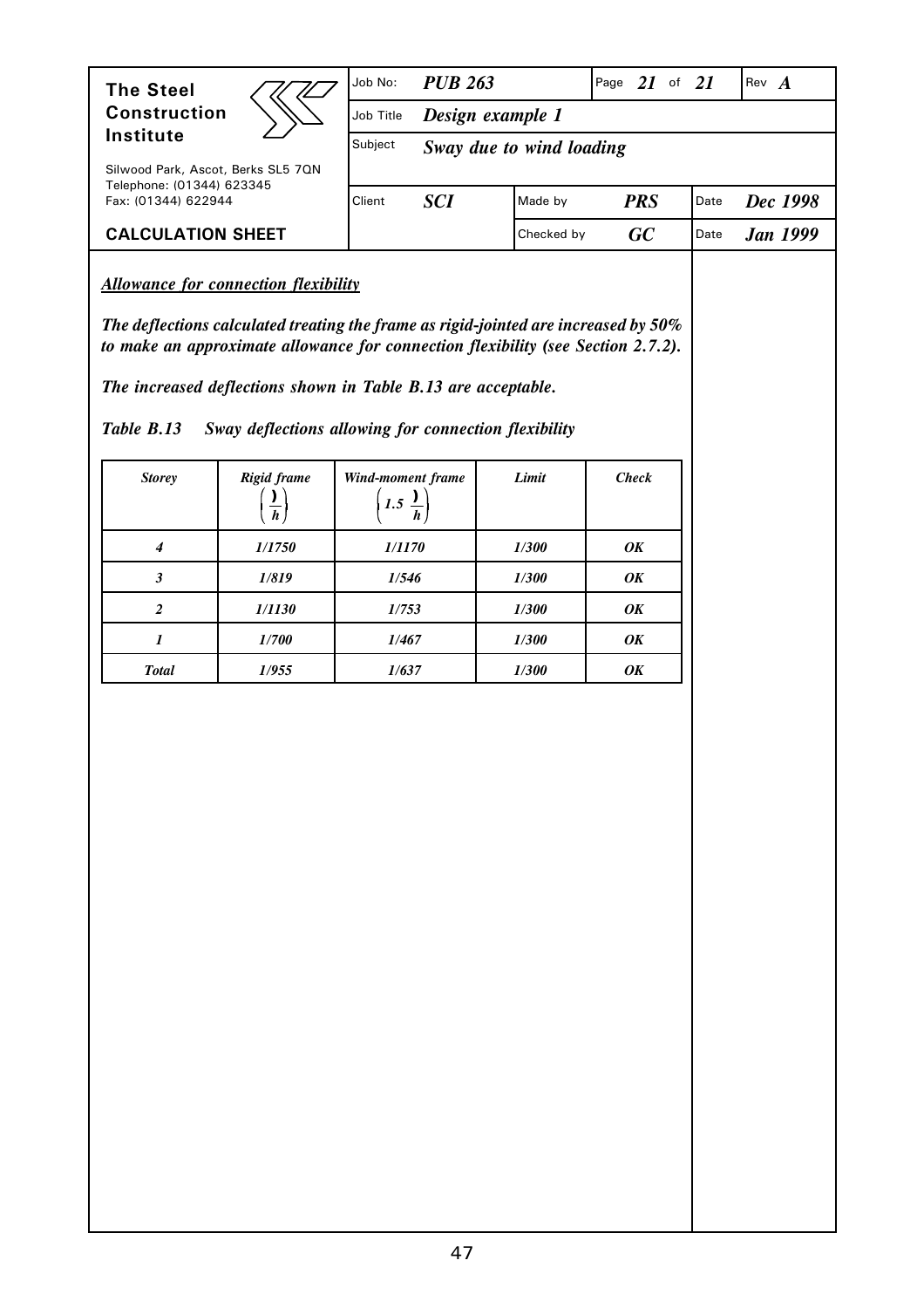*Allowance for connection flexibility*

*The deflections calculated treating the frame as rigid-jointed are increased by 50% to make an approximate allowance for connection flexibility (see Section 2.7.2).*

*The increased deflections shown in Table B.13 are acceptable.*

*Table B.13 Sway deflections allowing for connection flexibility*

| Storey | Rigid frame $\left(\frac{\delta}{h}\right)$ | Wind-moment frame $\left(1.5\,\frac{\delta}{h}\right)$ | Limit | Check |
|---|---|---|---|---|
| 4 | 1/1750 | 1/1170 | 1/300 | OK |
| 3 | 1/819 | 1/546 | 1/300 | OK |
| 2 | 1/1130 | 1/753 | 1/300 | OK |
| 1 | 1/700 | 1/467 | 1/300 | OK |
| Total | 1/955 | 1/637 | 1/300 | OK |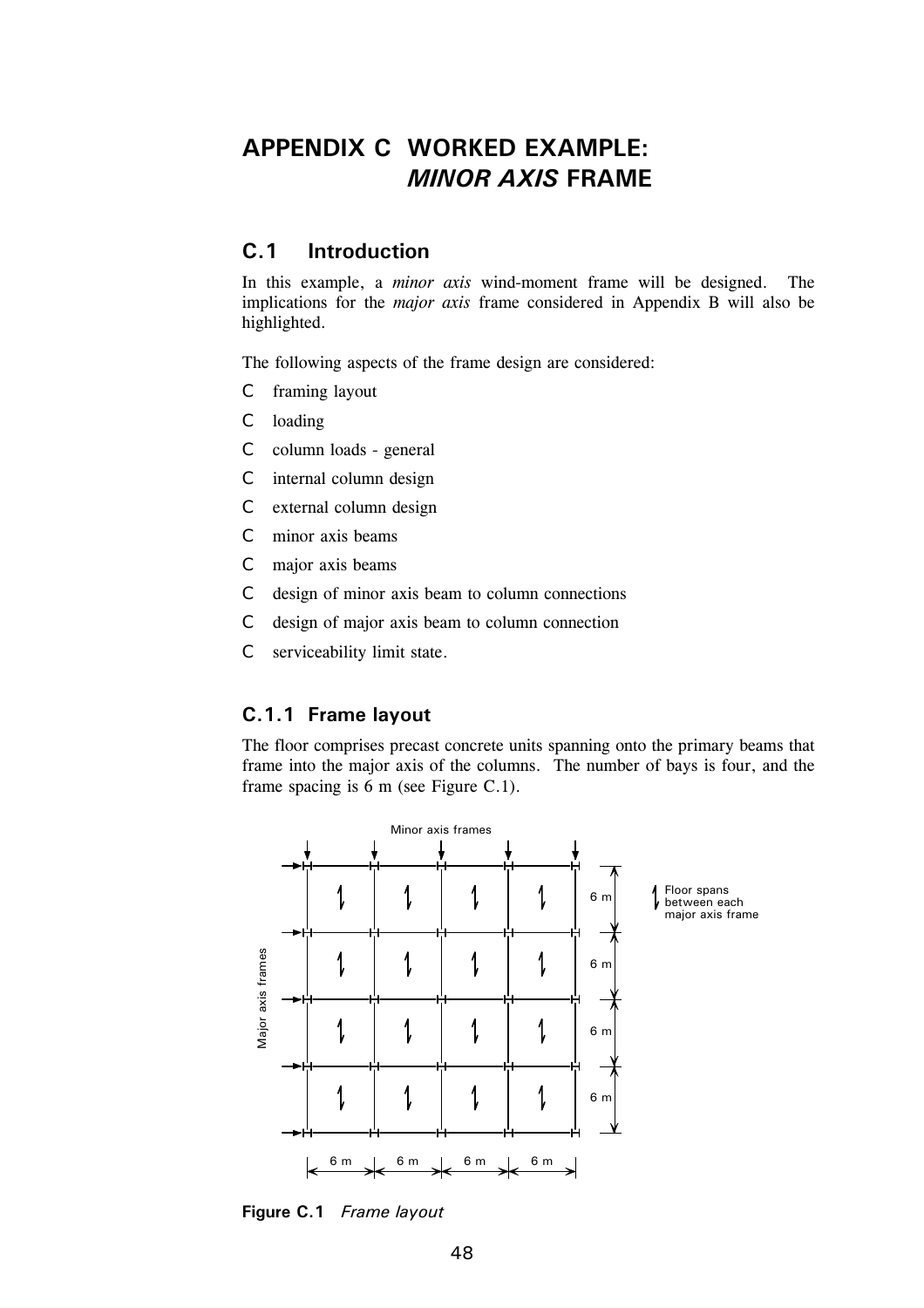# APPENDIX C WORKED EXAMPLE: *MINOR AXIS* FRAME

## C.1 Introduction

In this example, a *minor axis* wind-moment frame will be designed. The implications for the *major axis* frame considered in Appendix B will also be highlighted.

The following aspects of the frame design are considered:

- framing layout
- loading
- column loads - general
- internal column design
- external column design
- minor axis beams
- major axis beams
- design of minor axis beam to column connections
- design of major axis beam to column connection
- serviceability limit state.

### C.1.1 Frame layout

The floor comprises precast concrete units spanning onto the primary beams that frame into the major axis of the columns. The number of bays is four, and the frame spacing is 6 m (see Figure C.1).

**Figure C.1** *Frame layout*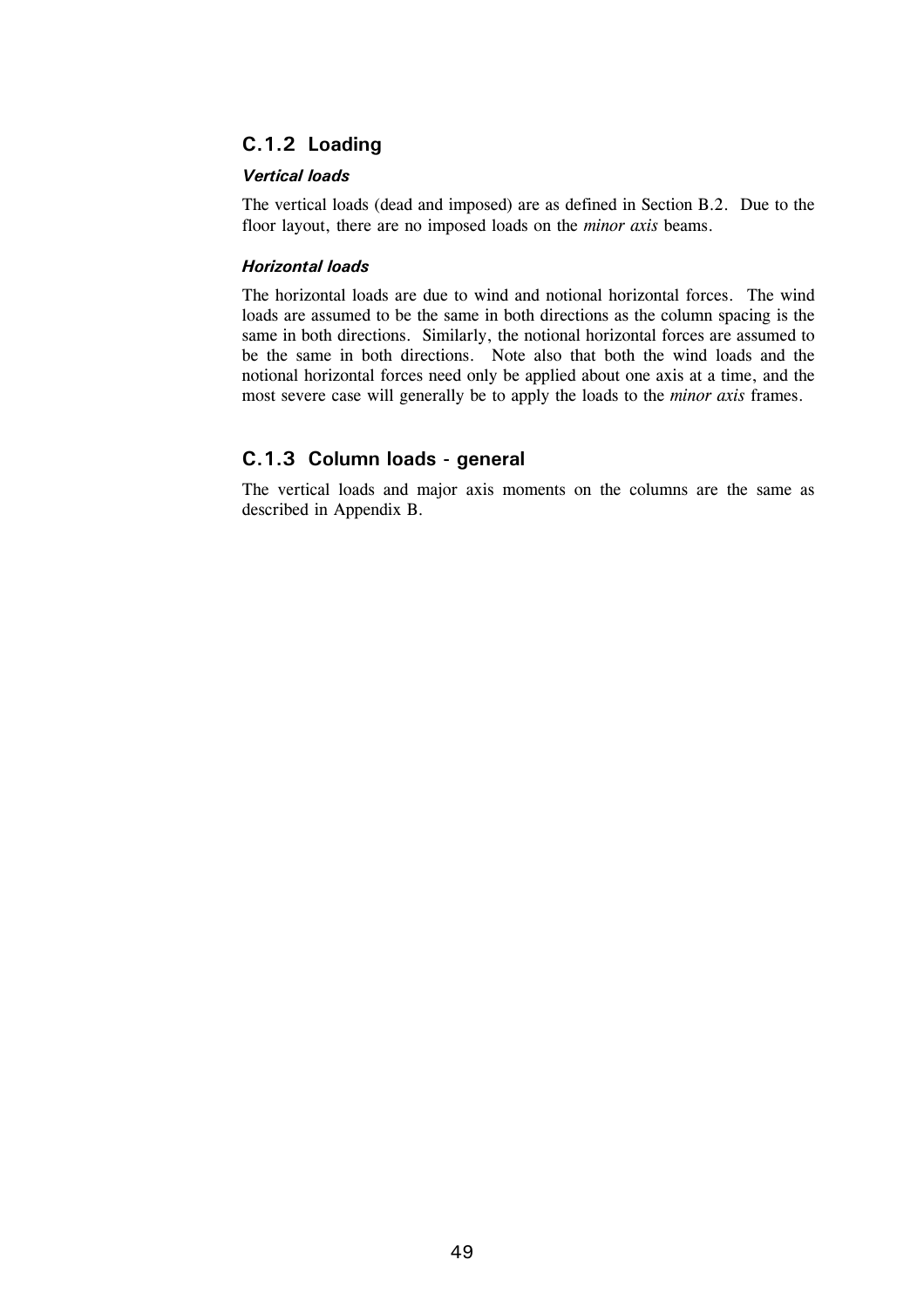### C.1.2 Loading

#### *Vertical loads*

The vertical loads (dead and imposed) are as defined in Section B.2. Due to the floor layout, there are no imposed loads on the *minor axis* beams.

#### *Horizontal loads*

The horizontal loads are due to wind and notional horizontal forces. The wind loads are assumed to be the same in both directions as the column spacing is the same in both directions. Similarly, the notional horizontal forces are assumed to be the same in both directions. Note also that both the wind loads and the notional horizontal forces need only be applied about one axis at a time, and the most severe case will generally be to apply the loads to the *minor axis* frames.

### C.1.3 Column loads - general

The vertical loads and major axis moments on the columns are the same as described in Appendix B.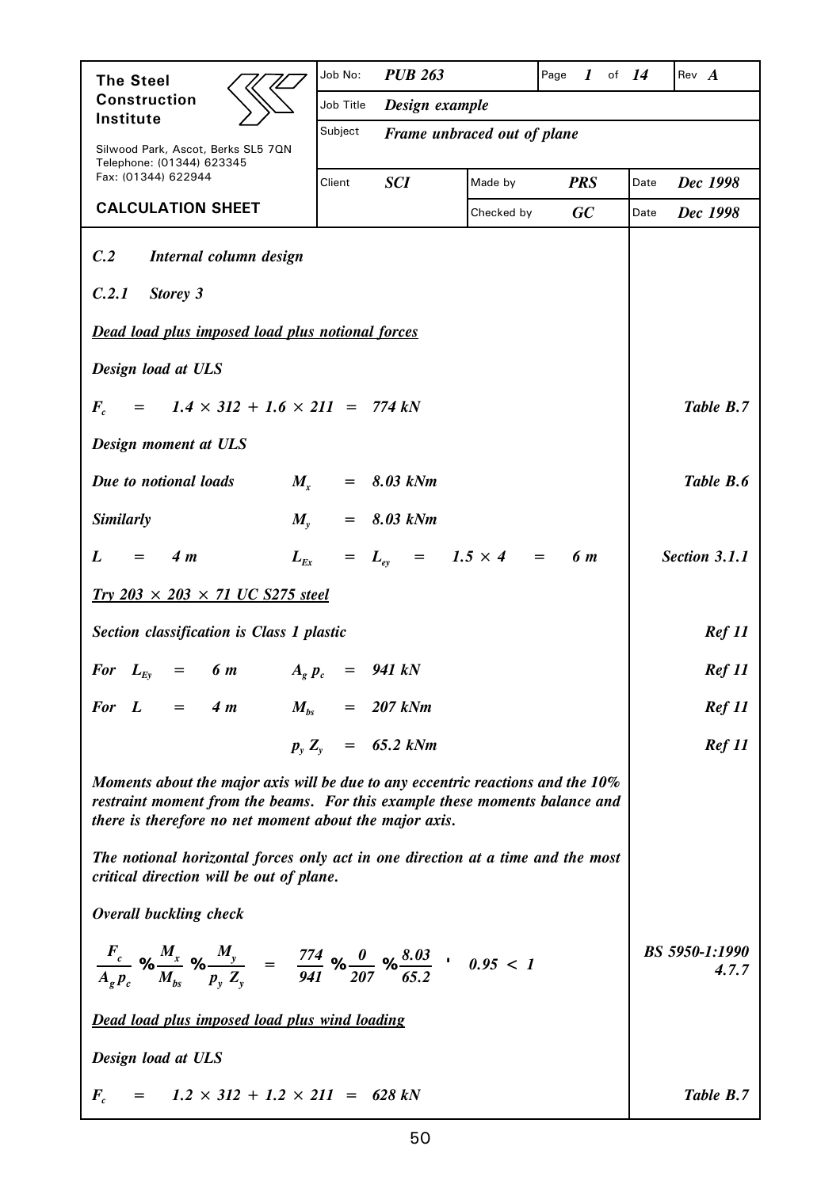| The Steel Construction Institute | Job No: | *PUB 263* | Page *1* of *14* | Rev *A* |
|---|---|---|---|---|
| Silwood Park, Ascot, Berks SL5 7QN Telephone: (01344) 623345 Fax: (01344) 622944 | Job Title | *Design example* | | |
| | Subject | *Frame unbraced out of plane* | | |
| **CALCULATION SHEET** | Client | *SCI* | Made by *PRS* | Date *Dec 1998* |
| | | | Checked by *GC* | Date *Dec 1998* |

***C.2 Internal column design***

***C.2.1 Storey 3***

***Dead load plus imposed load plus notional forces***

***Design load at ULS***

$F_c = 1.4 \times 312 + 1.6 \times 211 = 774$ kN — *Table B.7*

***Design moment at ULS***

*Due to notional loads* $M_x = 8.03$ kNm — *Table B.6*

*Similarly* $M_y = 8.03$ kNm

$L = 4$ m $\quad L_{Ex} = L_{ey} = 1.5 \times 4 = 6$ m — *Section 3.1.1*

***Try 203 × 203 × 71 UC S275 steel***

*Section classification is Class 1 plastic* — *Ref 11*

*For* $L_{Ey} = 6$ m $\quad A_g\, p_c = 941$ kN — *Ref 11*

*For* $L = 4$ m $\quad M_{bs} = 207$ kNm — *Ref 11*

$p_y\, Z_y = 65.2$ kNm — *Ref 11*

*Moments about the major axis will be due to any eccentric reactions and the 10% restraint moment from the beams. For this example these moments balance and there is therefore no net moment about the major axis.*

*The notional horizontal forces only act in one direction at a time and the most critical direction will be out of plane.*

***Overall buckling check***

$$\frac{F_c}{A_g p_c} + \frac{M_x}{M_{bs}} + \frac{M_y}{p_y\, Z_y} = \frac{774}{941} + \frac{0}{207} + \frac{8.03}{65.2} = 0.95 < 1$$

*BS 5950-1:1990 4.7.7*

***Dead load plus imposed load plus wind loading***

***Design load at ULS***

$F_c = 1.2 \times 312 + 1.2 \times 211 = 628$ kN — *Table B.7*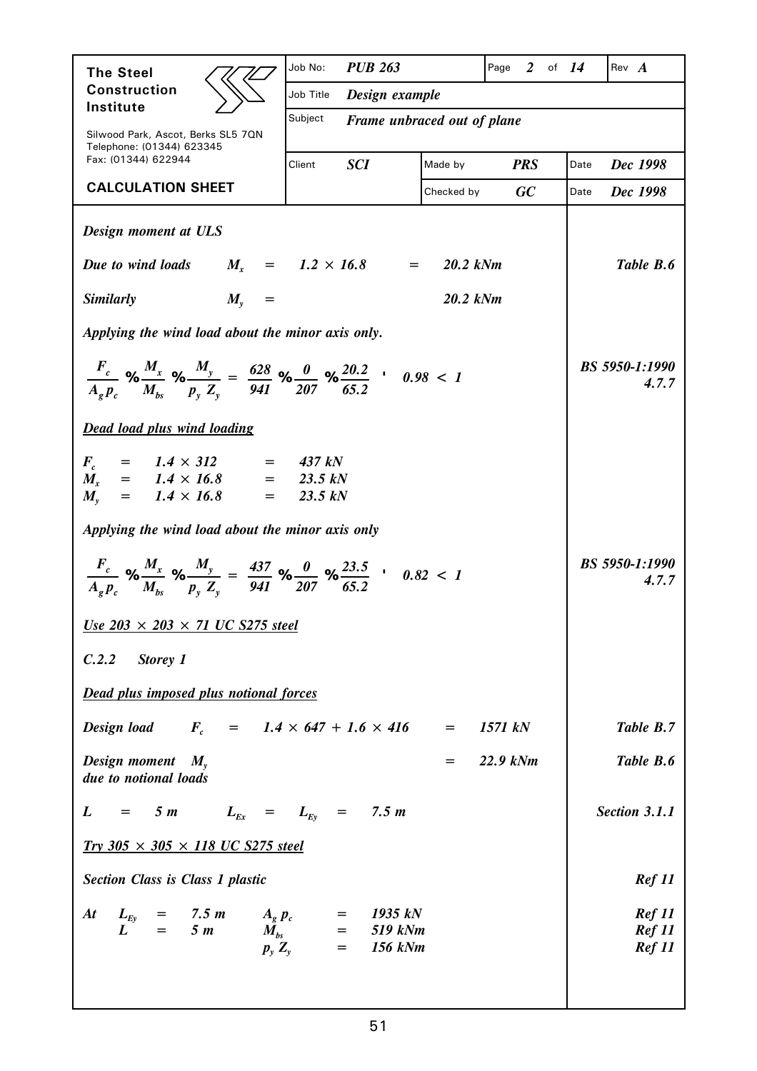**The Steel Construction Institute**

Silwood Park, Ascot, Berks SL5 7QN
Telephone: (01344) 623345
Fax: (01344) 622944

**CALCULATION SHEET**

| Job No: | *PUB 263* | Page | *2* of *14* | Rev *A* |
|---|---|---|---|---|
| Job Title | *Design example* | | | |
| Subject | *Frame unbraced out of plane* | | | |
| Client | *SCI* | Made by | *PRS* | Date *Dec 1998* |
| | | Checked by | *GC* | Date *Dec 1998* |

*Design moment at ULS*

*Due to wind loads* $M_x = 1.2 \times 16.8 = 20.2$ *kNm* — *Table B.6*

*Similarly* $M_y = 20.2$ *kNm*

*Applying the wind load about the minor axis only.*

$$\frac{F_c}{A_g p_c} + \frac{M_x}{M_{bs}} + \frac{M_y}{p_y Z_y} = \frac{628}{941} + \frac{0}{207} + \frac{20.2}{65.2} = 0.98 < 1$$

*BS 5950-1:1990 4.7.7*

***Dead load plus wind loading***

$F_c = 1.4 \times 312 = 437$ *kN*
$M_x = 1.4 \times 16.8 = 23.5$ *kN*
$M_y = 1.4 \times 16.8 = 23.5$ *kN*

*Applying the wind load about the minor axis only*

$$\frac{F_c}{A_g p_c} + \frac{M_x}{M_{bs}} + \frac{M_y}{p_y Z_y} = \frac{437}{941} + \frac{0}{207} + \frac{23.5}{65.2} = 0.82 < 1$$

*BS 5950-1:1990 4.7.7*

***Use 203 × 203 × 71 UC S275 steel***

### *C.2.2 Storey 1*

***Dead plus imposed plus notional forces***

*Design load* $F_c = 1.4 \times 647 + 1.6 \times 416 = 1571$ *kN* — *Table B.7*

*Design moment* $M_y$ *due to notional loads* $= 22.9$ *kNm* — *Table B.6*

$L = 5$ *m* $L_{Ex} = L_{Ey} = 7.5$ *m* — *Section 3.1.1*

***Try 305 × 305 × 118 UC S275 steel***

*Section Class is Class 1 plastic* — *Ref 11*

*At* $L_{Ey} = 7.5$ *m* $A_g p_c = 1935$ *kN* — *Ref 11*
$L = 5$ *m* $M_{bs} = 519$ *kNm* — *Ref 11*
$p_y Z_y = 156$ *kNm* — *Ref 11*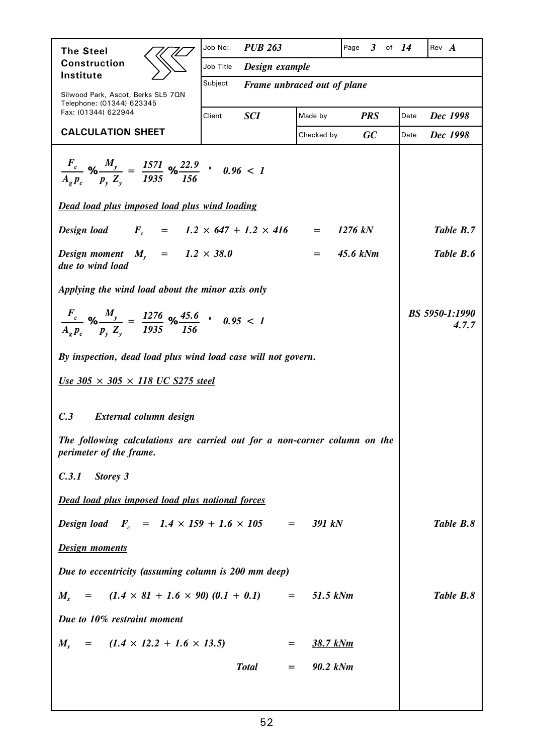| The Steel Construction Institute | Job No: | PUB 263 | Page 3 of 14 | Rev A |
|---|---|---|---|---|
| Silwood Park, Ascot, Berks SL5 7QN Telephone: (01344) 623345 Fax: (01344) 622944 | Job Title | Design example | | |
| | Subject | Frame unbraced out of plane | | |
| | Client | SCI | Made by PRS | Date Dec 1998 |
| CALCULATION SHEET | | | Checked by GC | Date Dec 1998 |

$$\frac{F_c}{A_g p_c} + \frac{M_y}{p_y Z_y} = \frac{1571}{1935} + \frac{22.9}{156} = 0.96 < 1$$

***Dead load plus imposed load plus wind loading***

*Design load* $F_c = 1.2 \times 647 + 1.2 \times 416 = 1276$ kN — *Table B.7*

*Design moment due to wind load* $M_y = 1.2 \times 38.0 = 45.6$ kNm — *Table B.6*

*Applying the wind load about the minor axis only*

$$\frac{F_c}{A_g p_c} + \frac{M_y}{p_y Z_y} = \frac{1276}{1935} + \frac{45.6}{156} = 0.95 < 1$$

*BS 5950-1:1990 4.7.7*

*By inspection, dead load plus wind load case will not govern.*

***Use 305 × 305 × 118 UC S275 steel***

## *C.3 External column design*

*The following calculations are carried out for a non-corner column on the perimeter of the frame.*

### *C.3.1 Storey 3*

***Dead load plus imposed load plus notional forces***

*Design load* $F_c = 1.4 \times 159 + 1.6 \times 105 = 391$ kN — *Table B.8*

***Design moments***

*Due to eccentricity (assuming column is 200 mm deep)*

$M_x = (1.4 \times 81 + 1.6 \times 90)(0.1 + 0.1) = 51.5$ kNm — *Table B.8*

*Due to 10% restraint moment*

$M_x = (1.4 \times 12.2 + 1.6 \times 13.5) = 38.7$ kNm

*Total* $= 90.2$ kNm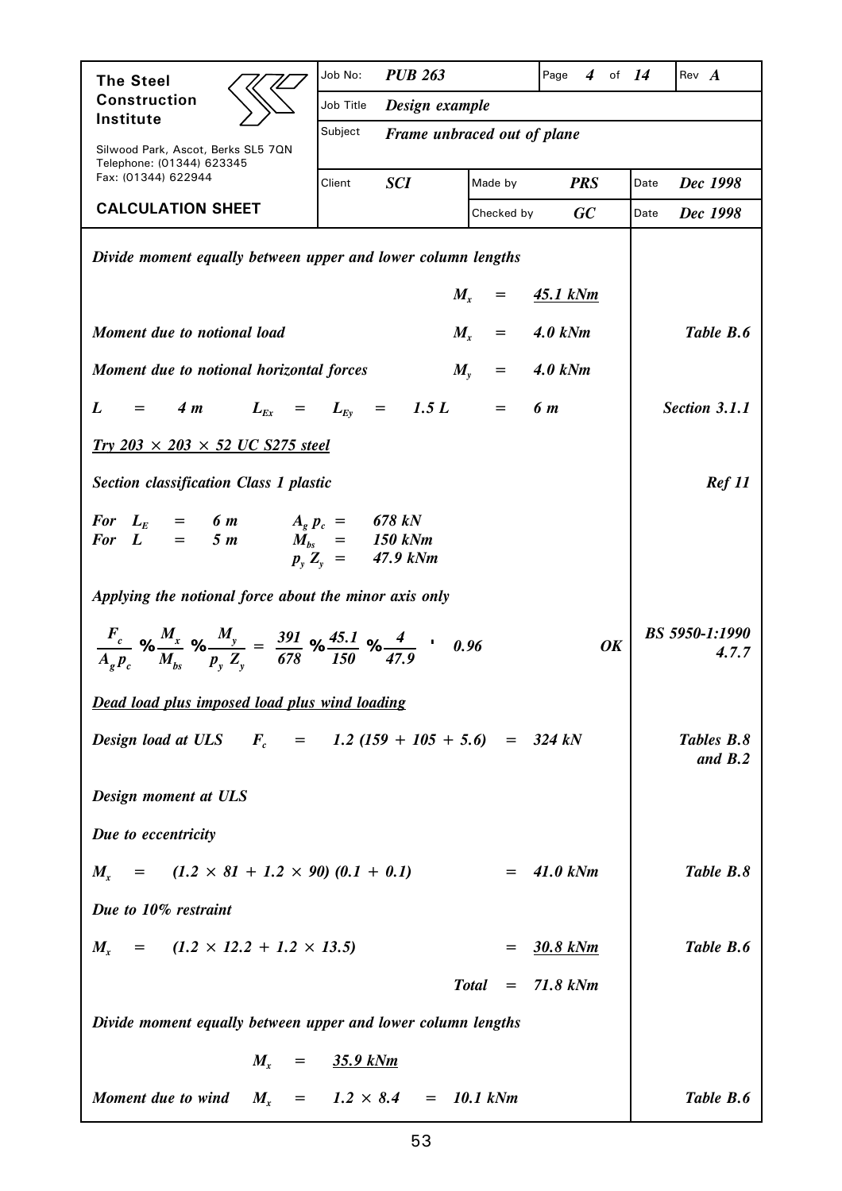| The Steel Construction Institute | Job No: *PUB 263* | | Page *4* of *14* | Rev *A* |
|---|---|---|---|---|
| Silwood Park, Ascot, Berks SL5 7QN Telephone: (01344) 623345 Fax: (01344) 622944 | Job Title *Design example* | | | |
| | Subject *Frame unbraced out of plane* | | | |
| | Client *SCI* | Made by *PRS* | Date *Dec 1998* | |
| **CALCULATION SHEET** | | Checked by *GC* | Date *Dec 1998* | |

*Divide moment equally between upper and lower column lengths*

$M_x$ = <u>*45.1 kNm*</u>

*Moment due to notional load* $M_x$ = *4.0 kNm* — *Table B.6*

*Moment due to notional horizontal forces* $M_y$ = *4.0 kNm*

$L$ = *4 m* $L_{Ex}$ = $L_{Ey}$ = *1.5 L* = *6 m* — *Section 3.1.1*

<u>*Try 203 × 203 × 52 UC S275 steel*</u>

*Section classification Class 1 plastic* — *Ref 11*

*For* $L_E$ = *6 m* $A_g\,p_c$ = *678 kN*
*For* $L$ = *5 m* $M_{bs}$ = *150 kNm*
$p_y\,Z_y$ = *47.9 kNm*

*Applying the notional force about the minor axis only*

$$\frac{F_c}{A_g p_c} + \frac{M_x}{M_{bs}} + \frac{M_y}{p_y Z_y} = \frac{391}{678} + \frac{45.1}{150} + \frac{4}{47.9} \le 0.96 \quad \textbf{OK}$$

— *BS 5950-1:1990 4.7.7*

<u>*Dead load plus imposed load plus wind loading*</u>

*Design load at ULS* $F_c$ = *1.2 (159 + 105 + 5.6)* = *324 kN* — *Tables B.8 and B.2*

*Design moment at ULS*

*Due to eccentricity*

$M_x$ = *(1.2 × 81 + 1.2 × 90) (0.1 + 0.1)* = *41.0 kNm* — *Table B.8*

*Due to 10% restraint*

$M_x$ = *(1.2 × 12.2 + 1.2 × 13.5)* = <u>*30.8 kNm*</u> — *Table B.6*

*Total* = *71.8 kNm*

*Divide moment equally between upper and lower column lengths*

$M_x$ = <u>*35.9 kNm*</u>

*Moment due to wind* $M_x$ = *1.2 × 8.4* = *10.1 kNm* — *Table B.6*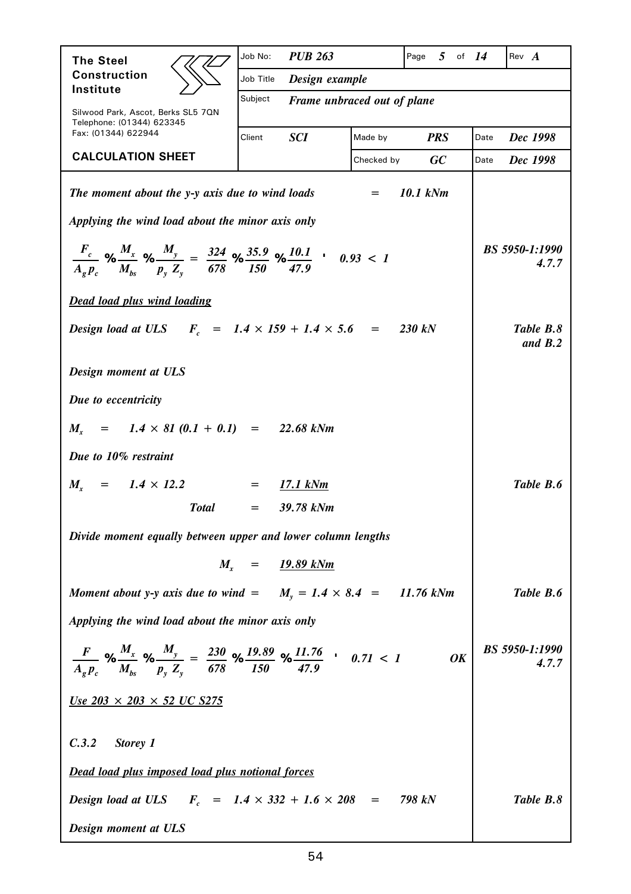*The moment about the y-y axis due to wind loads* $=$ *10.1 kNm*

*Applying the wind load about the minor axis only*

$$\frac{F_c}{A_g p_c} + \frac{M_x}{M_{bs}} + \frac{M_y}{p_y Z_y} = \frac{324}{678} + \frac{35.9}{150} + \frac{10.1}{47.9} = 0.93 < 1$$

*BS 5950-1:1990 4.7.7*

***Dead load plus wind loading***

*Design load at ULS* $F_c = 1.4 \times 159 + 1.4 \times 5.6 = 230$ *kN* — *Table B.8 and B.2*

***Design moment at ULS***

***Due to eccentricity***

$M_x = 1.4 \times 81 \, (0.1 + 0.1) = 22.68$ *kNm*

***Due to 10% restraint***

$M_x = 1.4 \times 12.2 = \underline{17.1 \text{ kNm}}$ — *Table B.6*

**Total** $= 39.78$ *kNm*

*Divide moment equally between upper and lower column lengths*

$M_x = \underline{19.89 \text{ kNm}}$

*Moment about y-y axis due to wind* $= M_y = 1.4 \times 8.4 = 11.76$ *kNm* — *Table B.6*

*Applying the wind load about the minor axis only*

$$\frac{F}{A_g p_c} + \frac{M_x}{M_{bs}} + \frac{M_y}{p_y Z_y} = \frac{230}{678} + \frac{19.89}{150} + \frac{11.76}{47.9} = 0.71 < 1 \quad \textbf{OK}$$

*BS 5950-1:1990 4.7.7*

***Use 203 × 203 × 52 UC S275***

### C.3.2 Storey 1

***Dead load plus imposed load plus notional forces***

*Design load at ULS* $F_c = 1.4 \times 332 + 1.6 \times 208 = 798$ *kN* — *Table B.8*

***Design moment at ULS***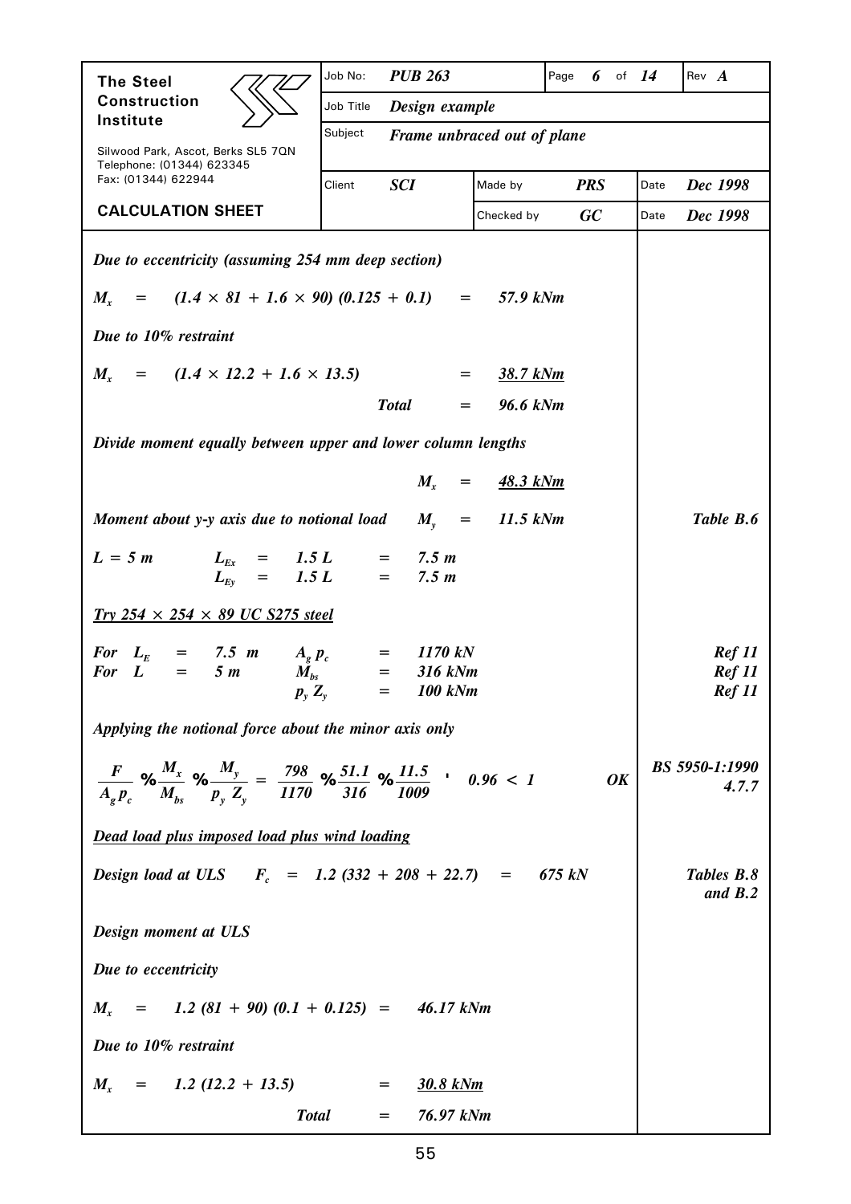| The Steel Construction Institute | Job No: | *PUB 263* | Page 6 of 14 | Rev *A* |
|---|---|---|---|---|
| Silwood Park, Ascot, Berks SL5 7QN Telephone: (01344) 623345 Fax: (01344) 622944 | Job Title | *Design example* | | |
| | Subject | *Frame unbraced out of plane* | | |
| | Client | *SCI* | Made by *PRS* | Date *Dec 1998* |
| **CALCULATION SHEET** | | | Checked by *GC* | Date *Dec 1998* |

*Due to eccentricity (assuming 254 mm deep section)*

$M_x \quad = \quad (1.4 \times 81 + 1.6 \times 90)\ (0.125 + 0.1) \quad = \quad 57.9 \text{ kNm}$

*Due to 10% restraint*

$M_x \quad = \quad (1.4 \times 12.2 + 1.6 \times 13.5) \quad = \quad \underline{38.7 \text{ kNm}}$

*Total* $= 96.6 \text{ kNm}$

*Divide moment equally between upper and lower column lengths*

$M_x \quad = \quad \underline{48.3 \text{ kNm}}$

*Moment about y-y axis due to notional load* $\quad M_y \quad = \quad 11.5 \text{ kNm}$ — *Table B.6*

$L = 5 \text{ m} \qquad L_{Ex} = 1.5\,L = 7.5 \text{ m}$

$\qquad\qquad\quad\; L_{Ey} = 1.5\,L = 7.5 \text{ m}$

***Try 254 × 254 × 89 UC S275 steel***

| | | | |
|---|---|---|---|
| For $L_E = 7.5$ m | $A_g\,p_c$ | = 1170 kN | *Ref 11* |
| For $L = 5$ m | $M_{bs}$ | = 316 kNm | *Ref 11* |
| | $p_y\,Z_y$ | = 100 kNm | *Ref 11* |

*Applying the notional force about the minor axis only*

$$\frac{F}{A_g p_c} + \frac{M_x}{M_{bs}} + \frac{M_y}{p_y\,Z_y} = \frac{798}{1170} + \frac{51.1}{316} + \frac{11.5}{1009} = 0.96 < 1 \qquad \textbf{OK}$$

*BS 5950-1:1990 4.7.7*

***Dead load plus imposed load plus wind loading***

*Design load at ULS* $\quad F_c = 1.2\,(332 + 208 + 22.7) = 675 \text{ kN}$ — *Tables B.8 and B.2*

*Design moment at ULS*

*Due to eccentricity*

$M_x \quad = \quad 1.2\,(81 + 90)\,(0.1 + 0.125) \quad = \quad 46.17 \text{ kNm}$

*Due to 10% restraint*

$M_x \quad = \quad 1.2\,(12.2 + 13.5) \quad = \quad \underline{30.8 \text{ kNm}}$

*Total* $= 76.97 \text{ kNm}$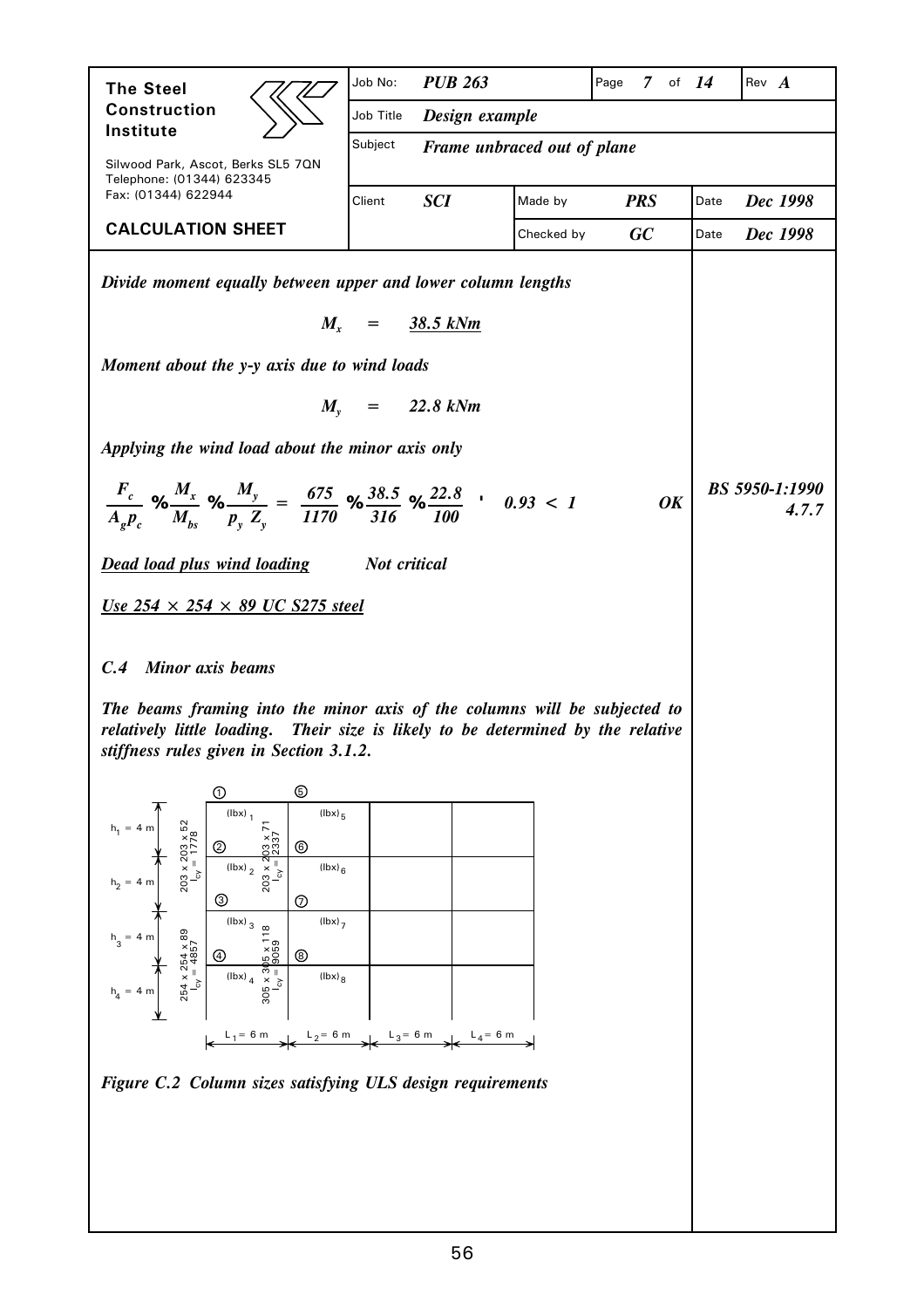| The Steel Construction Institute | Job No: *PUB 263* | | Page *7* of *14* | Rev *A* |
|---|---|---|---|---|
| Silwood Park, Ascot, Berks SL5 7QN Telephone: (01344) 623345 Fax: (01344) 622944 | Job Title *Design example* | | | |
| | Subject *Frame unbraced out of plane* | | | |
| | Client *SCI* | Made by *PRS* | Date *Dec 1998* | |
| **CALCULATION SHEET** | | Checked by *GC* | Date *Dec 1998* | |

***Divide moment equally between upper and lower column lengths***

$$M_x \quad = \quad \underline{38.5 \text{ kNm}}$$

***Moment about the y-y axis due to wind loads***

$$M_y \quad = \quad 22.8 \text{ kNm}$$

***Applying the wind load about the minor axis only***

$$\frac{F_c}{A_g p_c} + \frac{M_x}{M_{bs}} + \frac{M_y}{p_y Z_y} = \frac{675}{1170} + \frac{38.5}{316} + \frac{22.8}{100} = 0.93 < 1 \qquad \textbf{OK}$$

*BS 5950-1:1990 4.7.7*

***Dead load plus wind loading*** &nbsp;&nbsp;&nbsp;&nbsp; ***Not critical***

***Use 254 × 254 × 89 UC S275 steel***

### *C.4 Minor axis beams*

***The beams framing into the minor axis of the columns will be subjected to relatively little loading. Their size is likely to be determined by the relative stiffness rules given in Section 3.1.2.***

Figure labels: nodes ① to ⑧; beams $(I_{bx})_1$ to $(I_{bx})_8$; storey heights $h_1 = 4$ m, $h_2 = 4$ m, $h_3 = 4$ m, $h_4 = 4$ m; spans $L_1 = 6$ m, $L_2 = 6$ m, $L_3 = 6$ m, $L_4 = 6$ m; columns: 203 × 203 × 52 ($I_{cy} = 1778$), 203 × 203 × 71 ($I_{cy} = 2337$), 254 × 254 × 89 ($I_{cy} = 4857$), 305 × 305 × 118 ($I_{cy} = 9059$).

***Figure C.2 Column sizes satisfying ULS design requirements***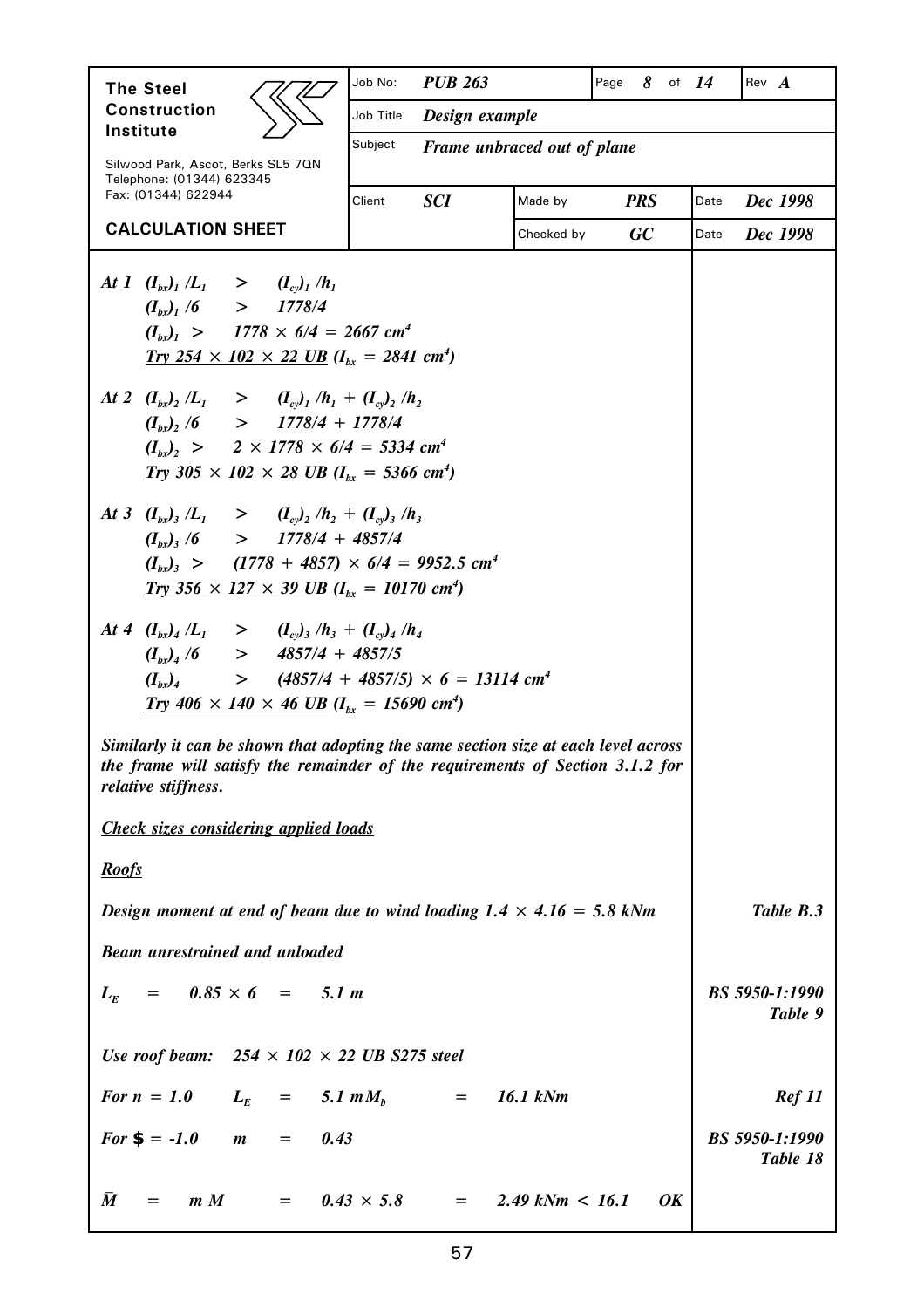At 1 $(I_{bx})_1 / L_1 \quad > \quad (I_{cy})_1 / h_1$

$(I_{bx})_1 / 6 \quad > \quad 1778/4$

$(I_{bx})_1 \quad > \quad 1778 \times 6/4 = 2667 \text{ cm}^4$

<u>Try 254 × 102 × 22 UB</u> ($I_{bx}$ = 2841 cm$^4$)

At 2 $(I_{bx})_2 / L_1 \quad > \quad (I_{cy})_1 / h_1 + (I_{cy})_2 / h_2$

$(I_{bx})_2 / 6 \quad > \quad 1778/4 + 1778/4$

$(I_{bx})_2 \quad > \quad 2 \times 1778 \times 6/4 = 5334 \text{ cm}^4$

<u>Try 305 × 102 × 28 UB</u> ($I_{bx}$ = 5366 cm$^4$)

At 3 $(I_{bx})_3 / L_1 \quad > \quad (I_{cy})_2 / h_2 + (I_{cy})_3 / h_3$

$(I_{bx})_3 / 6 \quad > \quad 1778/4 + 4857/4$

$(I_{bx})_3 \quad > \quad (1778 + 4857) \times 6/4 = 9952.5 \text{ cm}^4$

<u>Try 356 × 127 × 39 UB</u> ($I_{bx}$ = 10170 cm$^4$)

At 4 $(I_{bx})_4 / L_1 \quad > \quad (I_{cy})_3 / h_3 + (I_{cy})_4 / h_4$

$(I_{bx})_4 / 6 \quad > \quad 4857/4 + 4857/5$

$(I_{bx})_4 \quad > \quad (4857/4 + 4857/5) \times 6 = 13114 \text{ cm}^4$

<u>Try 406 × 140 × 46 UB</u> ($I_{bx}$ = 15690 cm$^4$)

Similarly it can be shown that adopting the same section size at each level across the frame will satisfy the remainder of the requirements of Section 3.1.2 for relative stiffness.

<u>Check sizes considering applied loads</u>

<u>Roofs</u>

Design moment at end of beam due to wind loading 1.4 × 4.16 = 5.8 kNm — *Table B.3*

Beam unrestrained and unloaded

$L_E \quad = \quad 0.85 \times 6 \quad = \quad 5.1 \text{ m}$ — *BS 5950-1:1990 Table 9*

Use roof beam: 254 × 102 × 22 UB S275 steel

For $n = 1.0 \quad L_E \quad = \quad 5.1 \text{ m} M_b \quad = \quad 16.1 \text{ kNm}$ — *Ref 11*

For $\beta = -1.0 \quad m \quad = \quad 0.43$ — *BS 5950-1:1990 Table 18*

$\bar{M} \quad = \quad m\,M \quad = \quad 0.43 \times 5.8 \quad = \quad 2.49 \text{ kNm} < 16.1$ **OK**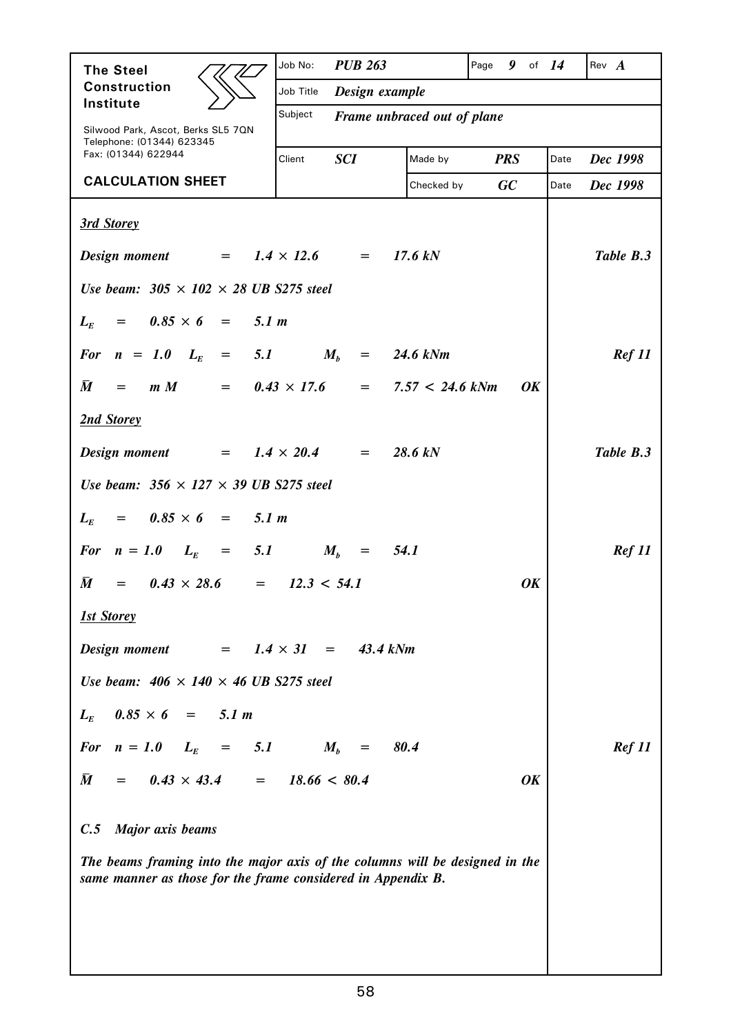***3rd Storey***

*Design moment* $= 1.4 \times 12.6 = 17.6$ *kN* — *Table B.3*

*Use beam: 305 × 102 × 28 UB S275 steel*

$L_E = 0.85 \times 6 = 5.1$ *m*

*For* $n = 1.0$ $L_E = 5.1$ $M_b = 24.6$ *kNm* — *Ref 11*

$\bar{M} = m\,M = 0.43 \times 17.6 = 7.57 < 24.6$ *kNm* ***OK***

***2nd Storey***

*Design moment* $= 1.4 \times 20.4 = 28.6$ *kN* — *Table B.3*

*Use beam: 356 × 127 × 39 UB S275 steel*

$L_E = 0.85 \times 6 = 5.1$ *m*

*For* $n = 1.0$ $L_E = 5.1$ $M_b = 54.1$ — *Ref 11*

$\bar{M} = 0.43 \times 28.6 = 12.3 < 54.1$ ***OK***

***1st Storey***

*Design moment* $= 1.4 \times 31 = 43.4$ *kNm*

*Use beam: 406 × 140 × 46 UB S275 steel*

$L_E$ $0.85 \times 6 = 5.1$ *m*

*For* $n = 1.0$ $L_E = 5.1$ $M_b = 80.4$ — *Ref 11*

$\bar{M} = 0.43 \times 43.4 = 18.66 < 80.4$ ***OK***

### *C.5 Major axis beams*

*The beams framing into the major axis of the columns will be designed in the same manner as those for the frame considered in Appendix B.*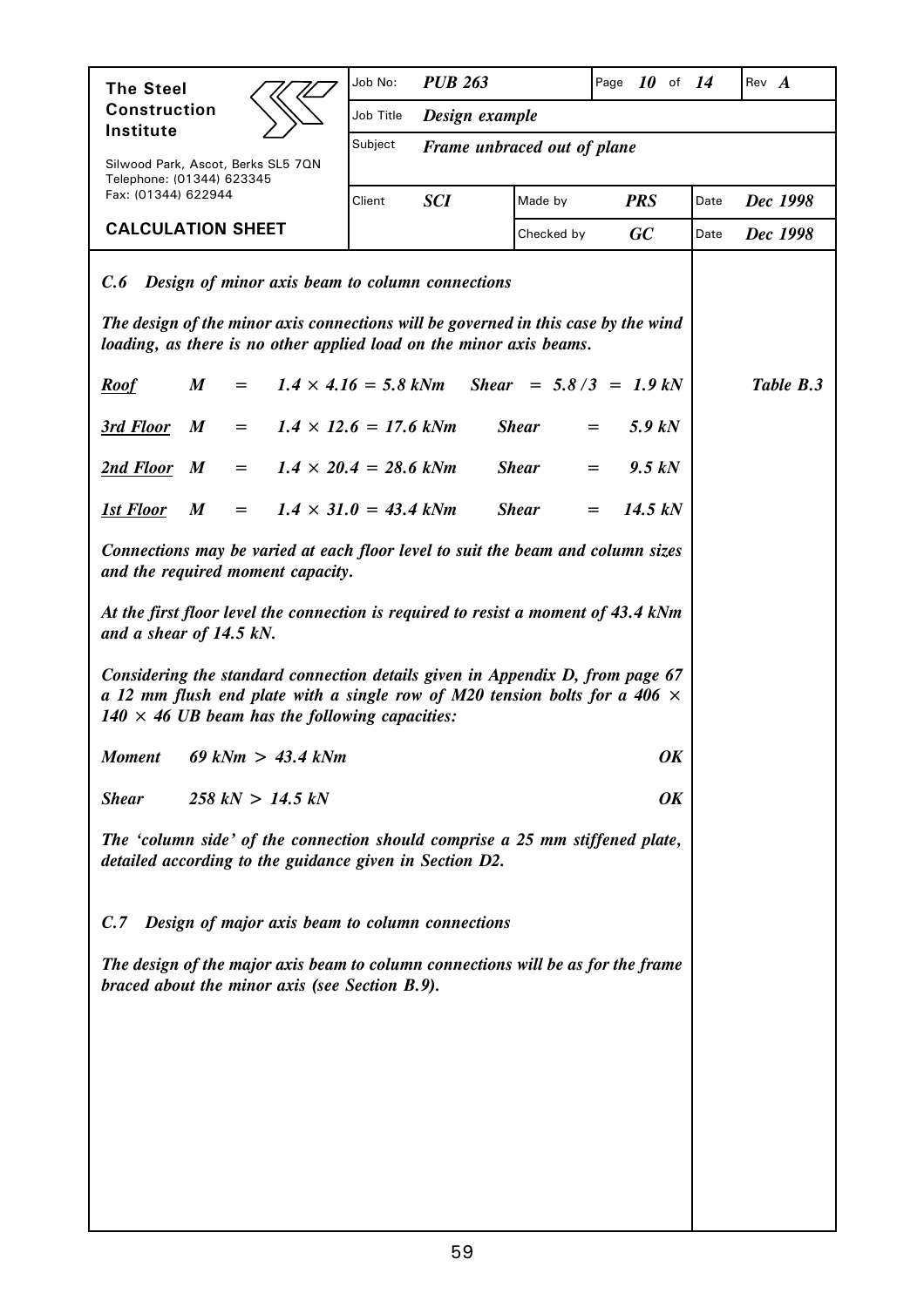**The Steel Construction Institute**

Silwood Park, Ascot, Berks SL5 7QN
Telephone: (01344) 623345
Fax: (01344) 622944

**CALCULATION SHEET**

| Job No: | *PUB 263* | Page | *10* of *14* | Rev *A* |
|---|---|---|---|---|
| Job Title | *Design example* | | | |
| Subject | *Frame unbraced out of plane* | | | |
| Client | *SCI* | Made by | *PRS* | Date *Dec 1998* |
| | | Checked by | *GC* | Date *Dec 1998* |

### *C.6 Design of minor axis beam to column connections*

*The design of the minor axis connections will be governed in this case by the wind loading, as there is no other applied load on the minor axis beams.*

| | | | | *Table B.3* |
|---|---|---|---|---|
| ***Roof*** | $M = 1.4 \times 4.16 = 5.8$ kNm | *Shear* | $= 5.8/3 = 1.9$ kN | |
| ***3rd Floor*** | $M = 1.4 \times 12.6 = 17.6$ kNm | *Shear* | $= 5.9$ kN | |
| ***2nd Floor*** | $M = 1.4 \times 20.4 = 28.6$ kNm | *Shear* | $= 9.5$ kN | |
| ***1st Floor*** | $M = 1.4 \times 31.0 = 43.4$ kNm | *Shear* | $= 14.5$ kN | |

*Connections may be varied at each floor level to suit the beam and column sizes and the required moment capacity.*

*At the first floor level the connection is required to resist a moment of 43.4 kNm and a shear of 14.5 kN.*

*Considering the standard connection details given in Appendix D, from page 67 a 12 mm flush end plate with a single row of M20 tension bolts for a 406 × 140 × 46 UB beam has the following capacities:*

***Moment*** 69 kNm > 43.4 kNm **OK**

***Shear*** 258 kN > 14.5 kN **OK**

*The 'column side' of the connection should comprise a 25 mm stiffened plate, detailed according to the guidance given in Section D2.*

### *C.7 Design of major axis beam to column connections*

*The design of the major axis beam to column connections will be as for the frame braced about the minor axis (see Section B.9).*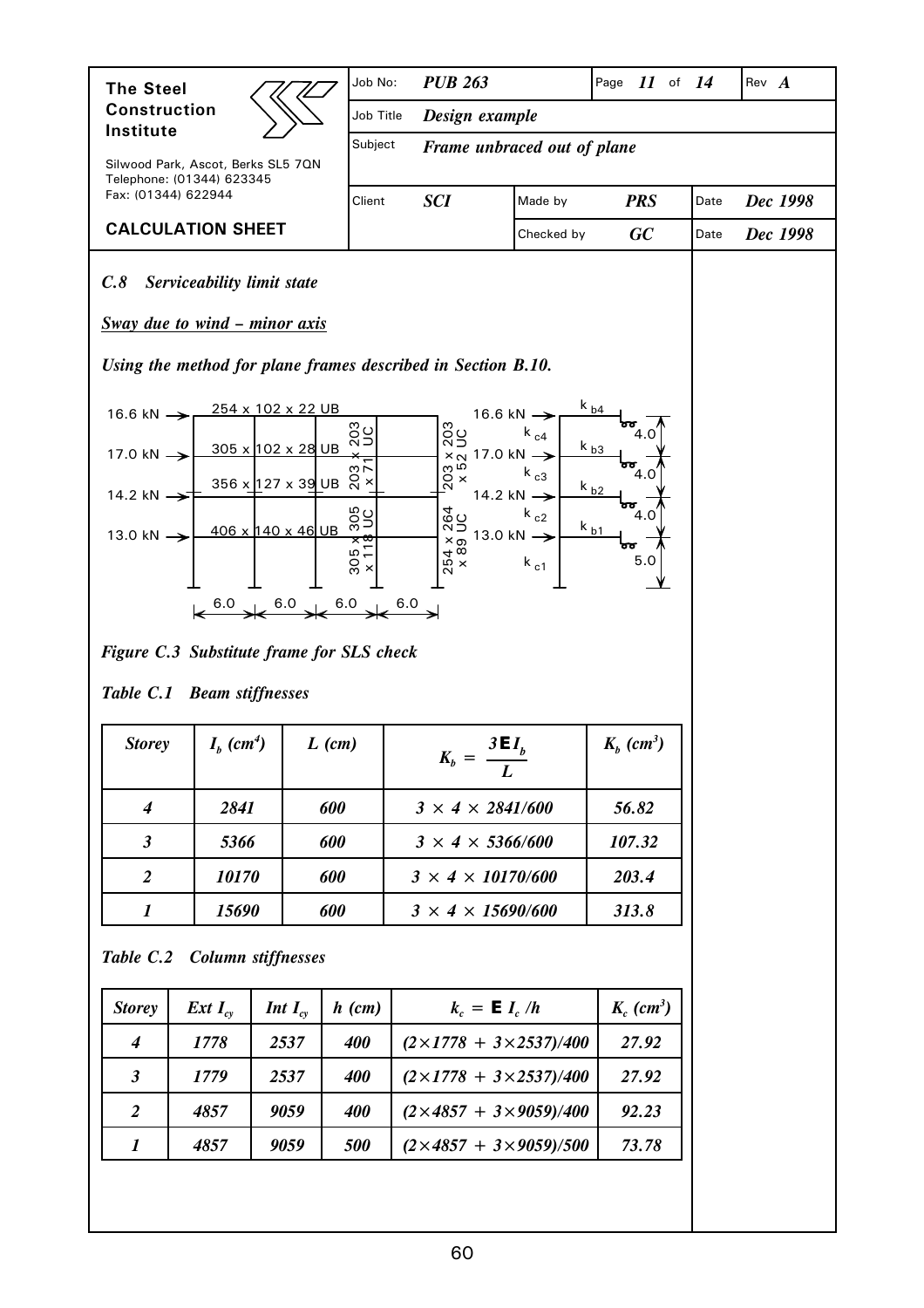## C.8 Serviceability limit state

***Sway due to wind – minor axis***

***Using the method for plane frames described in Section B.10.***

*Figure C.3 Substitute frame for SLS check*

*Table C.1 Beam stiffnesses*

| *Storey* | $I_b$ *(cm⁴)* | *L (cm)* | $K_b = \dfrac{3EI_b}{L}$ | $K_b$ *(cm³)* |
|---|---|---|---|---|
| *4* | *2841* | *600* | *3 × 4 × 2841/600* | *56.82* |
| *3* | *5366* | *600* | *3 × 4 × 5366/600* | *107.32* |
| *2* | *10170* | *600* | *3 × 4 × 10170/600* | *203.4* |
| *1* | *15690* | *600* | *3 × 4 × 15690/600* | *313.8* |

*Table C.2 Column stiffnesses*

| *Storey* | *Ext* $I_{cy}$ | *Int* $I_{cy}$ | *h (cm)* | $k_c = E\, I_c / h$ | $K_c$ *(cm³)* |
|---|---|---|---|---|---|
| *4* | *1778* | *2537* | *400* | *(2×1778 + 3×2537)/400* | *27.92* |
| *3* | *1779* | *2537* | *400* | *(2×1778 + 3×2537)/400* | *27.92* |
| *2* | *4857* | *9059* | *400* | *(2×4857 + 3×9059)/400* | *92.23* |
| *1* | *4857* | *9059* | *500* | *(2×4857 + 3×9059)/500* | *73.78* |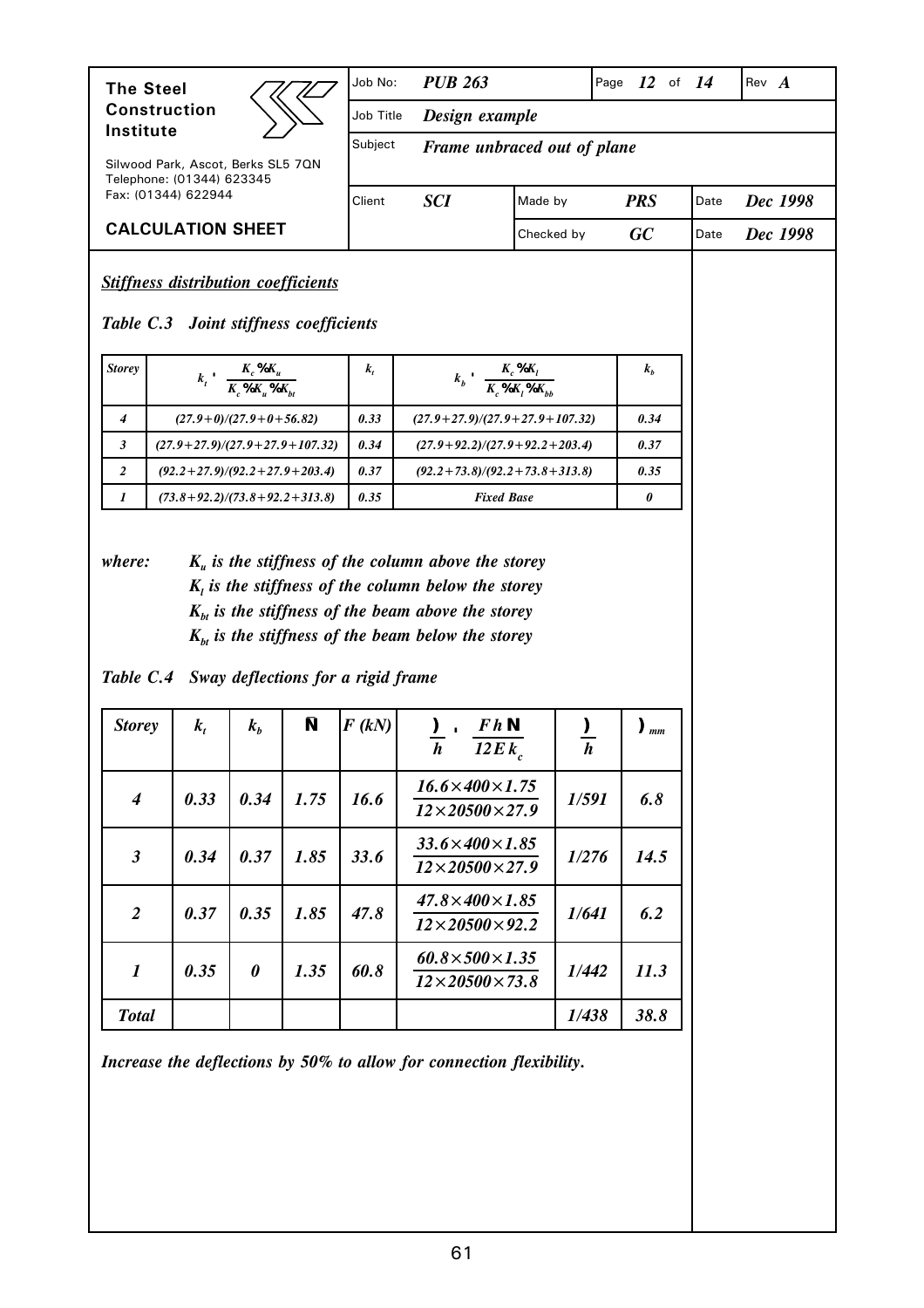**The Steel Construction Institute**

Silwood Park, Ascot, Berks SL5 7QN
Telephone: (01344) 623345
Fax: (01344) 622944

**CALCULATION SHEET**

| Job No: | *PUB 263* | Page *12* of *14* | Rev *A* |
|---|---|---|---|
| Job Title | *Design example* | | |
| Subject | *Frame unbraced out of plane* | | |
| Client | *SCI* | Made by *PRS* | Date *Dec 1998* |
| | | Checked by *GC* | Date *Dec 1998* |

***Stiffness distribution coefficients***

***Table C.3 Joint stiffness coefficients***

| *Storey* | $k_t = \dfrac{K_c + K_u}{K_c + K_u + K_{bt}}$ | $k_t$ | $k_b = \dfrac{K_c + K_l}{K_c + K_l + K_{bb}}$ | $k_b$ |
|---|---|---|---|---|
| *4* | *(27.9+0)/(27.9+0+56.82)* | *0.33* | *(27.9+27.9)/(27.9+27.9+107.32)* | *0.34* |
| *3* | *(27.9+27.9)/(27.9+27.9+107.32)* | *0.34* | *(27.9+92.2)/(27.9+92.2+203.4)* | *0.37* |
| *2* | *(92.2+27.9)/(92.2+27.9+203.4)* | *0.37* | *(92.2+73.8)/(92.2+73.8+313.8)* | *0.35* |
| *1* | *(73.8+92.2)/(73.8+92.2+313.8)* | *0.35* | *Fixed Base* | *0* |

*where:* $K_u$ *is the stiffness of the column above the storey*
$K_l$ *is the stiffness of the column below the storey*
$K_{bt}$ *is the stiffness of the beam above the storey*
$K_{bt}$ *is the stiffness of the beam below the storey*

***Table C.4 Sway deflections for a rigid frame***

| *Storey* | $k_t$ | $k_b$ | $\Phi$ | *F (kN)* | $\dfrac{\Delta}{h} = \dfrac{F\,h\,\Phi}{12\,E\,k_c}$ | $\dfrac{\Delta}{h}$ | $\Delta_{mm}$ |
|---|---|---|---|---|---|---|---|
| *4* | *0.33* | *0.34* | *1.75* | *16.6* | $\dfrac{16.6 \times 400 \times 1.75}{12 \times 20500 \times 27.9}$ | *1/591* | *6.8* |
| *3* | *0.34* | *0.37* | *1.85* | *33.6* | $\dfrac{33.6 \times 400 \times 1.85}{12 \times 20500 \times 27.9}$ | *1/276* | *14.5* |
| *2* | *0.37* | *0.35* | *1.85* | *47.8* | $\dfrac{47.8 \times 400 \times 1.85}{12 \times 20500 \times 92.2}$ | *1/641* | *6.2* |
| *1* | *0.35* | *0* | *1.35* | *60.8* | $\dfrac{60.8 \times 500 \times 1.35}{12 \times 20500 \times 73.8}$ | *1/442* | *11.3* |
| ***Total*** | | | | | | *1/438* | *38.8* |

***Increase the deflections by 50% to allow for connection flexibility.***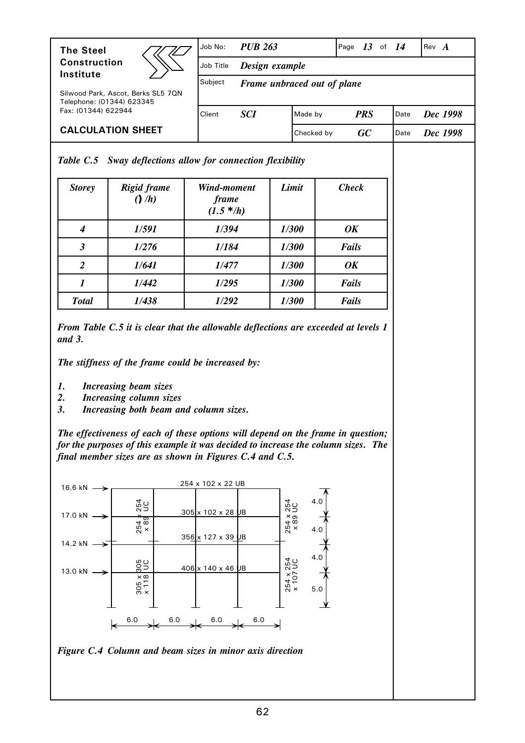*Table C.5 Sway deflections allow for connection flexibility*

| *Storey* | *Rigid frame* $(\delta/h)$ | *Wind-moment frame* $(1.5\delta/h)$ | *Limit* | *Check* |
|---|---|---|---|---|
| *4* | *1/591* | *1/394* | *1/300* | *OK* |
| *3* | *1/276* | *1/184* | *1/300* | *Fails* |
| *2* | *1/641* | *1/477* | *1/300* | *OK* |
| *1* | *1/442* | *1/295* | *1/300* | *Fails* |
| *Total* | *1/438* | *1/292* | *1/300* | *Fails* |

*From Table C.5 it is clear that the allowable deflections are exceeded at levels 1 and 3.*

*The stiffness of the frame could be increased by:*

1. *Increasing beam sizes*
2. *Increasing column sizes*
3. *Increasing both beam and column sizes.*

*The effectiveness of each of these options will depend on the frame in question; for the purposes of this example it was decided to increase the column sizes. The final member sizes are as shown in Figures C.4 and C.5.*

*Figure C.4 Column and beam sizes in minor axis direction*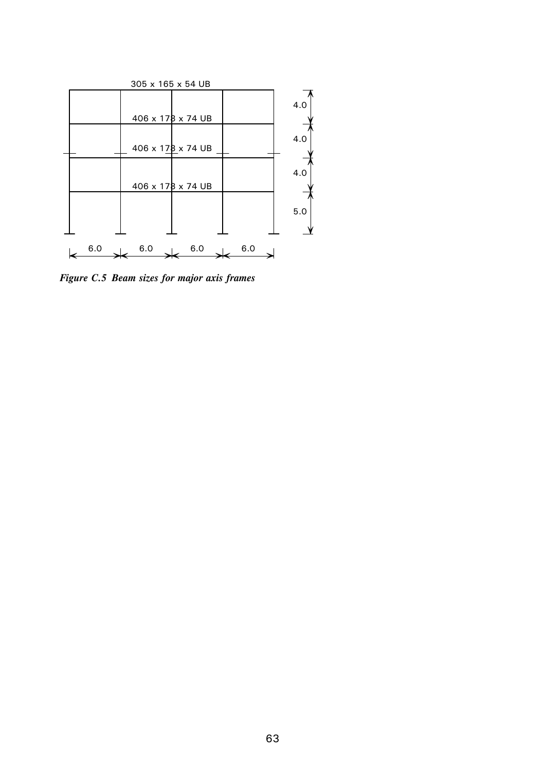305 x 165 x 54 UB

406 x 178 x 74 UB

406 x 178 x 74 UB

406 x 178 x 74 UB

4.0

4.0

4.0

5.0

6.0 6.0 6.0 6.0

***Figure C.5 Beam sizes for major axis frames***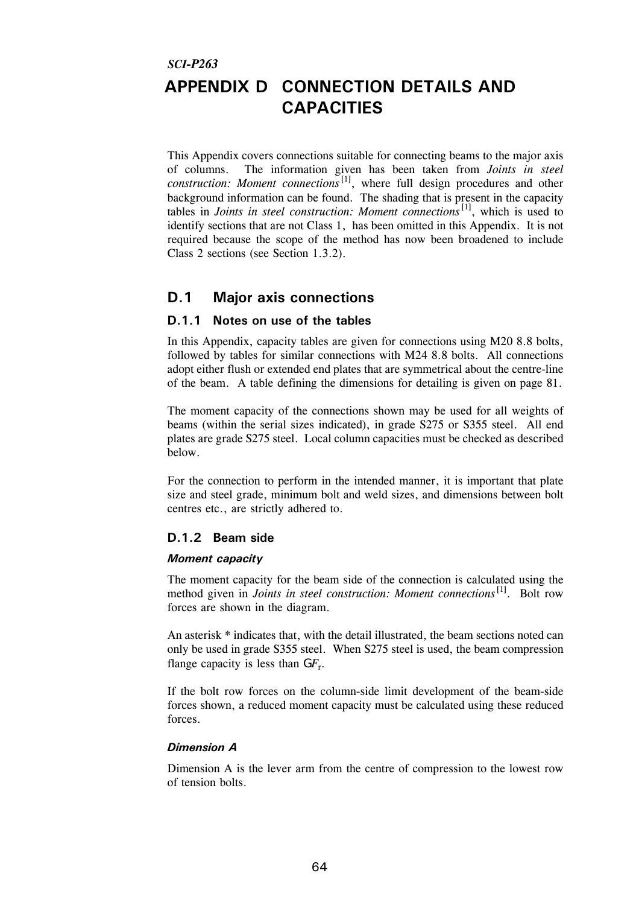# APPENDIX D CONNECTION DETAILS AND CAPACITIES

This Appendix covers connections suitable for connecting beams to the major axis of columns. The information given has been taken from *Joints in steel construction: Moment connections* [1], where full design procedures and other background information can be found. The shading that is present in the capacity tables in *Joints in steel construction: Moment connections* [1], which is used to identify sections that are not Class 1, has been omitted in this Appendix. It is not required because the scope of the method has now been broadened to include Class 2 sections (see Section 1.3.2).

## D.1 Major axis connections

### D.1.1 Notes on use of the tables

In this Appendix, capacity tables are given for connections using M20 8.8 bolts, followed by tables for similar connections with M24 8.8 bolts. All connections adopt either flush or extended end plates that are symmetrical about the centre-line of the beam. A table defining the dimensions for detailing is given on page 81.

The moment capacity of the connections shown may be used for all weights of beams (within the serial sizes indicated), in grade S275 or S355 steel. All end plates are grade S275 steel. Local column capacities must be checked as described below.

For the connection to perform in the intended manner, it is important that plate size and steel grade, minimum bolt and weld sizes, and dimensions between bolt centres etc., are strictly adhered to.

### D.1.2 Beam side

***Moment capacity***

The moment capacity for the beam side of the connection is calculated using the method given in *Joints in steel construction: Moment connections* [1]. Bolt row forces are shown in the diagram.

An asterisk * indicates that, with the detail illustrated, the beam sections noted can only be used in grade S355 steel. When S275 steel is used, the beam compression flange capacity is less than $\Sigma F_r$.

If the bolt row forces on the column-side limit development of the beam-side forces shown, a reduced moment capacity must be calculated using these reduced forces.

***Dimension A***

Dimension A is the lever arm from the centre of compression to the lowest row of tension bolts.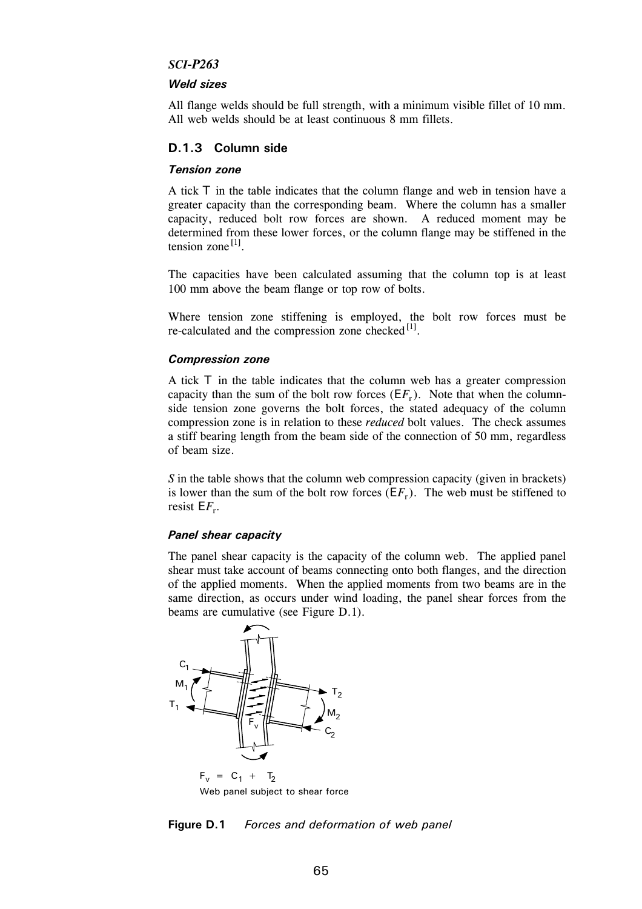### Weld sizes

All flange welds should be full strength, with a minimum visible fillet of 10 mm. All web welds should be at least continuous 8 mm fillets.

## D.1.3 Column side

### Tension zone

A tick T in the table indicates that the column flange and web in tension have a greater capacity than the corresponding beam. Where the column has a smaller capacity, reduced bolt row forces are shown. A reduced moment may be determined from these lower forces, or the column flange may be stiffened in the tension zone[1].

The capacities have been calculated assuming that the column top is at least 100 mm above the beam flange or top row of bolts.

Where tension zone stiffening is employed, the bolt row forces must be re-calculated and the compression zone checked[1].

### Compression zone

A tick T in the table indicates that the column web has a greater compression capacity than the sum of the bolt row forces ($\Sigma F_r$). Note that when the column-side tension zone governs the bolt forces, the stated adequacy of the column compression zone is in relation to these *reduced* bolt values. The check assumes a stiff bearing length from the beam side of the connection of 50 mm, regardless of beam size.

*S* in the table shows that the column web compression capacity (given in brackets) is lower than the sum of the bolt row forces ($\Sigma F_r$). The web must be stiffened to resist $\Sigma F_r$.

### Panel shear capacity

The panel shear capacity is the capacity of the column web. The applied panel shear must take account of beams connecting onto both flanges, and the direction of the applied moments. When the applied moments from two beams are in the same direction, as occurs under wind loading, the panel shear forces from the beams are cumulative (see Figure D.1).

$F_v = C_1 + T_2$

Web panel subject to shear force

**Figure D.1** *Forces and deformation of web panel*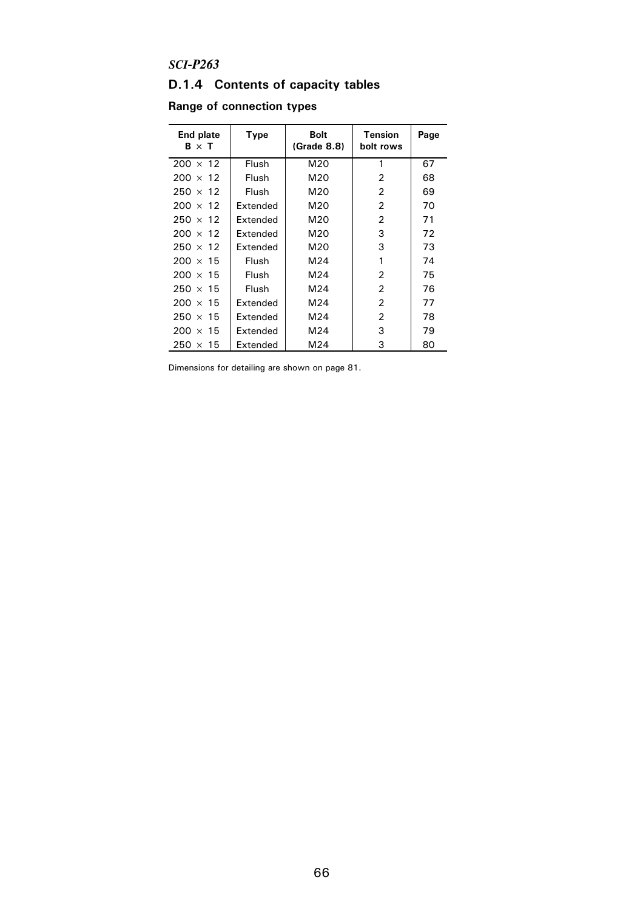### D.1.4 Contents of capacity tables

#### Range of connection types

| End plate B × T | Type | Bolt (Grade 8.8) | Tension bolt rows | Page |
|---|---|---|---|---|
| 200 × 12 | Flush | M20 | 1 | 67 |
| 200 × 12 | Flush | M20 | 2 | 68 |
| 250 × 12 | Flush | M20 | 2 | 69 |
| 200 × 12 | Extended | M20 | 2 | 70 |
| 250 × 12 | Extended | M20 | 2 | 71 |
| 200 × 12 | Extended | M20 | 3 | 72 |
| 250 × 12 | Extended | M20 | 3 | 73 |
| 200 × 15 | Flush | M24 | 1 | 74 |
| 200 × 15 | Flush | M24 | 2 | 75 |
| 250 × 15 | Flush | M24 | 2 | 76 |
| 200 × 15 | Extended | M24 | 2 | 77 |
| 250 × 15 | Extended | M24 | 2 | 78 |
| 200 × 15 | Extended | M24 | 3 | 79 |
| 250 × 15 | Extended | M24 | 3 | 80 |

Dimensions for detailing are shown on page 81.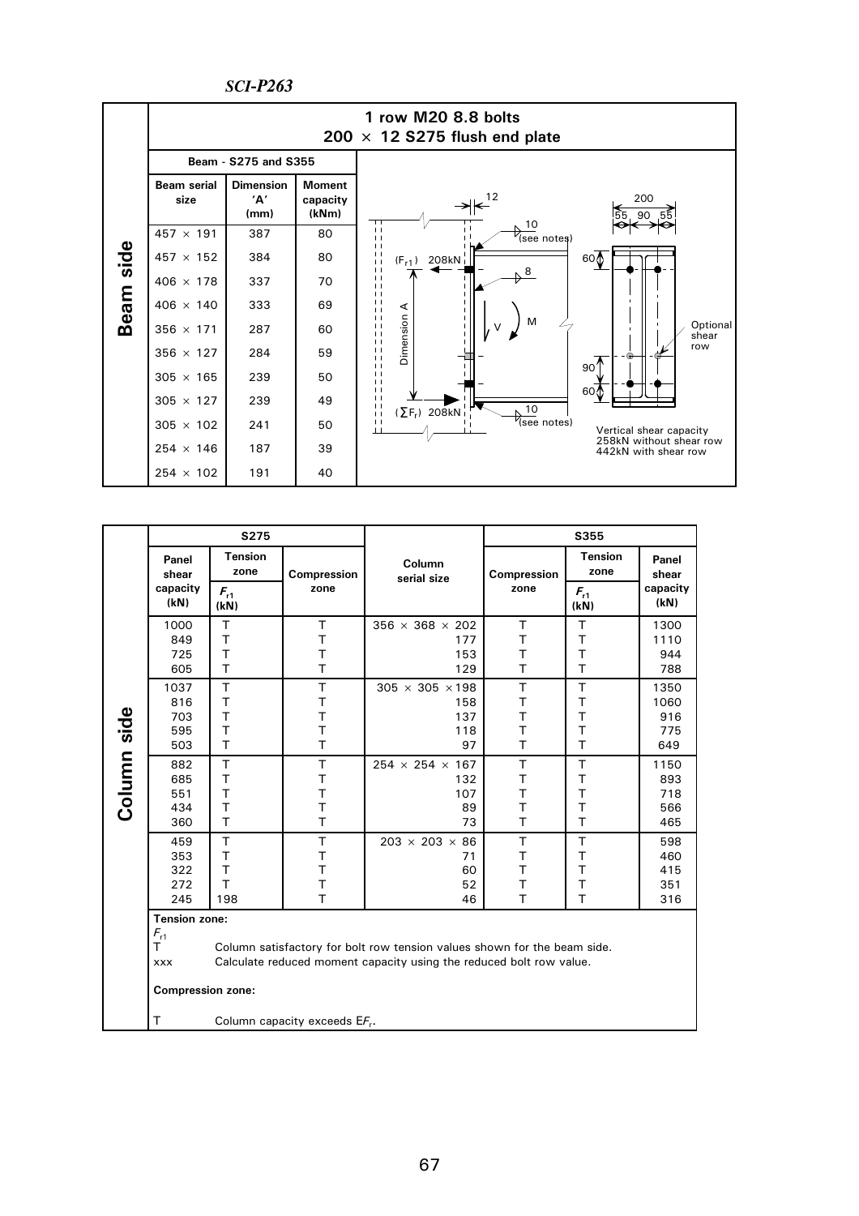## 1 row M20 8.8 bolts
## 200 × 12 S275 flush end plate

**Beam side**

| Beam serial size | Dimension 'A' (mm) | Moment capacity (kNm) |
|---|---|---|
| 457 × 191 | 387 | 80 |
| 457 × 152 | 384 | 80 |
| 406 × 178 | 337 | 70 |
| 406 × 140 | 333 | 69 |
| 356 × 171 | 287 | 60 |
| 356 × 127 | 284 | 59 |
| 305 × 165 | 239 | 50 |
| 305 × 127 | 239 | 49 |
| 305 × 102 | 241 | 50 |
| 254 × 146 | 187 | 39 |
| 254 × 102 | 191 | 40 |

Beam - S275 and S355

($F_{r1}$) 208kN

($\sum F_r$) 208kN

Dimension A

12; 10 (see notes); 8; 10 (see notes); V; M

200; 55 90 55; 60; 90; 60

Optional shear row

Vertical shear capacity
258kN without shear row
442kN with shear row

**Column side**

| S275 Panel shear capacity (kN) | S275 Tension zone $F_{r1}$ (kN) | S275 Compression zone | Column serial size | S355 Compression zone | S355 Tension zone $F_{r1}$ (kN) | S355 Panel shear capacity (kN) |
|---|---|---|---|---|---|---|
| 1000 | T | T | 356 × 368 × 202 | T | T | 1300 |
| 849 | T | T | 177 | T | T | 1110 |
| 725 | T | T | 153 | T | T | 944 |
| 605 | T | T | 129 | T | T | 788 |
| 1037 | T | T | 305 × 305 × 198 | T | T | 1350 |
| 816 | T | T | 158 | T | T | 1060 |
| 703 | T | T | 137 | T | T | 916 |
| 595 | T | T | 118 | T | T | 775 |
| 503 | T | T | 97 | T | T | 649 |
| 882 | T | T | 254 × 254 × 167 | T | T | 1150 |
| 685 | T | T | 132 | T | T | 893 |
| 551 | T | T | 107 | T | T | 718 |
| 434 | T | T | 89 | T | T | 566 |
| 360 | T | T | 73 | T | T | 465 |
| 459 | T | T | 203 × 203 × 86 | T | T | 598 |
| 353 | T | T | 71 | T | T | 460 |
| 322 | T | T | 60 | T | T | 415 |
| 272 | T | T | 52 | T | T | 351 |
| 245 | 198 | T | 46 | T | T | 316 |

**Tension zone:**

$F_{r1}$

T — Column satisfactory for bolt row tension values shown for the beam side.

xxx — Calculate reduced moment capacity using the reduced bolt row value.

**Compression zone:**

T — Column capacity exceeds $\Sigma F_r$.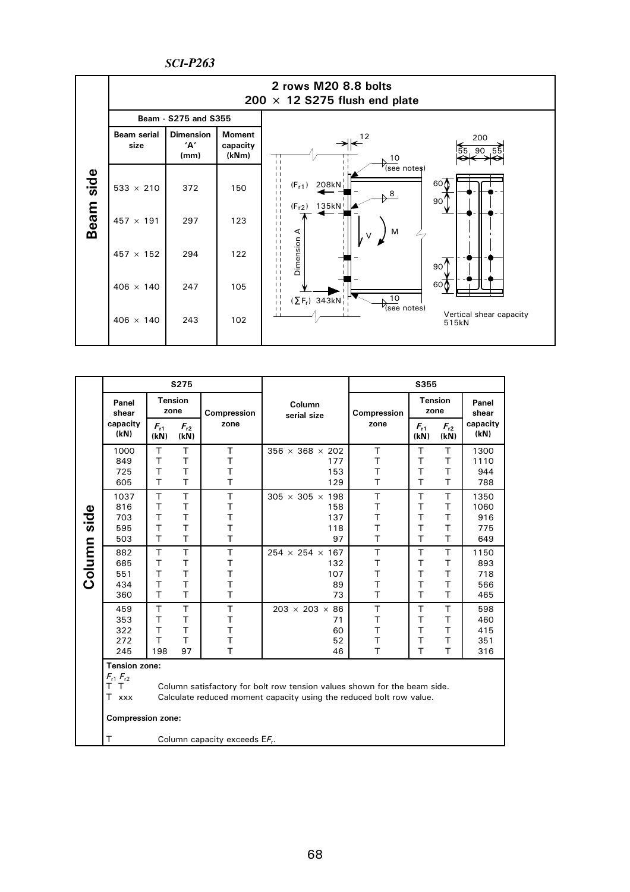## Beam side

**2 rows M20 8.8 bolts**
**200 × 12 S275 flush end plate**

| Beam - S275 and S355 | | |
|---|---|---|
| **Beam serial size** | **Dimension 'A' (mm)** | **Moment capacity (kNm)** |
| 533 × 210 | 372 | 150 |
| 457 × 191 | 297 | 123 |
| 457 × 152 | 294 | 122 |
| 406 × 140 | 247 | 105 |
| 406 × 140 | 243 | 102 |

Diagram labels: 12; 200; 55, 90, 55; 10 (see notes); ($F_{r1}$) 208kN; ($F_{r2}$) 135kN; 8; V; M; Dimension A; 60; 90; 90; 60; ($\sum F_r$) 343kN; 10 (see notes)

Vertical shear capacity 515kN

## Column side

| S275 Panel shear capacity (kN) | S275 Tension zone $F_{r1}$ (kN) | S275 Tension zone $F_{r2}$ (kN) | S275 Compression zone | Column serial size | S355 Compression zone | S355 Tension zone $F_{r1}$ (kN) | S355 Tension zone $F_{r2}$ (kN) | S355 Panel shear capacity (kN) |
|---|---|---|---|---|---|---|---|---|
| 1000 | T | T | T | 356 × 368 × 202 | T | T | T | 1300 |
| 849 | T | T | T | 177 | T | T | T | 1110 |
| 725 | T | T | T | 153 | T | T | T | 944 |
| 605 | T | T | T | 129 | T | T | T | 788 |
| 1037 | T | T | T | 305 × 305 × 198 | T | T | T | 1350 |
| 816 | T | T | T | 158 | T | T | T | 1060 |
| 703 | T | T | T | 137 | T | T | T | 916 |
| 595 | T | T | T | 118 | T | T | T | 775 |
| 503 | T | T | T | 97 | T | T | T | 649 |
| 882 | T | T | T | 254 × 254 × 167 | T | T | T | 1150 |
| 685 | T | T | T | 132 | T | T | T | 893 |
| 551 | T | T | T | 107 | T | T | T | 718 |
| 434 | T | T | T | 89 | T | T | T | 566 |
| 360 | T | T | T | 73 | T | T | T | 465 |
| 459 | T | T | T | 203 × 203 × 86 | T | T | T | 598 |
| 353 | T | T | T | 71 | T | T | T | 460 |
| 322 | T | T | T | 60 | T | T | T | 415 |
| 272 | T | T | T | 52 | T | T | T | 351 |
| 245 | 198 | 97 | T | 46 | T | T | T | 316 |

**Tension zone:**

$F_{r1}$ $F_{r2}$

T T — Column satisfactory for bolt row tension values shown for the beam side.

T xxx — Calculate reduced moment capacity using the reduced bolt row value.

**Compression zone:**

T — Column capacity exceeds $\Sigma F_r$.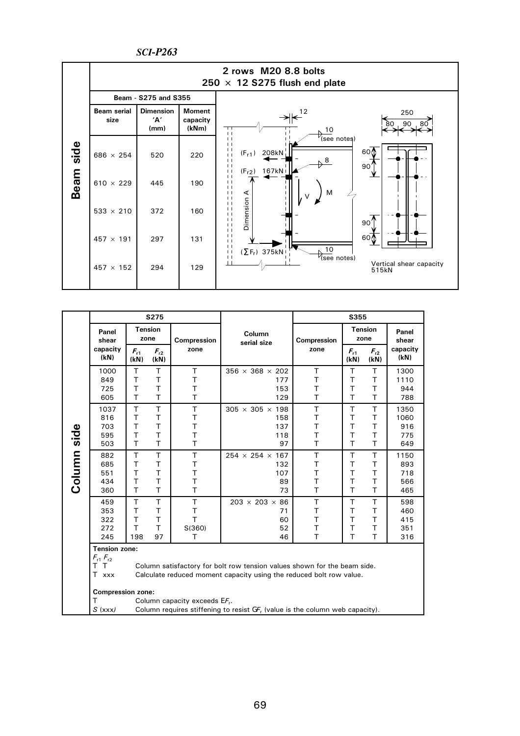## 2 rows M20 8.8 bolts
## 250 × 12 S275 flush end plate

**Beam side**

| Beam serial size | Dimension 'A' (mm) | Moment capacity (kNm) |
|---|---|---|
| 686 × 254 | 520 | 220 |
| 610 × 229 | 445 | 190 |
| 533 × 210 | 372 | 160 |
| 457 × 191 | 297 | 131 |
| 457 × 152 | 294 | 129 |

Beam - S275 and S355

12, 10 (see notes), 8, 10 (see notes)

($F_{r1}$) 208kN

($F_{r2}$) 167kN

($\Sigma F_r$) 375kN

Dimension A, V, M

250: 80, 90, 80

60, 90, 90, 60

Vertical shear capacity 515kN

**Column side**

| S275 Panel shear capacity (kN) | S275 Tension zone $F_{r1}$ (kN) | S275 Tension zone $F_{r2}$ (kN) | S275 Compression zone | Column serial size | S355 Compression zone | S355 Tension zone $F_{r1}$ (kN) | S355 Tension zone $F_{r2}$ (kN) | S355 Panel shear capacity (kN) |
|---|---|---|---|---|---|---|---|---|
| 1000 | T | T | T | 356 × 368 × 202 | T | T | T | 1300 |
| 849 | T | T | T | 177 | T | T | T | 1110 |
| 725 | T | T | T | 153 | T | T | T | 944 |
| 605 | T | T | T | 129 | T | T | T | 788 |
| 1037 | T | T | T | 305 × 305 × 198 | T | T | T | 1350 |
| 816 | T | T | T | 158 | T | T | T | 1060 |
| 703 | T | T | T | 137 | T | T | T | 916 |
| 595 | T | T | T | 118 | T | T | T | 775 |
| 503 | T | T | T | 97 | T | T | T | 649 |
| 882 | T | T | T | 254 × 254 × 167 | T | T | T | 1150 |
| 685 | T | T | T | 132 | T | T | T | 893 |
| 551 | T | T | T | 107 | T | T | T | 718 |
| 434 | T | T | T | 89 | T | T | T | 566 |
| 360 | T | T | T | 73 | T | T | T | 465 |
| 459 | T | T | T | 203 × 203 × 86 | T | T | T | 598 |
| 353 | T | T | T | 71 | T | T | T | 460 |
| 322 | T | T | T | 60 | T | T | T | 415 |
| 272 | T | T | S(360) | 52 | T | T | T | 351 |
| 245 | 198 | 97 | T | 46 | T | T | T | 316 |

**Tension zone:**

$F_{r1}$ $F_{r2}$

T T — Column satisfactory for bolt row tension values shown for the beam side.

T xxx — Calculate reduced moment capacity using the reduced bolt row value.

**Compression zone:**

T — Column capacity exceeds $\Sigma F_r$.

*S* (xxx) — Column requires stiffening to resist $\Sigma F_r$ (value is the column web capacity).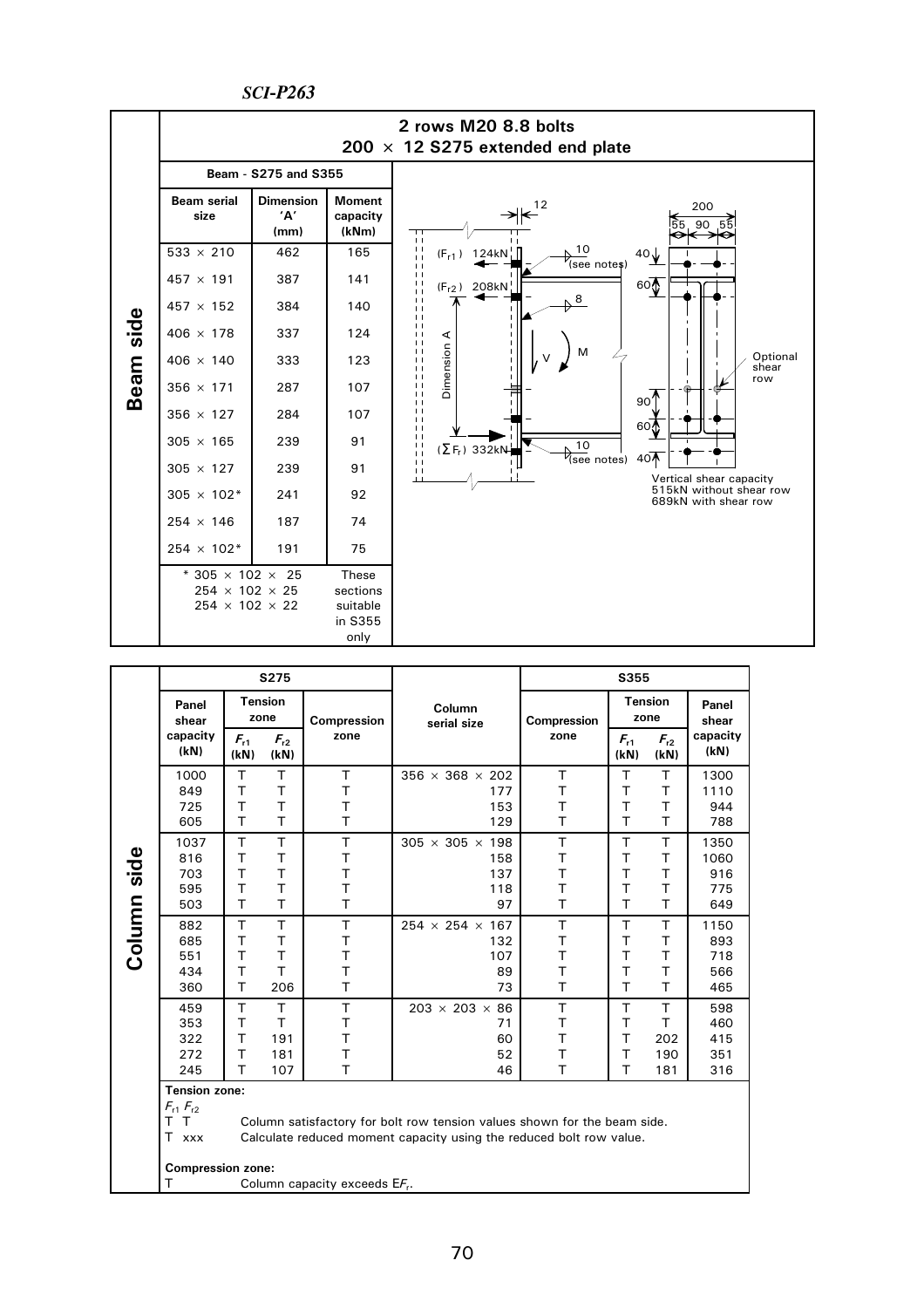## 2 rows M20 8.8 bolts
## 200 × 12 S275 extended end plate

### Beam side

| Beam serial size | Dimension 'A' (mm) | Moment capacity (kNm) |
|---|---|---|
| Beam - S275 and S355 | | |
| 533 × 210 | 462 | 165 |
| 457 × 191 | 387 | 141 |
| 457 × 152 | 384 | 140 |
| 406 × 178 | 337 | 124 |
| 406 × 140 | 333 | 123 |
| 356 × 171 | 287 | 107 |
| 356 × 127 | 284 | 107 |
| 305 × 165 | 239 | 91 |
| 305 × 127 | 239 | 91 |
| 305 × 102* | 241 | 92 |
| 254 × 146 | 187 | 74 |
| 254 × 102* | 191 | 75 |

\* 305 × 102 × 25, 254 × 102 × 25, 254 × 102 × 22 — These sections suitable in S355 only

($F_{r1}$) 124kN
($F_{r2}$) 208kN
($\Sigma F_r$) 332kN

Dimension A

12; 10 (see notes); 8; 10 (see notes); M; V

200; 55, 90, 55; 40; 60; 90; 60; 40

Optional shear row

Vertical shear capacity
515kN without shear row
689kN with shear row

### Column side

| S275 Panel shear capacity (kN) | S275 Tension zone $F_{r1}$ (kN) | S275 Tension zone $F_{r2}$ (kN) | S275 Compression zone | Column serial size | S355 Compression zone | S355 Tension zone $F_{r1}$ (kN) | S355 Tension zone $F_{r2}$ (kN) | S355 Panel shear capacity (kN) |
|---|---|---|---|---|---|---|---|---|
| 1000 | T | T | T | 356 × 368 × 202 | T | T | T | 1300 |
| 849 | T | T | T | 177 | T | T | T | 1110 |
| 725 | T | T | T | 153 | T | T | T | 944 |
| 605 | T | T | T | 129 | T | T | T | 788 |
| 1037 | T | T | T | 305 × 305 × 198 | T | T | T | 1350 |
| 816 | T | T | T | 158 | T | T | T | 1060 |
| 703 | T | T | T | 137 | T | T | T | 916 |
| 595 | T | T | T | 118 | T | T | T | 775 |
| 503 | T | T | T | 97 | T | T | T | 649 |
| 882 | T | T | T | 254 × 254 × 167 | T | T | T | 1150 |
| 685 | T | T | T | 132 | T | T | T | 893 |
| 551 | T | T | T | 107 | T | T | T | 718 |
| 434 | T | T | T | 89 | T | T | T | 566 |
| 360 | T | 206 | T | 73 | T | T | T | 465 |
| 459 | T | T | T | 203 × 203 × 86 | T | T | T | 598 |
| 353 | T | T | T | 71 | T | T | T | 460 |
| 322 | T | 191 | T | 60 | T | T | 202 | 415 |
| 272 | T | 181 | T | 52 | T | T | 190 | 351 |
| 245 | T | 107 | T | 46 | T | T | 181 | 316 |

**Tension zone:**

$F_{r1}$ $F_{r2}$

T T — Column satisfactory for bolt row tension values shown for the beam side.

T xxx — Calculate reduced moment capacity using the reduced bolt row value.

**Compression zone:**

T — Column capacity exceeds $\Sigma F_r$.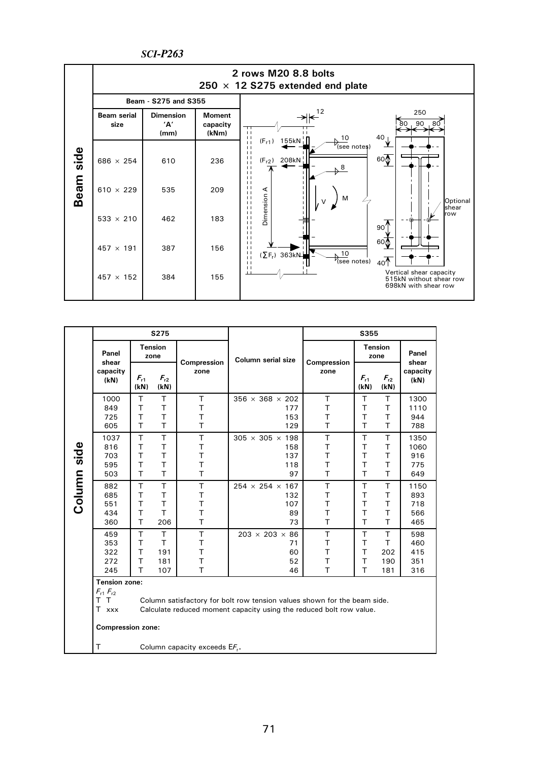## 2 rows M20 8.8 bolts
## 250 × 12 S275 extended end plate

**Beam side**

| Beam serial size | Dimension 'A' (mm) | Moment capacity (kNm) |
|---|---|---|
| 686 × 254 | 610 | 236 |
| 610 × 229 | 535 | 209 |
| 533 × 210 | 462 | 183 |
| 457 × 191 | 387 | 156 |
| 457 × 152 | 384 | 155 |

Beam - S275 and S355

($F_{r1}$) 155kN

($F_{r2}$) 208kN

($\Sigma F_r$) 363kN

Dimension A

12

10 (see notes)

8

10 (see notes)

V

M

250: 80 | 90 | 80

40, 60, 90, 60, 40

Optional shear row

Vertical shear capacity 515kN without shear row 698kN with shear row

**Column side**

| S275 Panel shear capacity (kN) | S275 Tension zone $F_{r1}$ (kN) | S275 Tension zone $F_{r2}$ (kN) | S275 Compression zone | Column serial size | S355 Compression zone | S355 Tension zone $F_{r1}$ (kN) | S355 Tension zone $F_{r2}$ (kN) | S355 Panel shear capacity (kN) |
|---|---|---|---|---|---|---|---|---|
| 1000 | T | T | T | 356 × 368 × 202 | T | T | T | 1300 |
| 849 | T | T | T | 177 | T | T | T | 1110 |
| 725 | T | T | T | 153 | T | T | T | 944 |
| 605 | T | T | T | 129 | T | T | T | 788 |
| 1037 | T | T | T | 305 × 305 × 198 | T | T | T | 1350 |
| 816 | T | T | T | 158 | T | T | T | 1060 |
| 703 | T | T | T | 137 | T | T | T | 916 |
| 595 | T | T | T | 118 | T | T | T | 775 |
| 503 | T | T | T | 97 | T | T | T | 649 |
| 882 | T | T | T | 254 × 254 × 167 | T | T | T | 1150 |
| 685 | T | T | T | 132 | T | T | T | 893 |
| 551 | T | T | T | 107 | T | T | T | 718 |
| 434 | T | T | T | 89 | T | T | T | 566 |
| 360 | T | 206 | T | 73 | T | T | T | 465 |
| 459 | T | T | T | 203 × 203 × 86 | T | T | T | 598 |
| 353 | T | T | T | 71 | T | T | T | 460 |
| 322 | T | 191 | T | 60 | T | T | 202 | 415 |
| 272 | T | 181 | T | 52 | T | T | 190 | 351 |
| 245 | T | 107 | T | 46 | T | T | 181 | 316 |

**Tension zone:**

$F_{r1}$ $F_{r2}$

T T Column satisfactory for bolt row tension values shown for the beam side.

T xxx Calculate reduced moment capacity using the reduced bolt row value.

**Compression zone:**

T Column capacity exceeds $\Sigma F_r$.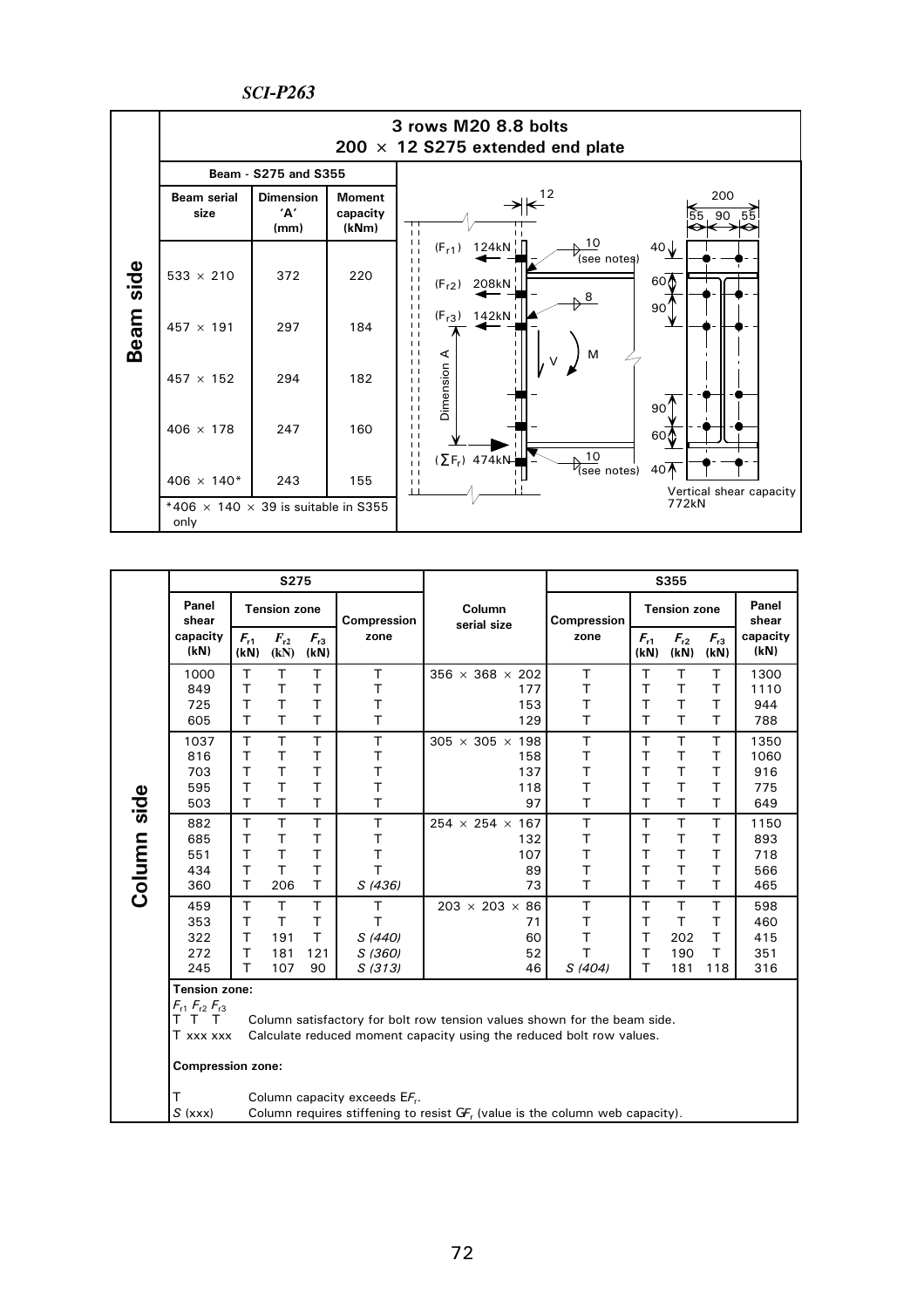## 3 rows M20 8.8 bolts
## 200 × 12 S275 extended end plate

**Beam side**

| Beam serial size | Dimension 'A' (mm) | Moment capacity (kNm) |
|---|---|---|
| 533 × 210 | 372 | 220 |
| 457 × 191 | 297 | 184 |
| 457 × 152 | 294 | 182 |
| 406 × 178 | 247 | 160 |
| 406 × 140* | 243 | 155 |

Beam - S275 and S355

*406 × 140 × 39 is suitable in S355 only

($F_{r1}$) 124kN

($F_{r2}$) 208kN

($F_{r3}$) 142kN

($\sum F_r$) 474kN

Dimension A

12

10 (see notes)

8

10 (see notes)

V, M

200: 55, 90, 55

40, 60, 90, 90, 60, 40

Vertical shear capacity 772kN

**Column side**

| S275 Panel shear capacity (kN) | S275 $F_{r1}$ (kN) | S275 $F_{r2}$ (kN) | S275 $F_{r3}$ (kN) | S275 Compression zone | Column serial size | S355 Compression zone | S355 $F_{r1}$ (kN) | S355 $F_{r2}$ (kN) | S355 $F_{r3}$ (kN) | S355 Panel shear capacity (kN) |
|---|---|---|---|---|---|---|---|---|---|---|
| 1000 | T | T | T | T | 356 × 368 × 202 | T | T | T | T | 1300 |
| 849 | T | T | T | T | 177 | T | T | T | T | 1110 |
| 725 | T | T | T | T | 153 | T | T | T | T | 944 |
| 605 | T | T | T | T | 129 | T | T | T | T | 788 |
| 1037 | T | T | T | T | 305 × 305 × 198 | T | T | T | T | 1350 |
| 816 | T | T | T | T | 158 | T | T | T | T | 1060 |
| 703 | T | T | T | T | 137 | T | T | T | T | 916 |
| 595 | T | T | T | T | 118 | T | T | T | T | 775 |
| 503 | T | T | T | T | 97 | T | T | T | T | 649 |
| 882 | T | T | T | T | 254 × 254 × 167 | T | T | T | T | 1150 |
| 685 | T | T | T | T | 132 | T | T | T | T | 893 |
| 551 | T | T | T | T | 107 | T | T | T | T | 718 |
| 434 | T | T | T | T | 89 | T | T | T | T | 566 |
| 360 | T | 206 | T | *S (436)* | 73 | T | T | T | T | 465 |
| 459 | T | T | T | T | 203 × 203 × 86 | T | T | T | T | 598 |
| 353 | T | T | T | T | 71 | T | T | T | T | 460 |
| 322 | T | 191 | T | *S (440)* | 60 | T | T | 202 | T | 415 |
| 272 | T | 181 | 121 | *S (360)* | 52 | T | T | 190 | T | 351 |
| 245 | T | 107 | 90 | *S (313)* | 46 | *S (404)* | T | 181 | 118 | 316 |

**Tension zone:**

$F_{r1}$ $F_{r2}$ $F_{r3}$

T T T — Column satisfactory for bolt row tension values shown for the beam side.

T xxx xxx — Calculate reduced moment capacity using the reduced bolt row values.

**Compression zone:**

T — Column capacity exceeds $\Sigma F_r$.

*S* (xxx) — Column requires stiffening to resist $\Sigma F_r$ (value is the column web capacity).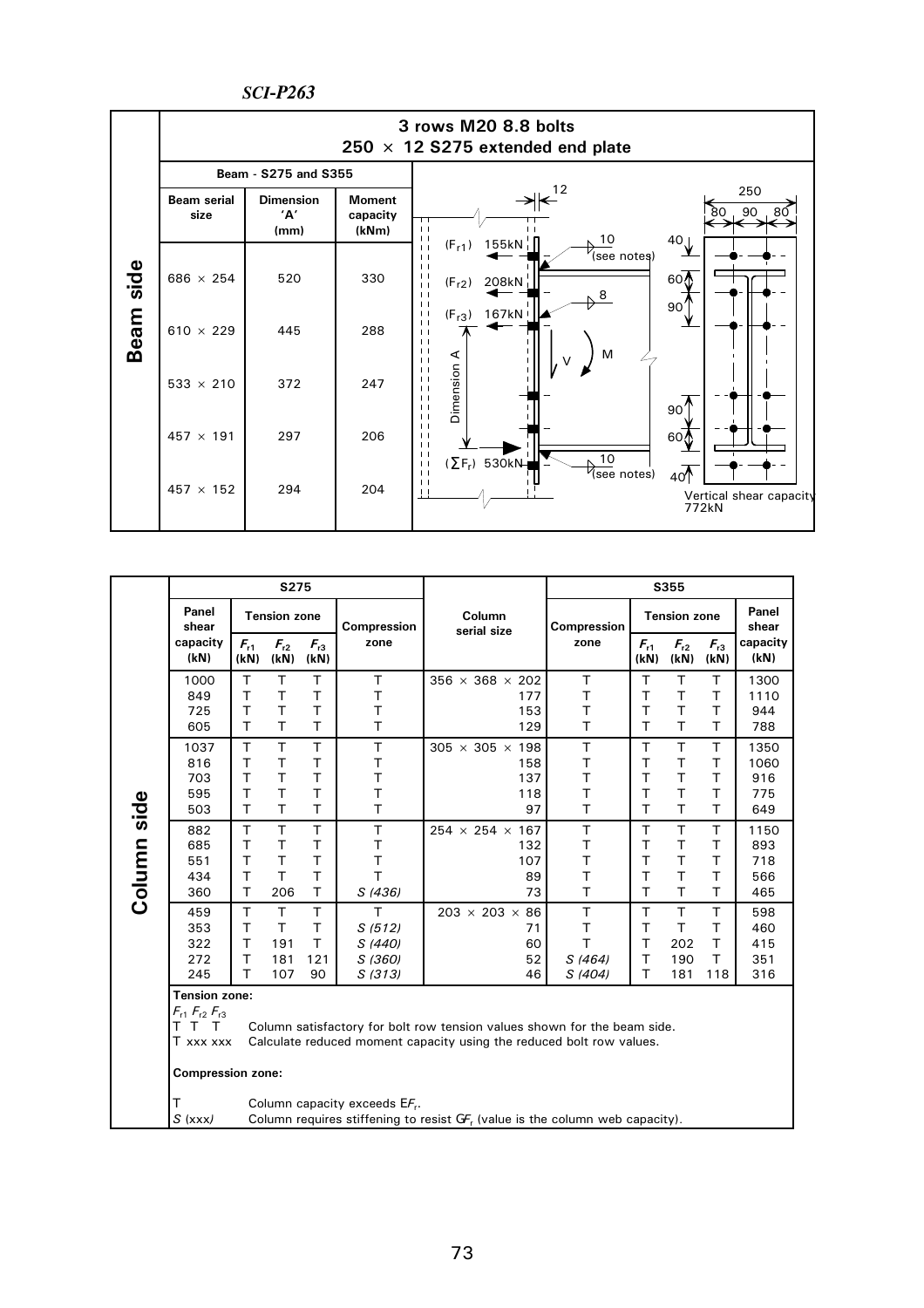## Beam side

**3 rows M20 8.8 bolts**
**250 × 12 S275 extended end plate**

| Beam serial size | Dimension 'A' (mm) | Moment capacity (kNm) |
|---|---|---|
| Beam - S275 and S355 | | |
| 686 × 254 | 520 | 330 |
| 610 × 229 | 445 | 288 |
| 533 × 210 | 372 | 247 |
| 457 × 191 | 297 | 206 |
| 457 × 152 | 294 | 204 |

Diagram values: ($F_{r1}$) 155kN; ($F_{r2}$) 208kN; ($F_{r3}$) 167kN; ($\sum F_r$) 530kN; Dimension A; M; V; 12; 10 (see notes); 8; 10 (see notes); 250; 80, 90, 80; 40, 60, 90; 90, 60, 40.

Vertical shear capacity 772kN

## Column side

| S275 Panel shear capacity (kN) | S275 Tension zone $F_{r1}$ (kN) | S275 Tension zone $F_{r2}$ (kN) | S275 Tension zone $F_{r3}$ (kN) | S275 Compression zone | Column serial size | S355 Compression zone | S355 Tension zone $F_{r1}$ (kN) | S355 Tension zone $F_{r2}$ (kN) | S355 Tension zone $F_{r3}$ (kN) | S355 Panel shear capacity (kN) |
|---|---|---|---|---|---|---|---|---|---|---|
| 1000 | T | T | T | T | 356 × 368 × 202 | T | T | T | T | 1300 |
| 849 | T | T | T | T | 177 | T | T | T | T | 1110 |
| 725 | T | T | T | T | 153 | T | T | T | T | 944 |
| 605 | T | T | T | T | 129 | T | T | T | T | 788 |
| 1037 | T | T | T | T | 305 × 305 × 198 | T | T | T | T | 1350 |
| 816 | T | T | T | T | 158 | T | T | T | T | 1060 |
| 703 | T | T | T | T | 137 | T | T | T | T | 916 |
| 595 | T | T | T | T | 118 | T | T | T | T | 775 |
| 503 | T | T | T | T | 97 | T | T | T | T | 649 |
| 882 | T | T | T | T | 254 × 254 × 167 | T | T | T | T | 1150 |
| 685 | T | T | T | T | 132 | T | T | T | T | 893 |
| 551 | T | T | T | T | 107 | T | T | T | T | 718 |
| 434 | T | T | T | T | 89 | T | T | T | T | 566 |
| 360 | T | 206 | T | *S (436)* | 73 | T | T | T | T | 465 |
| 459 | T | T | T | T | 203 × 203 × 86 | T | T | T | T | 598 |
| 353 | T | T | T | *S (512)* | 71 | T | T | T | T | 460 |
| 322 | T | 191 | T | *S (440)* | 60 | T | T | 202 | T | 415 |
| 272 | T | 181 | 121 | *S (360)* | 52 | *S (464)* | T | 190 | T | 351 |
| 245 | T | 107 | 90 | *S (313)* | 46 | *S (404)* | T | 181 | 118 | 316 |

**Tension zone:**

$F_{r1}$ $F_{r2}$ $F_{r3}$

T T T Column satisfactory for bolt row tension values shown for the beam side.

T xxx xxx Calculate reduced moment capacity using the reduced bolt row values.

**Compression zone:**

T Column capacity exceeds $\Sigma F_r$.

*S* (xxx) Column requires stiffening to resist $\Sigma F_r$ (value is the column web capacity).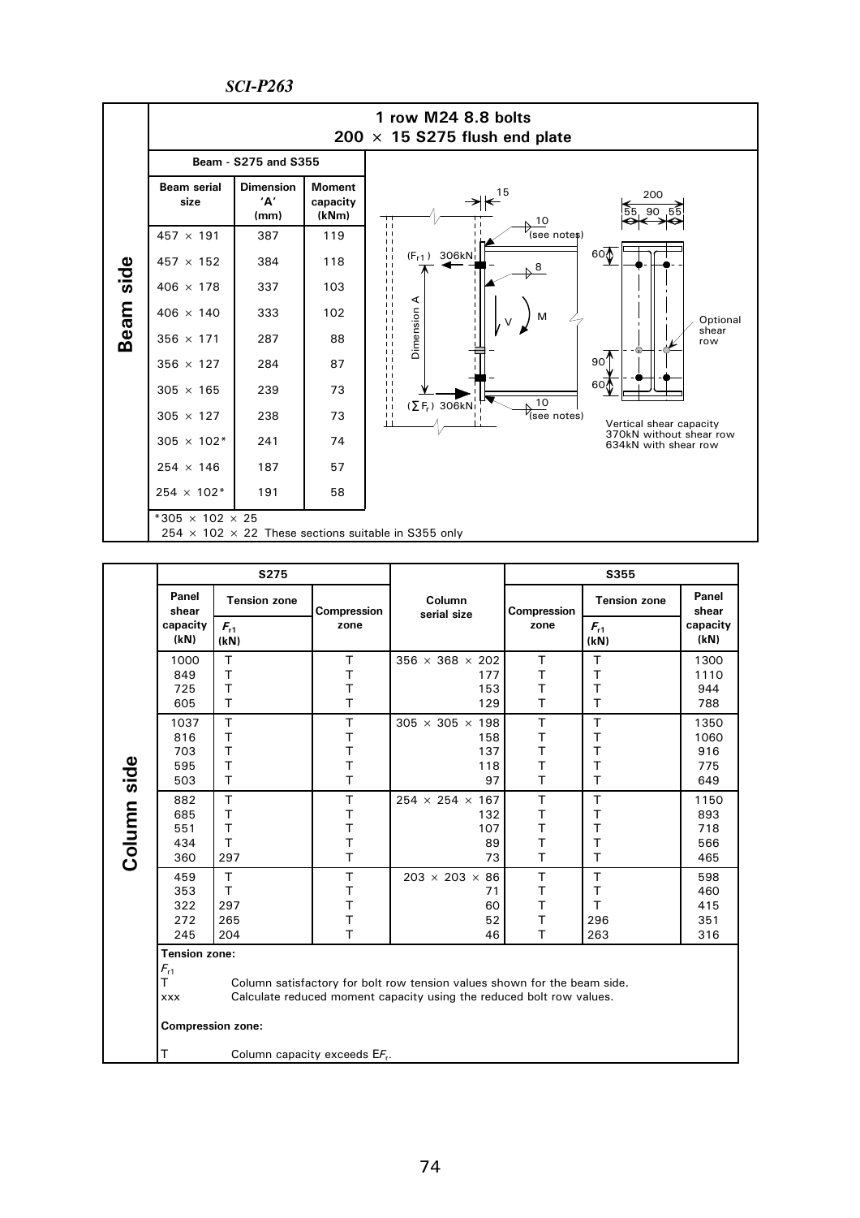## Beam side

### 1 row M24 8.8 bolts
### 200 × 15 S275 flush end plate

| Beam serial size | Dimension 'A' (mm) | Moment capacity (kNm) |
|---|---|---|
| 457 × 191 | 387 | 119 |
| 457 × 152 | 384 | 118 |
| 406 × 178 | 337 | 103 |
| 406 × 140 | 333 | 102 |
| 356 × 171 | 287 | 88 |
| 356 × 127 | 284 | 87 |
| 305 × 165 | 239 | 73 |
| 305 × 127 | 238 | 73 |
| 305 × 102* | 241 | 74 |
| 254 × 146 | 187 | 57 |
| 254 × 102* | 191 | 58 |

Beam - S275 and S355

*305 × 102 × 25
254 × 102 × 22 These sections suitable in S355 only

15, 200, 55, 90, 55, 10 (see notes), 8, 10 (see notes), 60, 90, 60

($F_{r1}$) 306kN

($\sum F_r$) 306kN

Dimension A

V, M

Optional shear row

Vertical shear capacity
370kN without shear row
634kN with shear row

## Column side

| S275 Panel shear capacity (kN) | S275 Tension zone $F_{r1}$ (kN) | S275 Compression zone | Column serial size | S355 Compression zone | S355 Tension zone $F_{r1}$ (kN) | S355 Panel shear capacity (kN) |
|---|---|---|---|---|---|---|
| 1000 | T | T | 356 × 368 × 202 | T | T | 1300 |
| 849 | T | T | 177 | T | T | 1110 |
| 725 | T | T | 153 | T | T | 944 |
| 605 | T | T | 129 | T | T | 788 |
| 1037 | T | T | 305 × 305 × 198 | T | T | 1350 |
| 816 | T | T | 158 | T | T | 1060 |
| 703 | T | T | 137 | T | T | 916 |
| 595 | T | T | 118 | T | T | 775 |
| 503 | T | T | 97 | T | T | 649 |
| 882 | T | T | 254 × 254 × 167 | T | T | 1150 |
| 685 | T | T | 132 | T | T | 893 |
| 551 | T | T | 107 | T | T | 718 |
| 434 | T | T | 89 | T | T | 566 |
| 360 | 297 | T | 73 | T | T | 465 |
| 459 | T | T | 203 × 203 × 86 | T | T | 598 |
| 353 | T | T | 71 | T | T | 460 |
| 322 | 297 | T | 60 | T | T | 415 |
| 272 | 265 | T | 52 | T | 296 | 351 |
| 245 | 204 | T | 46 | T | 263 | 316 |

**Tension zone:**

$F_{r1}$

T Column satisfactory for bolt row tension values shown for the beam side.

xxx Calculate reduced moment capacity using the reduced bolt row values.

**Compression zone:**

T Column capacity exceeds $\Sigma F_r$.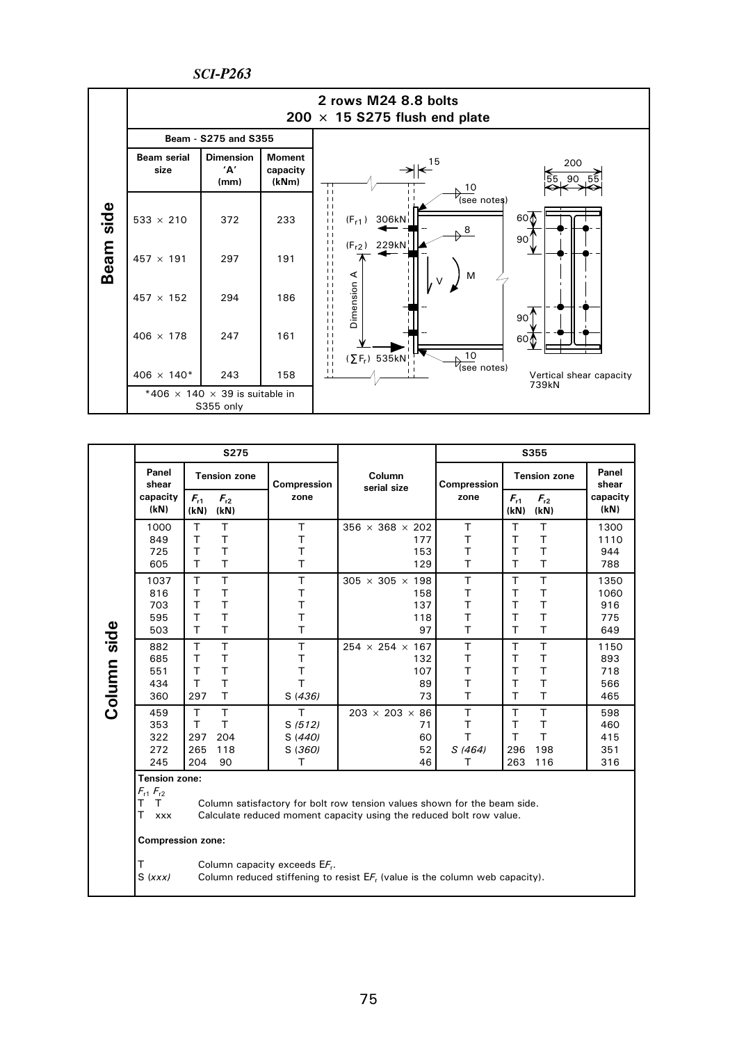## 2 rows M24 8.8 bolts
## 200 × 15 S275 flush end plate

**Beam side**

| Beam serial size | Dimension 'A' (mm) | Moment capacity (kNm) |
|---|---|---|
| 533 × 210 | 372 | 233 |
| 457 × 191 | 297 | 191 |
| 457 × 152 | 294 | 186 |
| 406 × 178 | 247 | 161 |
| 406 × 140* | 243 | 158 |

Beam - S275 and S355

*406 × 140 × 39 is suitable in S355 only

Diagram labels: 15; 10 (see notes); 8; 10 (see notes); ($F_{r1}$) 306kN; ($F_{r2}$) 229kN; ($\sum F_r$) 535kN; Dimension A; V; M; 200; 55 90 55; 60; 90; 90; 60

Vertical shear capacity 739kN

**Column side**

| S275 Panel shear capacity (kN) | S275 Tension zone $F_{r1}$ (kN) | S275 Tension zone $F_{r2}$ (kN) | S275 Compression zone | Column serial size | S355 Compression zone | S355 Tension zone $F_{r1}$ (kN) | S355 Tension zone $F_{r2}$ (kN) | S355 Panel shear capacity (kN) |
|---|---|---|---|---|---|---|---|---|
| 1000 | T | T | T | 356 × 368 × 202 | T | T | T | 1300 |
| 849 | T | T | T | 177 | T | T | T | 1110 |
| 725 | T | T | T | 153 | T | T | T | 944 |
| 605 | T | T | T | 129 | T | T | T | 788 |
| 1037 | T | T | T | 305 × 305 × 198 | T | T | T | 1350 |
| 816 | T | T | T | 158 | T | T | T | 1060 |
| 703 | T | T | T | 137 | T | T | T | 916 |
| 595 | T | T | T | 118 | T | T | T | 775 |
| 503 | T | T | T | 97 | T | T | T | 649 |
| 882 | T | T | T | 254 × 254 × 167 | T | T | T | 1150 |
| 685 | T | T | T | 132 | T | T | T | 893 |
| 551 | T | T | T | 107 | T | T | T | 718 |
| 434 | T | T | T | 89 | T | T | T | 566 |
| 360 | 297 | T | S *(436)* | 73 | T | T | T | 465 |
| 459 | T | T | T | 203 × 203 × 86 | T | T | T | 598 |
| 353 | T | T | S *(512)* | 71 | T | T | T | 460 |
| 322 | 297 | 204 | S *(440)* | 60 | T | T | T | 415 |
| 272 | 265 | 118 | S *(360)* | 52 | S *(464)* | 296 | 198 | 351 |
| 245 | 204 | 90 | T | 46 | T | 263 | 116 | 316 |

**Tension zone:**

$F_{r1}$ $F_{r2}$

T T — Column satisfactory for bolt row tension values shown for the beam side.

T xxx — Calculate reduced moment capacity using the reduced bolt row value.

**Compression zone:**

T — Column capacity exceeds $\mathrm{E}F_r$.

S *(xxx)* — Column reduced stiffening to resist $\mathrm{E}F_r$ (value is the column web capacity).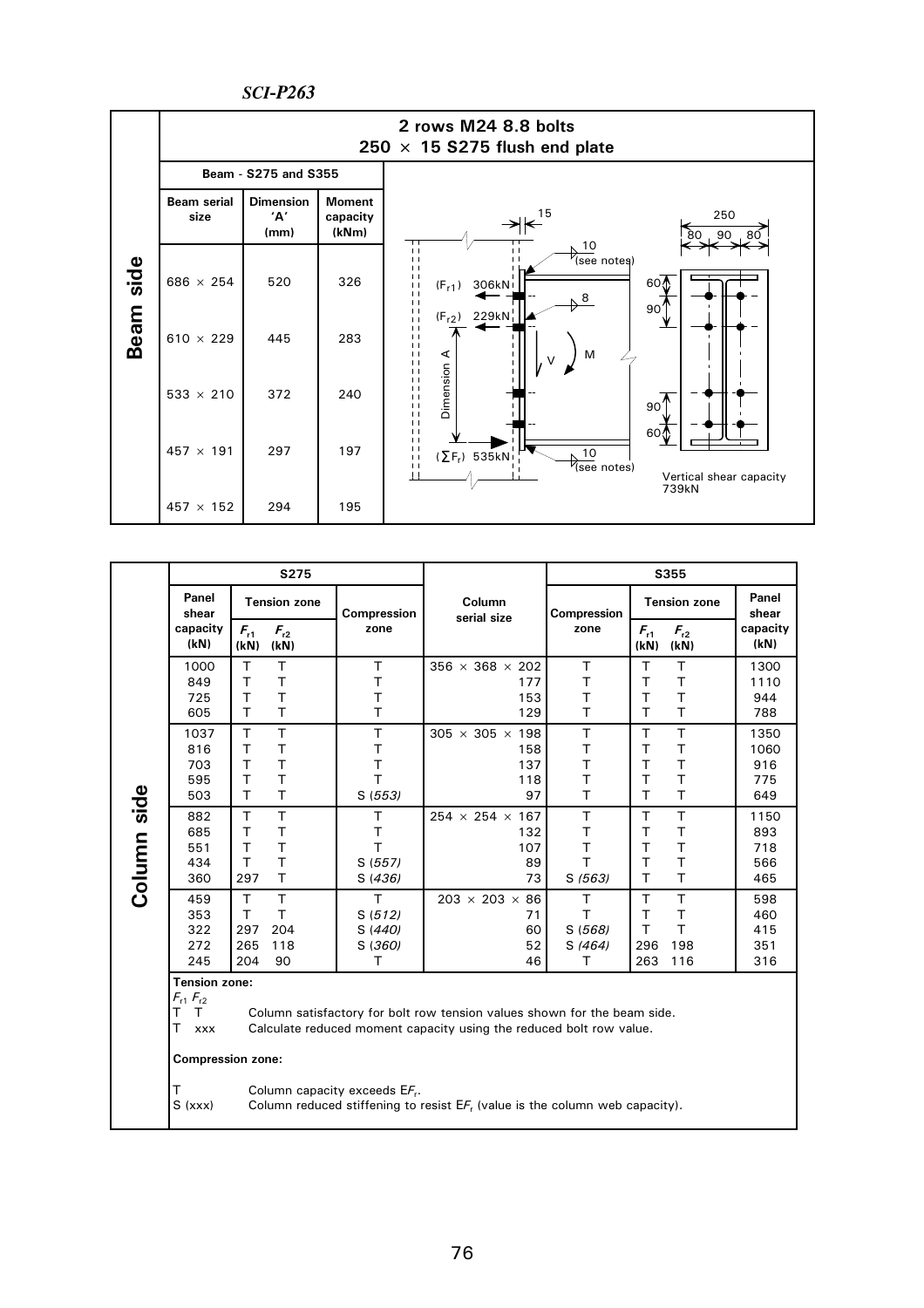## 2 rows M24 8.8 bolts
## 250 × 15 S275 flush end plate

**Beam side**

| Beam serial size | Dimension 'A' (mm) | Moment capacity (kNm) |
|---|---|---|
| 686 × 254 | 520 | 326 |
| 610 × 229 | 445 | 283 |
| 533 × 210 | 372 | 240 |
| 457 × 191 | 297 | 197 |
| 457 × 152 | 294 | 195 |

Beam - S275 and S355

15; 250; 80 90 80; 10 (see notes); 8; 60; 90; 90; 60; 10 (see notes)

$(F_{r1})$ 306kN

$(F_{r2})$ 229kN

$(\sum F_r)$ 535kN

Dimension A; V; M

Vertical shear capacity 739kN

**Column side**

| S275 Panel shear capacity (kN) | S275 Tension zone $F_{r1}$ (kN) | S275 Tension zone $F_{r2}$ (kN) | S275 Compression zone | Column serial size | S355 Compression zone | S355 Tension zone $F_{r1}$ (kN) | S355 Tension zone $F_{r2}$ (kN) | S355 Panel shear capacity (kN) |
|---|---|---|---|---|---|---|---|---|
| 1000 | T | T | T | 356 × 368 × 202 | T | T | T | 1300 |
| 849 | T | T | T | 177 | T | T | T | 1110 |
| 725 | T | T | T | 153 | T | T | T | 944 |
| 605 | T | T | T | 129 | T | T | T | 788 |
| 1037 | T | T | T | 305 × 305 × 198 | T | T | T | 1350 |
| 816 | T | T | T | 158 | T | T | T | 1060 |
| 703 | T | T | T | 137 | T | T | T | 916 |
| 595 | T | T | T | 118 | T | T | T | 775 |
| 503 | T | T | S *(553)* | 97 | T | T | T | 649 |
| 882 | T | T | T | 254 × 254 × 167 | T | T | T | 1150 |
| 685 | T | T | T | 132 | T | T | T | 893 |
| 551 | T | T | T | 107 | T | T | T | 718 |
| 434 | T | T | S *(557)* | 89 | T | T | T | 566 |
| 360 | 297 | T | S *(436)* | 73 | S *(563)* | T | T | 465 |
| 459 | T | T | T | 203 × 203 × 86 | T | T | T | 598 |
| 353 | T | T | S *(512)* | 71 | T | T | T | 460 |
| 322 | 297 | 204 | S *(440)* | 60 | S *(568)* | T | T | 415 |
| 272 | 265 | 118 | S *(360)* | 52 | S *(464)* | 296 | 198 | 351 |
| 245 | 204 | 90 | T | 46 | T | 263 | 116 | 316 |

**Tension zone:**

$F_{r1}$ $F_{r2}$

T T — Column satisfactory for bolt row tension values shown for the beam side.

T xxx — Calculate reduced moment capacity using the reduced bolt row value.

**Compression zone:**

T — Column capacity exceeds $\Sigma F_r$.

S (xxx) — Column reduced stiffening to resist $\Sigma F_r$ (value is the column web capacity).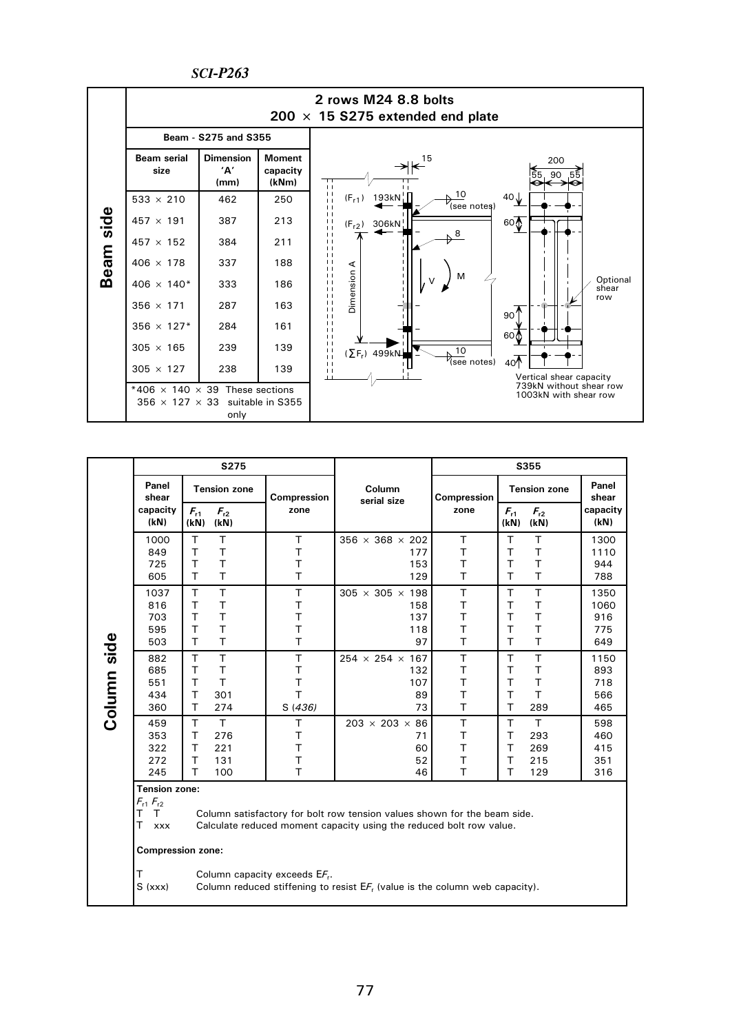## 2 rows M24 8.8 bolts
## 200 × 15 S275 extended end plate

**Beam side**

| Beam serial size | Dimension 'A' (mm) | Moment capacity (kNm) |
|---|---|---|
| 533 × 210 | 462 | 250 |
| 457 × 191 | 387 | 213 |
| 457 × 152 | 384 | 211 |
| 406 × 178 | 337 | 188 |
| 406 × 140* | 333 | 186 |
| 356 × 171 | 287 | 163 |
| 356 × 127* | 284 | 161 |
| 305 × 165 | 239 | 139 |
| 305 × 127 | 238 | 139 |

Beam - S275 and S355

*406 × 140 × 39 These sections
356 × 127 × 33 suitable in S355 only

($F_{r1}$) 193kN

($F_{r2}$) 306kN

($\Sigma F_r$) 499kN

Dimension A

15; 10 (see notes); 8; 10 (see notes); V; M

200; 55, 90, 55; 40; 60; 90; 60; 40

Optional shear row

Vertical shear capacity
739kN without shear row
1003kN with shear row

**Column side**

| S275 Panel shear capacity (kN) | S275 Tension zone $F_{r1}$ (kN) | S275 Tension zone $F_{r2}$ (kN) | S275 Compression zone | Column serial size | S355 Compression zone | S355 Tension zone $F_{r1}$ (kN) | S355 Tension zone $F_{r2}$ (kN) | S355 Panel shear capacity (kN) |
|---|---|---|---|---|---|---|---|---|
| 1000 | T | T | T | 356 × 368 × 202 | T | T | T | 1300 |
| 849 | T | T | T | 177 | T | T | T | 1110 |
| 725 | T | T | T | 153 | T | T | T | 944 |
| 605 | T | T | T | 129 | T | T | T | 788 |
| 1037 | T | T | T | 305 × 305 × 198 | T | T | T | 1350 |
| 816 | T | T | T | 158 | T | T | T | 1060 |
| 703 | T | T | T | 137 | T | T | T | 916 |
| 595 | T | T | T | 118 | T | T | T | 775 |
| 503 | T | T | T | 97 | T | T | T | 649 |
| 882 | T | T | T | 254 × 254 × 167 | T | T | T | 1150 |
| 685 | T | T | T | 132 | T | T | T | 893 |
| 551 | T | T | T | 107 | T | T | T | 718 |
| 434 | T | 301 | T | 89 | T | T | T | 566 |
| 360 | T | 274 | S (*436*) | 73 | T | T | 289 | 465 |
| 459 | T | T | T | 203 × 203 × 86 | T | T | T | 598 |
| 353 | T | 276 | T | 71 | T | T | 293 | 460 |
| 322 | T | 221 | T | 60 | T | T | 269 | 415 |
| 272 | T | 131 | T | 52 | T | T | 215 | 351 |
| 245 | T | 100 | T | 46 | T | T | 129 | 316 |

**Tension zone:**

$F_{r1}$ $F_{r2}$

T T — Column satisfactory for bolt row tension values shown for the beam side.

T xxx — Calculate reduced moment capacity using the reduced bolt row value.

**Compression zone:**

T — Column capacity exceeds $\Sigma F_r$.

S (xxx) — Column reduced stiffening to resist $\Sigma F_r$ (value is the column web capacity).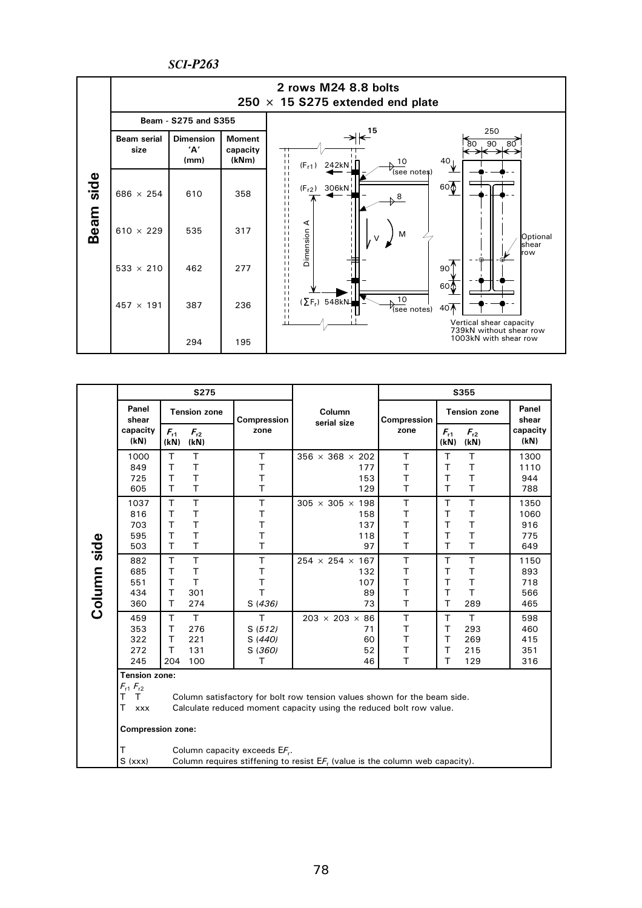## 2 rows M24 8.8 bolts
## 250 × 15 S275 extended end plate

**Beam side**

| Beam serial size | Dimension 'A' (mm) | Moment capacity (kNm) |
|---|---|---|
| 686 × 254 | 610 | 358 |
| 610 × 229 | 535 | 317 |
| 533 × 210 | 462 | 277 |
| 457 × 191 | 387 | 236 |
| | 294 | 195 |

Beam - S275 and S355

($F_{r1}$) 242kN

($F_{r2}$) 306kN

($\sum F_r$) 548kN

15; 10 (see notes); 8; 10 (see notes); Dimension A; V; M

250; 80 90 80; 40; 60; 90; 60; 40

Optional shear row

Vertical shear capacity
739kN without shear row
1003kN with shear row

**Column side**

| S275 Panel shear capacity (kN) | S275 Tension zone $F_{r1}$ (kN) | S275 Tension zone $F_{r2}$ (kN) | S275 Compression zone | Column serial size | S355 Compression zone | S355 Tension zone $F_{r1}$ (kN) | S355 Tension zone $F_{r2}$ (kN) | S355 Panel shear capacity (kN) |
|---|---|---|---|---|---|---|---|---|
| 1000 | T | T | T | 356 × 368 × 202 | T | T | T | 1300 |
| 849 | T | T | T | 177 | T | T | T | 1110 |
| 725 | T | T | T | 153 | T | T | T | 944 |
| 605 | T | T | T | 129 | T | T | T | 788 |
| 1037 | T | T | T | 305 × 305 × 198 | T | T | T | 1350 |
| 816 | T | T | T | 158 | T | T | T | 1060 |
| 703 | T | T | T | 137 | T | T | T | 916 |
| 595 | T | T | T | 118 | T | T | T | 775 |
| 503 | T | T | T | 97 | T | T | T | 649 |
| 882 | T | T | T | 254 × 254 × 167 | T | T | T | 1150 |
| 685 | T | T | T | 132 | T | T | T | 893 |
| 551 | T | T | T | 107 | T | T | T | 718 |
| 434 | T | 301 | T | 89 | T | T | T | 566 |
| 360 | T | 274 | S *(436)* | 73 | T | T | 289 | 465 |
| 459 | T | T | T | 203 × 203 × 86 | T | T | T | 598 |
| 353 | T | 276 | S *(512)* | 71 | T | T | 293 | 460 |
| 322 | T | 221 | S *(440)* | 60 | T | T | 269 | 415 |
| 272 | T | 131 | S *(360)* | 52 | T | T | 215 | 351 |
| 245 | 204 | 100 | T | 46 | T | T | 129 | 316 |

**Tension zone:**

$F_{r1}$ $F_{r2}$

T T — Column satisfactory for bolt row tension values shown for the beam side.

T xxx — Calculate reduced moment capacity using the reduced bolt row value.

**Compression zone:**

T — Column capacity exceeds $EF_r$.

S (xxx) — Column requires stiffening to resist $EF_r$ (value is the column web capacity).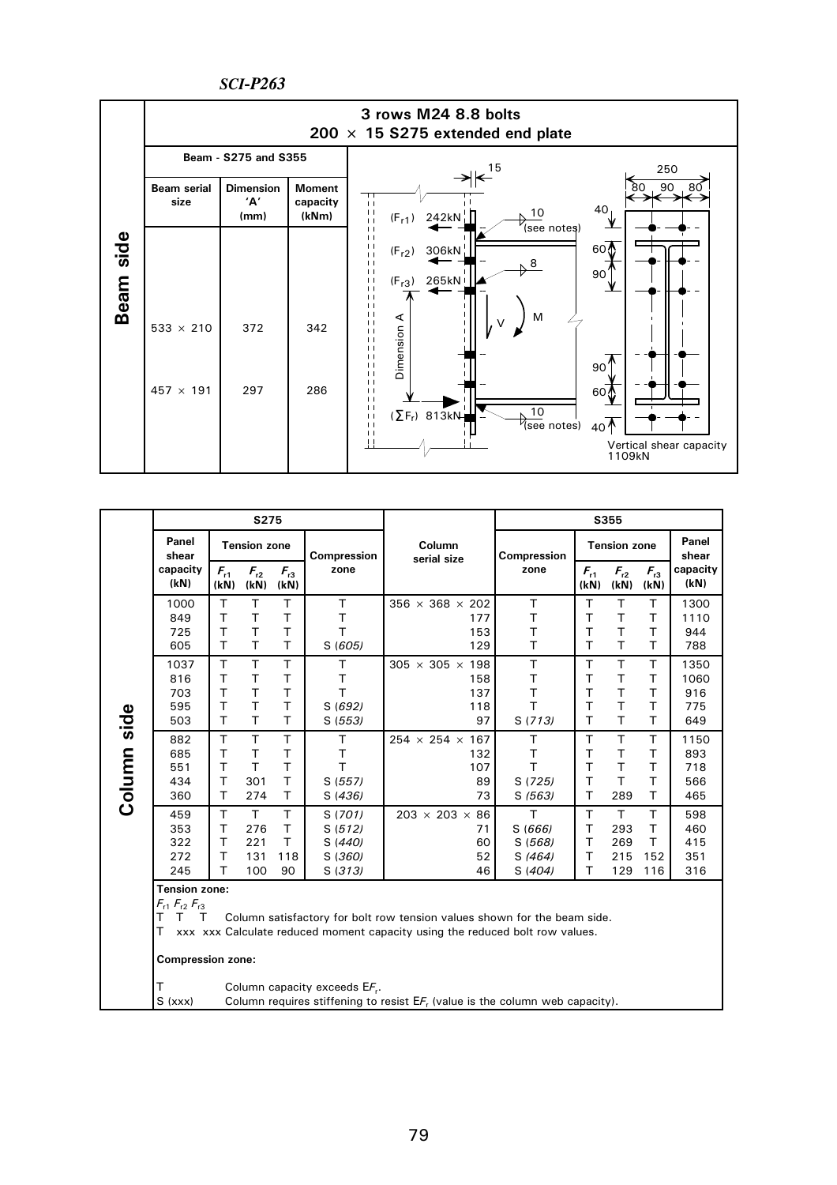## Beam side

**3 rows M24 8.8 bolts**
**200 × 15 S275 extended end plate**

| Beam serial size | Dimension 'A' (mm) | Moment capacity (kNm) |
|---|---|---|
| 533 × 210 | 372 | 342 |
| 457 × 191 | 297 | 286 |

Beam - S275 and S355

($F_{r1}$) 242kN
($F_{r2}$) 306kN
($F_{r3}$) 265kN
($\Sigma F_r$) 813kN

Dimension A; V; M; 15; 10 (see notes); 8; 10 (see notes)

250: 80, 90, 80; 40, 60, 90, 90, 60, 40

Vertical shear capacity 1109kN

## Column side

| S275 Panel shear capacity (kN) | S275 Tension zone $F_{r1}$ (kN) | S275 Tension zone $F_{r2}$ (kN) | S275 Tension zone $F_{r3}$ (kN) | S275 Compression zone | Column serial size | S355 Compression zone | S355 Tension zone $F_{r1}$ (kN) | S355 Tension zone $F_{r2}$ (kN) | S355 Tension zone $F_{r3}$ (kN) | S355 Panel shear capacity (kN) |
|---|---|---|---|---|---|---|---|---|---|---|
| 1000 | T | T | T | T | 356 × 368 × 202 | T | T | T | T | 1300 |
| 849 | T | T | T | T | 177 | T | T | T | T | 1110 |
| 725 | T | T | T | T | 153 | T | T | T | T | 944 |
| 605 | T | T | T | S (*605*) | 129 | T | T | T | T | 788 |
| 1037 | T | T | T | T | 305 × 305 × 198 | T | T | T | T | 1350 |
| 816 | T | T | T | T | 158 | T | T | T | T | 1060 |
| 703 | T | T | T | T | 137 | T | T | T | T | 916 |
| 595 | T | T | T | S (*692*) | 118 | T | T | T | T | 775 |
| 503 | T | T | T | S (*553*) | 97 | S (*713*) | T | T | T | 649 |
| 882 | T | T | T | T | 254 × 254 × 167 | T | T | T | T | 1150 |
| 685 | T | T | T | T | 132 | T | T | T | T | 893 |
| 551 | T | T | T | T | 107 | T | T | T | T | 718 |
| 434 | T | 301 | T | S (*557*) | 89 | S (*725*) | T | T | T | 566 |
| 360 | T | 274 | T | S (*436*) | 73 | S (*563*) | T | 289 | T | 465 |
| 459 | T | T | T | S (*701*) | 203 × 203 × 86 | T | T | T | T | 598 |
| 353 | T | 276 | T | S (*512*) | 71 | S (*666*) | T | 293 | T | 460 |
| 322 | T | 221 | T | S (*440*) | 60 | S (*568*) | T | 269 | T | 415 |
| 272 | T | 131 | 118 | S (*360*) | 52 | S (*464*) | T | 215 | 152 | 351 |
| 245 | T | 100 | 90 | S (*313*) | 46 | S (*404*) | T | 129 | 116 | 316 |

**Tension zone:**

$F_{r1}$ $F_{r2}$ $F_{r3}$

T T T  Column satisfactory for bolt row tension values shown for the beam side.

T xxx xxx  Calculate reduced moment capacity using the reduced bolt row values.

**Compression zone:**

T  Column capacity exceeds $\Sigma F_r$.

S (xxx)  Column requires stiffening to resist $\Sigma F_r$ (value is the column web capacity).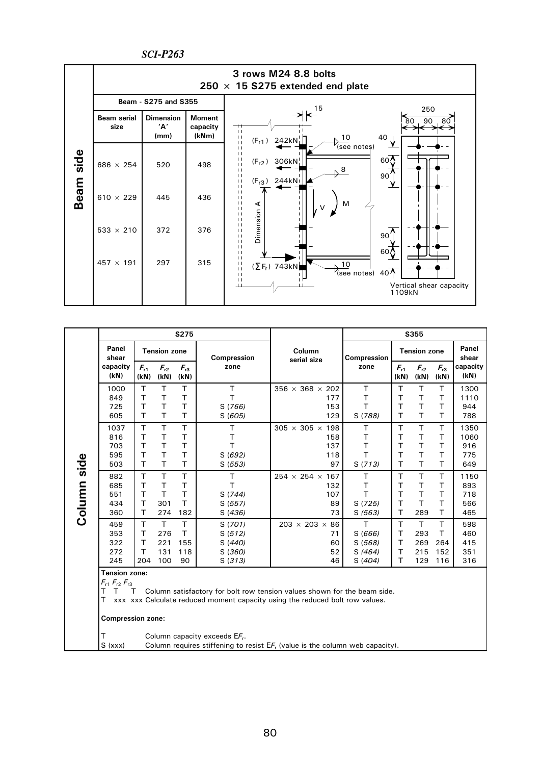## 3 rows M24 8.8 bolts
## 250 × 15 S275 extended end plate

**Beam side**

| Beam serial size | Dimension 'A' (mm) | Moment capacity (kNm) |
|---|---|---|
| 686 × 254 | 520 | 498 |
| 610 × 229 | 445 | 436 |
| 533 × 210 | 372 | 376 |
| 457 × 191 | 297 | 315 |

Beam - S275 and S355

($F_{r1}$) 242kN

($F_{r2}$) 306kN

($F_{r3}$) 244kN

($\sum F_r$) 743kN

15; 10 (see notes); 8; 10 (see notes); 250; 80 90 80; 40; 60; 90; 90; 60; 40; Dimension A; V; M

Vertical shear capacity 1109kN

**Column side**

| S275 Panel shear capacity (kN) | S275 Tension zone $F_{r1}$ (kN) | S275 Tension zone $F_{r2}$ (kN) | S275 Tension zone $F_{r3}$ (kN) | S275 Compression zone | Column serial size | S355 Compression zone | S355 Tension zone $F_{r1}$ (kN) | S355 Tension zone $F_{r2}$ (kN) | S355 Tension zone $F_{r3}$ (kN) | S355 Panel shear capacity (kN) |
|---|---|---|---|---|---|---|---|---|---|---|
| 1000 | T | T | T | T | 356 × 368 × 202 | T | T | T | T | 1300 |
| 849 | T | T | T | T | 177 | T | T | T | T | 1110 |
| 725 | T | T | T | S (*766*) | 153 | T | T | T | T | 944 |
| 605 | T | T | T | S (*605*) | 129 | S (*788*) | T | T | T | 788 |
| 1037 | T | T | T | T | 305 × 305 × 198 | T | T | T | T | 1350 |
| 816 | T | T | T | T | 158 | T | T | T | T | 1060 |
| 703 | T | T | T | T | 137 | T | T | T | T | 916 |
| 595 | T | T | T | S (*692*) | 118 | T | T | T | T | 775 |
| 503 | T | T | T | S (*553*) | 97 | S (*713*) | T | T | T | 649 |
| 882 | T | T | T | T | 254 × 254 × 167 | T | T | T | T | 1150 |
| 685 | T | T | T | T | 132 | T | T | T | T | 893 |
| 551 | T | T | T | S (*744*) | 107 | T | T | T | T | 718 |
| 434 | T | 301 | T | S (*557*) | 89 | S (*725*) | T | T | T | 566 |
| 360 | T | 274 | 182 | S (*436*) | 73 | S (*563*) | T | 289 | T | 465 |
| 459 | T | T | T | S (*701*) | 203 × 203 × 86 | T | T | T | T | 598 |
| 353 | T | 276 | T | S (*512*) | 71 | S (*666*) | T | 293 | T | 460 |
| 322 | T | 221 | 155 | S (*440*) | 60 | S (*568*) | T | 269 | 264 | 415 |
| 272 | T | 131 | 118 | S (*360*) | 52 | S (*464*) | T | 215 | 152 | 351 |
| 245 | 204 | 100 | 90 | S (*313*) | 46 | S (*404*) | T | 129 | 116 | 316 |

**Tension zone:**

$F_{r1}$ $F_{r2}$ $F_{r3}$

T T T Column satisfactory for bolt row tension values shown for the beam side.

T xxx xxx Calculate reduced moment capacity using the reduced bolt row values.

**Compression zone:**

T Column capacity exceeds $\Sigma F_r$.

S (xxx) Column requires stiffening to resist $\Sigma F_r$ (value is the column web capacity).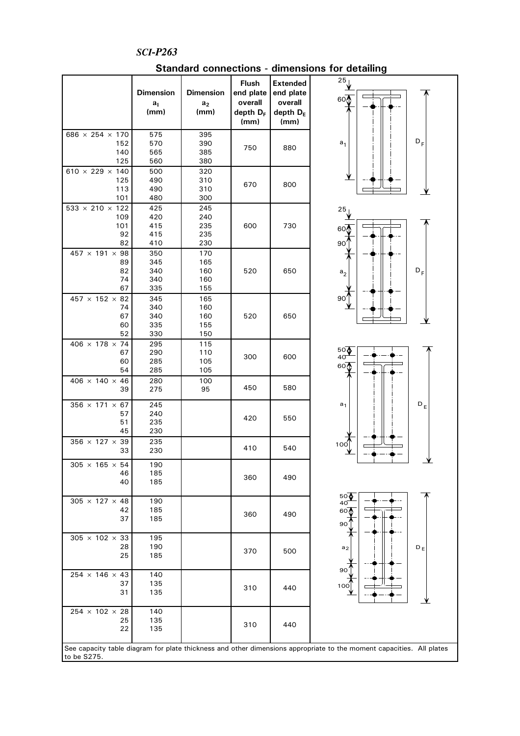## Standard connections - dimensions for detailing

| | Dimension $a_1$ (mm) | Dimension $a_2$ (mm) | Flush end plate overall depth $D_F$ (mm) | Extended end plate overall depth $D_E$ (mm) |
|---|---|---|---|---|
| 686 × 254 × 170 | 575 | 395 | 750 | 880 |
| 152 | 570 | 390 | | |
| 140 | 565 | 385 | | |
| 125 | 560 | 380 | | |
| 610 × 229 × 140 | 500 | 320 | 670 | 800 |
| 125 | 490 | 310 | | |
| 113 | 490 | 310 | | |
| 101 | 480 | 300 | | |
| 533 × 210 × 122 | 425 | 245 | 600 | 730 |
| 109 | 420 | 240 | | |
| 101 | 415 | 235 | | |
| 92 | 415 | 235 | | |
| 82 | 410 | 230 | | |
| 457 × 191 × 98 | 350 | 170 | 520 | 650 |
| 89 | 345 | 165 | | |
| 82 | 340 | 160 | | |
| 74 | 340 | 160 | | |
| 67 | 335 | 155 | | |
| 457 × 152 × 82 | 345 | 165 | 520 | 650 |
| 74 | 340 | 160 | | |
| 67 | 340 | 160 | | |
| 60 | 335 | 155 | | |
| 52 | 330 | 150 | | |
| 406 × 178 × 74 | 295 | 115 | 300 | 600 |
| 67 | 290 | 110 | | |
| 60 | 285 | 105 | | |
| 54 | 285 | 105 | | |
| 406 × 140 × 46 | 280 | 100 | 450 | 580 |
| 39 | 275 | 95 | | |
| 356 × 171 × 67 | 245 | | 420 | 550 |
| 57 | 240 | | | |
| 51 | 235 | | | |
| 45 | 230 | | | |
| 356 × 127 × 39 | 235 | | 410 | 540 |
| 33 | 230 | | | |
| 305 × 165 × 54 | 190 | | 360 | 490 |
| 46 | 185 | | | |
| 40 | 185 | | | |
| 305 × 127 × 48 | 190 | | 360 | 490 |
| 42 | 185 | | | |
| 37 | 185 | | | |
| 305 × 102 × 33 | 195 | | 370 | 500 |
| 28 | 190 | | | |
| 25 | 185 | | | |
| 254 × 146 × 43 | 140 | | 310 | 440 |
| 37 | 135 | | | |
| 31 | 135 | | | |
| 254 × 102 × 28 | 140 | | 310 | 440 |
| 25 | 135 | | | |
| 22 | 135 | | | |

See capacity table diagram for plate thickness and other dimensions appropriate to the moment capacities. All plates to be S275.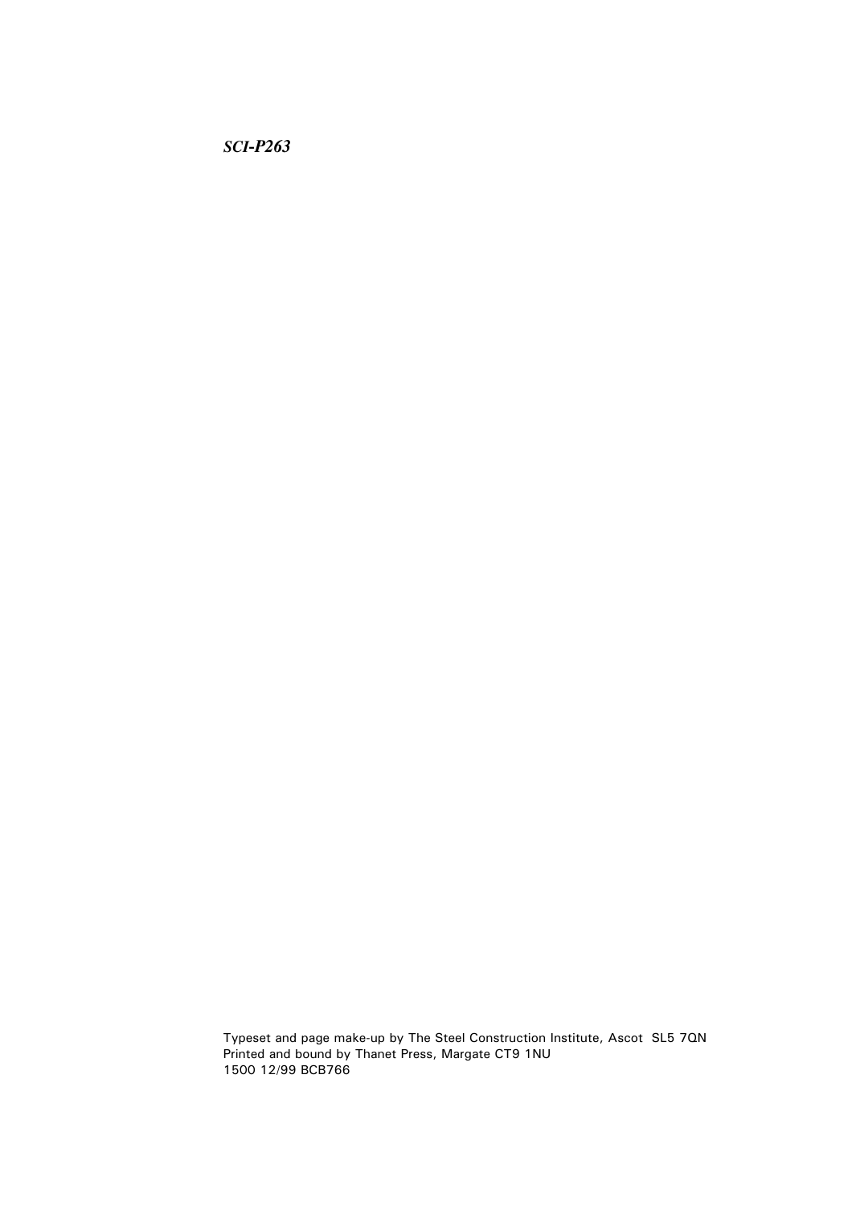*SCI-P263*

Typeset and page make-up by The Steel Construction Institute, Ascot SL5 7QN
Printed and bound by Thanet Press, Margate CT9 1NU
1500 12/99 BCB766